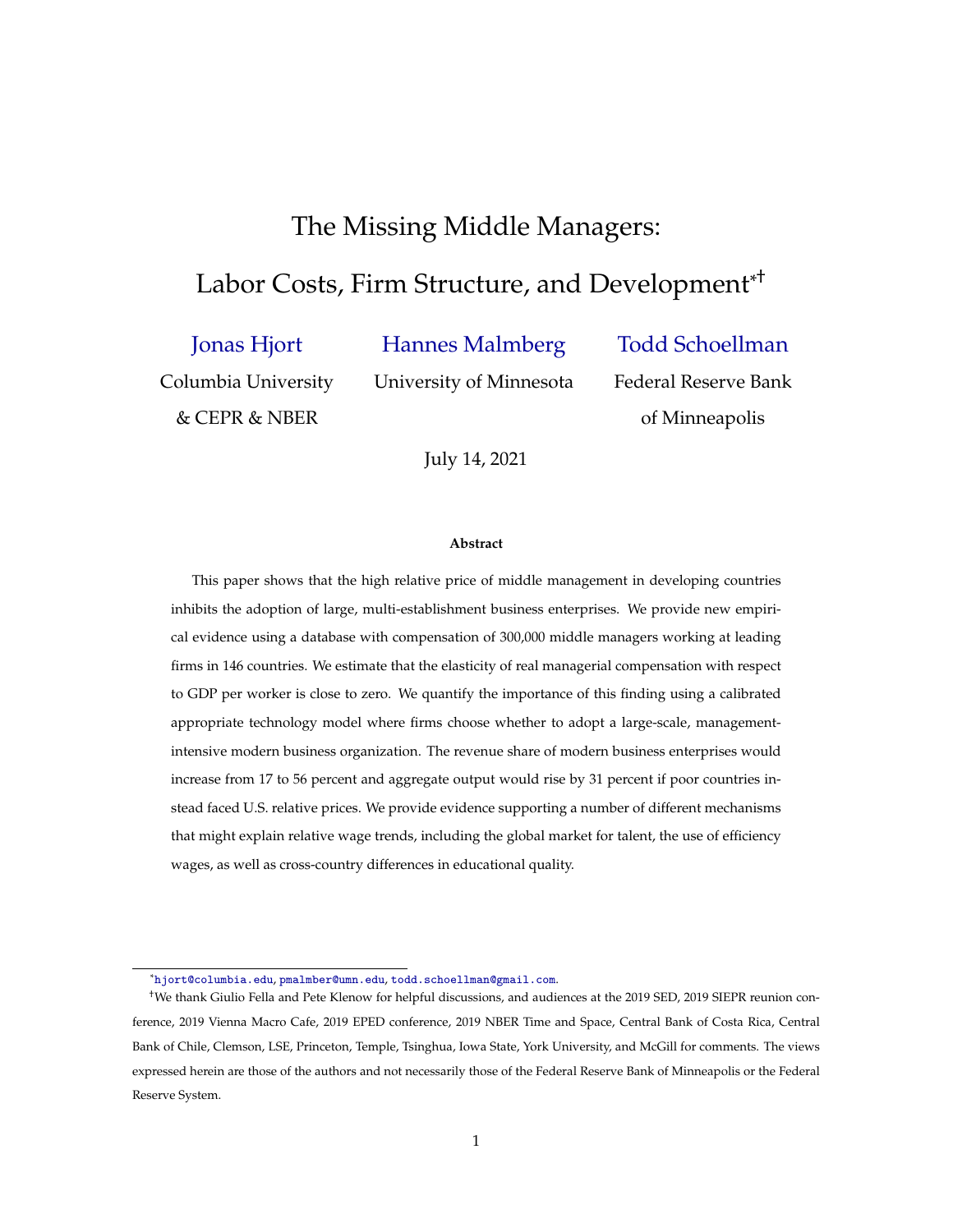# The Missing Middle Managers: Labor Costs, Firm Structure, and Development[*†]

Jonas Hjort — Columbia University & CEPR & NBER

Hannes Malmberg — University of Minnesota

Todd Schoellman — Federal Reserve Bank of Minneapolis

July 14, 2021

**Abstract**

This paper shows that the high relative price of middle management in developing countries inhibits the adoption of large, multi-establishment business enterprises. We provide new empirical evidence using a database with compensation of 300,000 middle managers working at leading firms in 146 countries. We estimate that the elasticity of real managerial compensation with respect to GDP per worker is close to zero. We quantify the importance of this finding using a calibrated appropriate technology model where firms choose whether to adopt a large-scale, management-intensive modern business organization. The revenue share of modern business enterprises would increase from 17 to 56 percent and aggregate output would rise by 31 percent if poor countries instead faced U.S. relative prices. We provide evidence supporting a number of different mechanisms that might explain relative wage trends, including the global market for talent, the use of efficiency wages, as well as cross-country differences in educational quality.

---

[*] hjort@columbia.edu, pmalmber@umn.edu, todd.schoellman@gmail.com.

[†] We thank Giulio Fella and Pete Klenow for helpful discussions, and audiences at the 2019 SED, 2019 SIEPR reunion conference, 2019 Vienna Macro Cafe, 2019 EPED conference, 2019 NBER Time and Space, Central Bank of Costa Rica, Central Bank of Chile, Clemson, LSE, Princeton, Temple, Tsinghua, Iowa State, York University, and McGill for comments. The views expressed herein are those of the authors and not necessarily those of the Federal Reserve Bank of Minneapolis or the Federal Reserve System.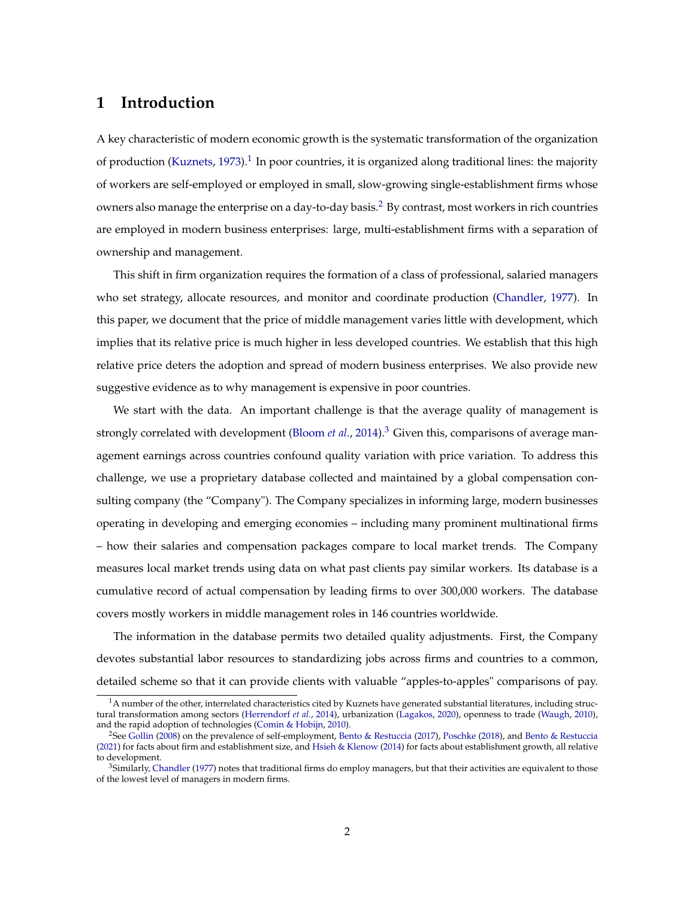# 1 Introduction

A key characteristic of modern economic growth is the systematic transformation of the organization of production (Kuznets, 1973).[1] In poor countries, it is organized along traditional lines: the majority of workers are self-employed or employed in small, slow-growing single-establishment firms whose owners also manage the enterprise on a day-to-day basis.[2] By contrast, most workers in rich countries are employed in modern business enterprises: large, multi-establishment firms with a separation of ownership and management.

This shift in firm organization requires the formation of a class of professional, salaried managers who set strategy, allocate resources, and monitor and coordinate production (Chandler, 1977). In this paper, we document that the price of middle management varies little with development, which implies that its relative price is much higher in less developed countries. We establish that this high relative price deters the adoption and spread of modern business enterprises. We also provide new suggestive evidence as to why management is expensive in poor countries.

We start with the data. An important challenge is that the average quality of management is strongly correlated with development (Bloom *et al.*, 2014).[3] Given this, comparisons of average management earnings across countries confound quality variation with price variation. To address this challenge, we use a proprietary database collected and maintained by a global compensation consulting company (the "Company"). The Company specializes in informing large, modern businesses operating in developing and emerging economies – including many prominent multinational firms – how their salaries and compensation packages compare to local market trends. The Company measures local market trends using data on what past clients pay similar workers. Its database is a cumulative record of actual compensation by leading firms to over 300,000 workers. The database covers mostly workers in middle management roles in 146 countries worldwide.

The information in the database permits two detailed quality adjustments. First, the Company devotes substantial labor resources to standardizing jobs across firms and countries to a common, detailed scheme so that it can provide clients with valuable "apples-to-apples" comparisons of pay.

[1] A number of the other, interrelated characteristics cited by Kuznets have generated substantial literatures, including structural transformation among sectors (Herrendorf *et al.*, 2014), urbanization (Lagakos, 2020), openness to trade (Waugh, 2010), and the rapid adoption of technologies (Comin & Hobijn, 2010).

[2] See Gollin (2008) on the prevalence of self-employment, Bento & Restuccia (2017), Poschke (2018), and Bento & Restuccia (2021) for facts about firm and establishment size, and Hsieh & Klenow (2014) for facts about establishment growth, all relative to development.

[3] Similarly, Chandler (1977) notes that traditional firms do employ managers, but that their activities are equivalent to those of the lowest level of managers in modern firms.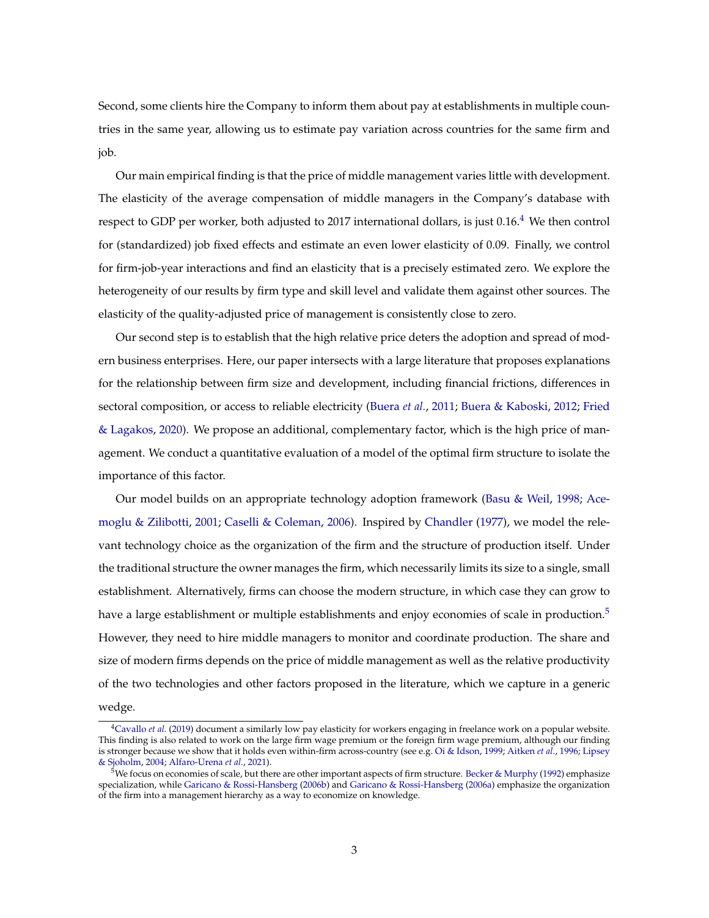Second, some clients hire the Company to inform them about pay at establishments in multiple countries in the same year, allowing us to estimate pay variation across countries for the same firm and job.

Our main empirical finding is that the price of middle management varies little with development. The elasticity of the average compensation of middle managers in the Company's database with respect to GDP per worker, both adjusted to 2017 international dollars, is just 0.16.[4] We then control for (standardized) job fixed effects and estimate an even lower elasticity of 0.09. Finally, we control for firm-job-year interactions and find an elasticity that is a precisely estimated zero. We explore the heterogeneity of our results by firm type and skill level and validate them against other sources. The elasticity of the quality-adjusted price of management is consistently close to zero.

Our second step is to establish that the high relative price deters the adoption and spread of modern business enterprises. Here, our paper intersects with a large literature that proposes explanations for the relationship between firm size and development, including financial frictions, differences in sectoral composition, or access to reliable electricity (Buera *et al.*, 2011; Buera & Kaboski, 2012; Fried & Lagakos, 2020). We propose an additional, complementary factor, which is the high price of management. We conduct a quantitative evaluation of a model of the optimal firm structure to isolate the importance of this factor.

Our model builds on an appropriate technology adoption framework (Basu & Weil, 1998; Acemoglu & Zilibotti, 2001; Caselli & Coleman, 2006). Inspired by Chandler (1977), we model the relevant technology choice as the organization of the firm and the structure of production itself. Under the traditional structure the owner manages the firm, which necessarily limits its size to a single, small establishment. Alternatively, firms can choose the modern structure, in which case they can grow to have a large establishment or multiple establishments and enjoy economies of scale in production.[5] However, they need to hire middle managers to monitor and coordinate production. The share and size of modern firms depends on the price of middle management as well as the relative productivity of the two technologies and other factors proposed in the literature, which we capture in a generic wedge.

---

[4] Cavallo *et al.* (2019) document a similarly low pay elasticity for workers engaging in freelance work on a popular website. This finding is also related to work on the large firm wage premium or the foreign firm wage premium, although our finding is stronger because we show that it holds even within-firm across-country (see e.g. Oi & Idson, 1999; Aitken *et al.*, 1996; Lipsey & Sjoholm, 2004; Alfaro-Urena *et al.*, 2021).

[5] We focus on economies of scale, but there are other important aspects of firm structure. Becker & Murphy (1992) emphasize specialization, while Garicano & Rossi-Hansberg (2006b) and Garicano & Rossi-Hansberg (2006a) emphasize the organization of the firm into a management hierarchy as a way to economize on knowledge.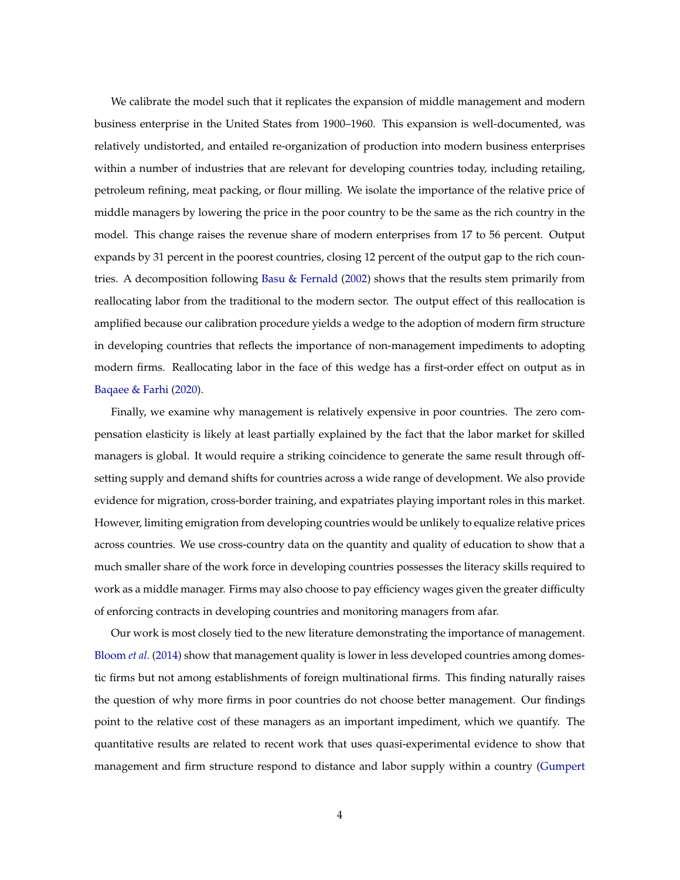We calibrate the model such that it replicates the expansion of middle management and modern business enterprise in the United States from 1900–1960. This expansion is well-documented, was relatively undistorted, and entailed re-organization of production into modern business enterprises within a number of industries that are relevant for developing countries today, including retailing, petroleum refining, meat packing, or flour milling. We isolate the importance of the relative price of middle managers by lowering the price in the poor country to be the same as the rich country in the model. This change raises the revenue share of modern enterprises from 17 to 56 percent. Output expands by 31 percent in the poorest countries, closing 12 percent of the output gap to the rich countries. A decomposition following Basu & Fernald (2002) shows that the results stem primarily from reallocating labor from the traditional to the modern sector. The output effect of this reallocation is amplified because our calibration procedure yields a wedge to the adoption of modern firm structure in developing countries that reflects the importance of non-management impediments to adopting modern firms. Reallocating labor in the face of this wedge has a first-order effect on output as in Baqaee & Farhi (2020).

Finally, we examine why management is relatively expensive in poor countries. The zero compensation elasticity is likely at least partially explained by the fact that the labor market for skilled managers is global. It would require a striking coincidence to generate the same result through offsetting supply and demand shifts for countries across a wide range of development. We also provide evidence for migration, cross-border training, and expatriates playing important roles in this market. However, limiting emigration from developing countries would be unlikely to equalize relative prices across countries. We use cross-country data on the quantity and quality of education to show that a much smaller share of the work force in developing countries possesses the literacy skills required to work as a middle manager. Firms may also choose to pay efficiency wages given the greater difficulty of enforcing contracts in developing countries and monitoring managers from afar.

Our work is most closely tied to the new literature demonstrating the importance of management. Bloom *et al.* (2014) show that management quality is lower in less developed countries among domestic firms but not among establishments of foreign multinational firms. This finding naturally raises the question of why more firms in poor countries do not choose better management. Our findings point to the relative cost of these managers as an important impediment, which we quantify. The quantitative results are related to recent work that uses quasi-experimental evidence to show that management and firm structure respond to distance and labor supply within a country (Gumpert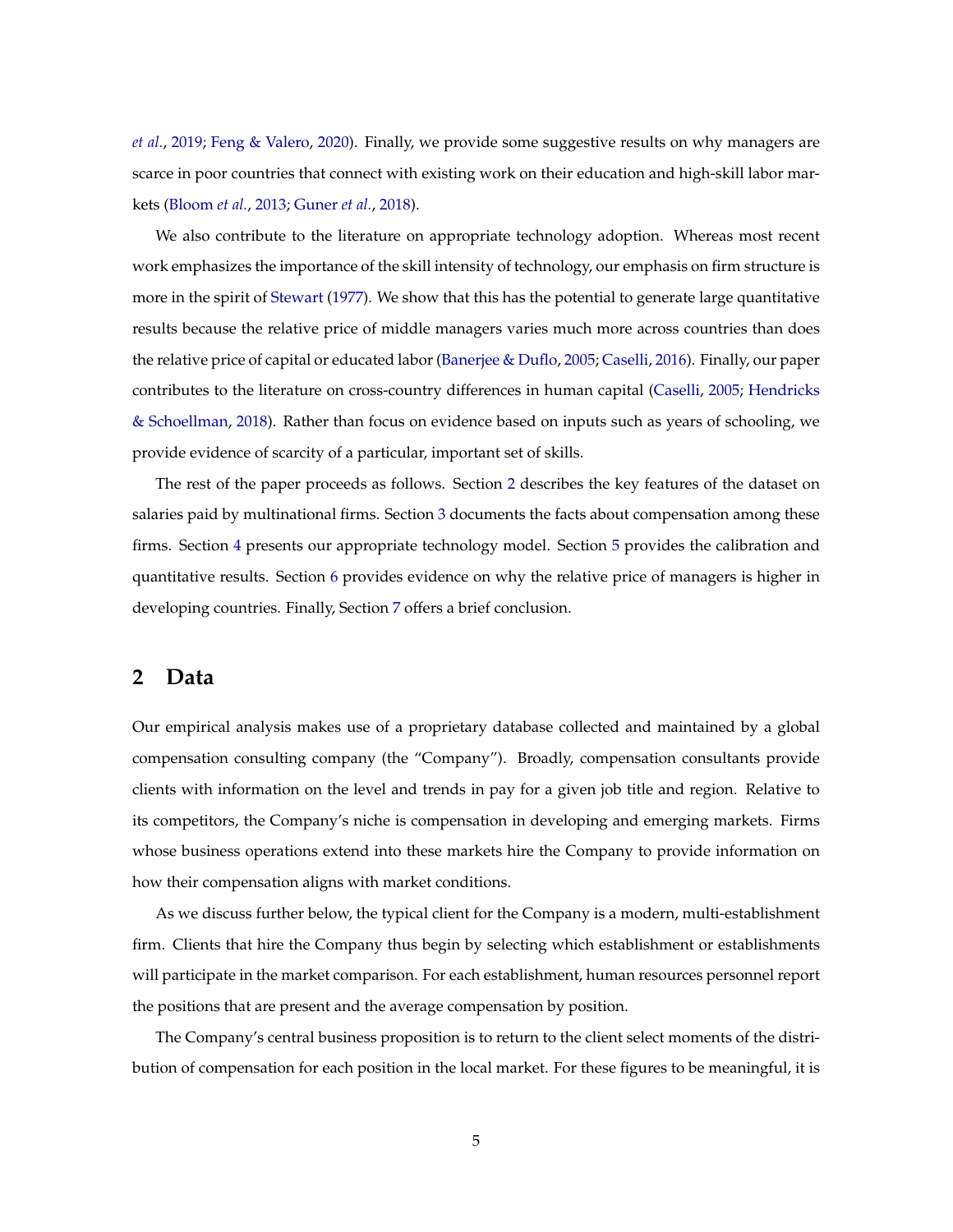*et al.*, 2019; Feng & Valero, 2020). Finally, we provide some suggestive results on why managers are scarce in poor countries that connect with existing work on their education and high-skill labor markets (Bloom *et al.*, 2013; Guner *et al.*, 2018).

We also contribute to the literature on appropriate technology adoption. Whereas most recent work emphasizes the importance of the skill intensity of technology, our emphasis on firm structure is more in the spirit of Stewart (1977). We show that this has the potential to generate large quantitative results because the relative price of middle managers varies much more across countries than does the relative price of capital or educated labor (Banerjee & Duflo, 2005; Caselli, 2016). Finally, our paper contributes to the literature on cross-country differences in human capital (Caselli, 2005; Hendricks & Schoellman, 2018). Rather than focus on evidence based on inputs such as years of schooling, we provide evidence of scarcity of a particular, important set of skills.

The rest of the paper proceeds as follows. Section 2 describes the key features of the dataset on salaries paid by multinational firms. Section 3 documents the facts about compensation among these firms. Section 4 presents our appropriate technology model. Section 5 provides the calibration and quantitative results. Section 6 provides evidence on why the relative price of managers is higher in developing countries. Finally, Section 7 offers a brief conclusion.

## 2 Data

Our empirical analysis makes use of a proprietary database collected and maintained by a global compensation consulting company (the "Company"). Broadly, compensation consultants provide clients with information on the level and trends in pay for a given job title and region. Relative to its competitors, the Company's niche is compensation in developing and emerging markets. Firms whose business operations extend into these markets hire the Company to provide information on how their compensation aligns with market conditions.

As we discuss further below, the typical client for the Company is a modern, multi-establishment firm. Clients that hire the Company thus begin by selecting which establishment or establishments will participate in the market comparison. For each establishment, human resources personnel report the positions that are present and the average compensation by position.

The Company's central business proposition is to return to the client select moments of the distribution of compensation for each position in the local market. For these figures to be meaningful, it is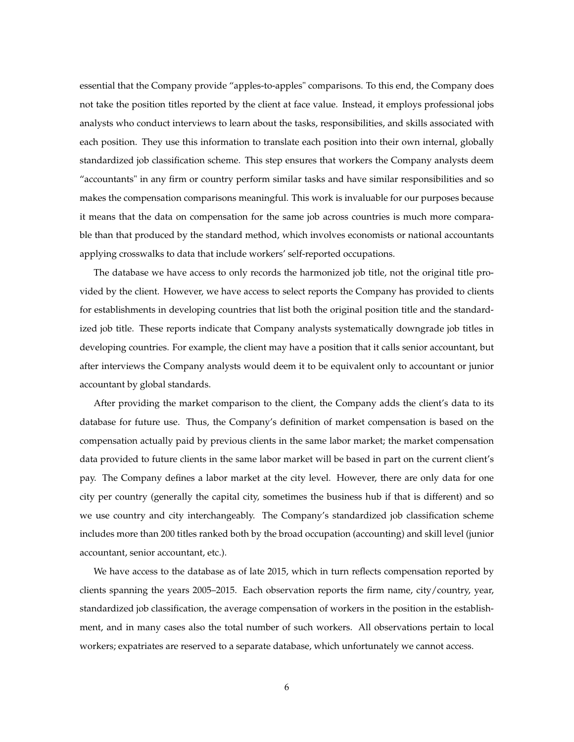essential that the Company provide "apples-to-apples" comparisons. To this end, the Company does not take the position titles reported by the client at face value. Instead, it employs professional jobs analysts who conduct interviews to learn about the tasks, responsibilities, and skills associated with each position. They use this information to translate each position into their own internal, globally standardized job classification scheme. This step ensures that workers the Company analysts deem "accountants" in any firm or country perform similar tasks and have similar responsibilities and so makes the compensation comparisons meaningful. This work is invaluable for our purposes because it means that the data on compensation for the same job across countries is much more comparable than that produced by the standard method, which involves economists or national accountants applying crosswalks to data that include workers' self-reported occupations.

The database we have access to only records the harmonized job title, not the original title provided by the client. However, we have access to select reports the Company has provided to clients for establishments in developing countries that list both the original position title and the standardized job title. These reports indicate that Company analysts systematically downgrade job titles in developing countries. For example, the client may have a position that it calls senior accountant, but after interviews the Company analysts would deem it to be equivalent only to accountant or junior accountant by global standards.

After providing the market comparison to the client, the Company adds the client's data to its database for future use. Thus, the Company's definition of market compensation is based on the compensation actually paid by previous clients in the same labor market; the market compensation data provided to future clients in the same labor market will be based in part on the current client's pay. The Company defines a labor market at the city level. However, there are only data for one city per country (generally the capital city, sometimes the business hub if that is different) and so we use country and city interchangeably. The Company's standardized job classification scheme includes more than 200 titles ranked both by the broad occupation (accounting) and skill level (junior accountant, senior accountant, etc.).

We have access to the database as of late 2015, which in turn reflects compensation reported by clients spanning the years 2005–2015. Each observation reports the firm name, city/country, year, standardized job classification, the average compensation of workers in the position in the establishment, and in many cases also the total number of such workers. All observations pertain to local workers; expatriates are reserved to a separate database, which unfortunately we cannot access.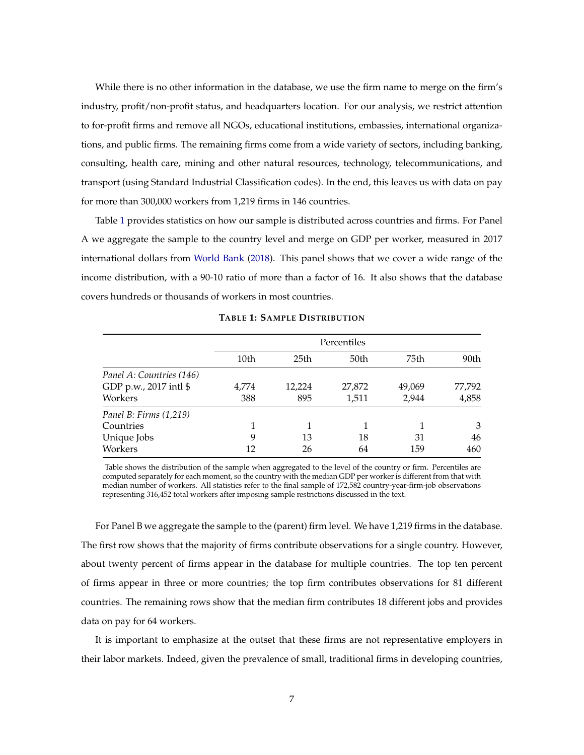While there is no other information in the database, we use the firm name to merge on the firm's industry, profit/non-profit status, and headquarters location. For our analysis, we restrict attention to for-profit firms and remove all NGOs, educational institutions, embassies, international organizations, and public firms. The remaining firms come from a wide variety of sectors, including banking, consulting, health care, mining and other natural resources, technology, telecommunications, and transport (using Standard Industrial Classification codes). In the end, this leaves us with data on pay for more than 300,000 workers from 1,219 firms in 146 countries.

Table 1 provides statistics on how our sample is distributed across countries and firms. For Panel A we aggregate the sample to the country level and merge on GDP per worker, measured in 2017 international dollars from World Bank (2018). This panel shows that we cover a wide range of the income distribution, with a 90-10 ratio of more than a factor of 16. It also shows that the database covers hundreds or thousands of workers in most countries.

**TABLE 1: SAMPLE DISTRIBUTION**

| | Percentiles | | | | |
|---|---|---|---|---|---|
| | 10th | 25th | 50th | 75th | 90th |
| *Panel A: Countries (146)* | | | | | |
| GDP p.w., 2017 intl $ | 4,774 | 12,224 | 27,872 | 49,069 | 77,792 |
| Workers | 388 | 895 | 1,511 | 2,944 | 4,858 |
| *Panel B: Firms (1,219)* | | | | | |
| Countries | 1 | 1 | 1 | 1 | 3 |
| Unique Jobs | 9 | 13 | 18 | 31 | 46 |
| Workers | 12 | 26 | 64 | 159 | 460 |

Table shows the distribution of the sample when aggregated to the level of the country or firm. Percentiles are computed separately for each moment, so the country with the median GDP per worker is different from that with median number of workers. All statistics refer to the final sample of 172,582 country-year-firm-job observations representing 316,452 total workers after imposing sample restrictions discussed in the text.

For Panel B we aggregate the sample to the (parent) firm level. We have 1,219 firms in the database. The first row shows that the majority of firms contribute observations for a single country. However, about twenty percent of firms appear in the database for multiple countries. The top ten percent of firms appear in three or more countries; the top firm contributes observations for 81 different countries. The remaining rows show that the median firm contributes 18 different jobs and provides data on pay for 64 workers.

It is important to emphasize at the outset that these firms are not representative employers in their labor markets. Indeed, given the prevalence of small, traditional firms in developing countries,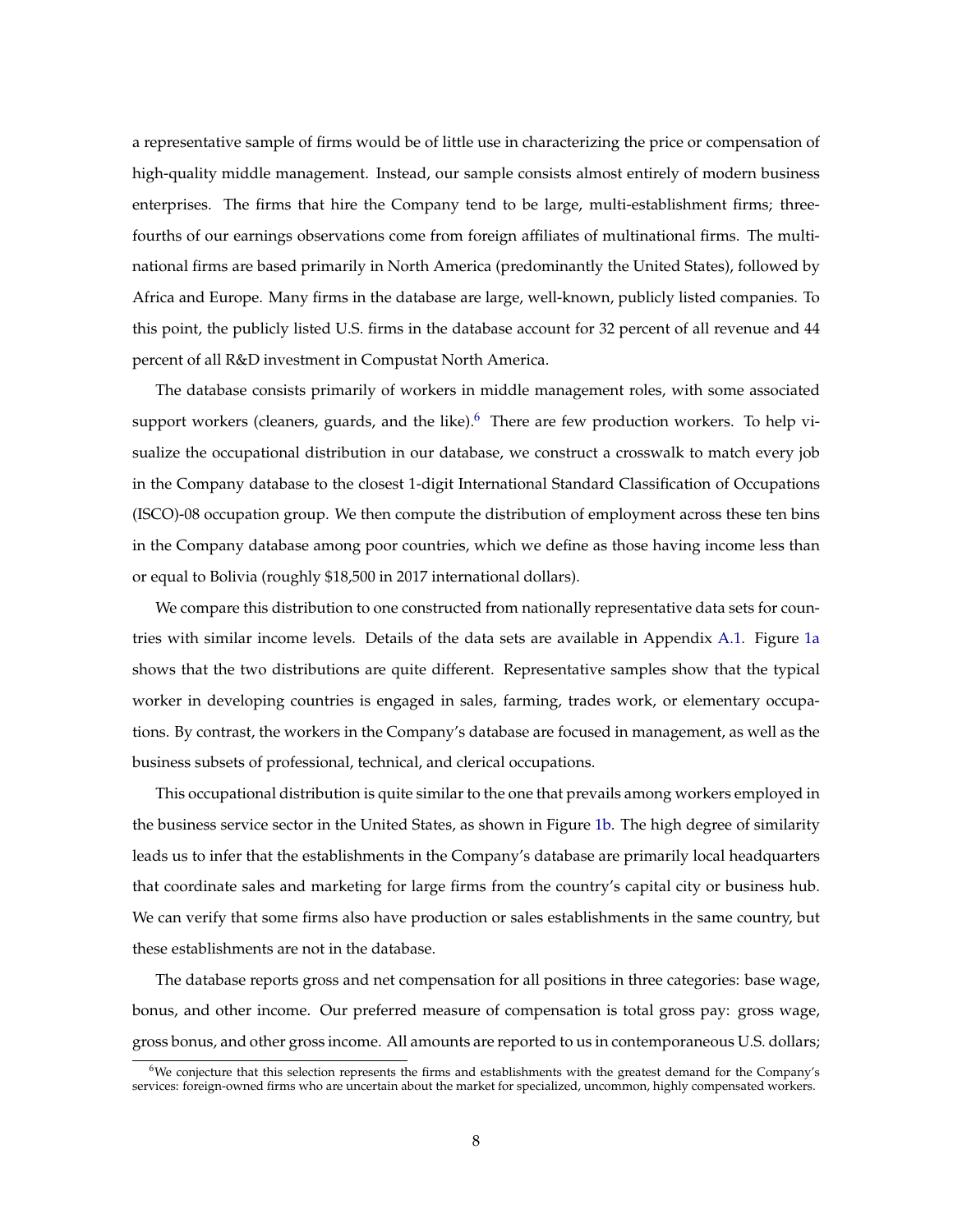a representative sample of firms would be of little use in characterizing the price or compensation of high-quality middle management. Instead, our sample consists almost entirely of modern business enterprises. The firms that hire the Company tend to be large, multi-establishment firms; three-fourths of our earnings observations come from foreign affiliates of multinational firms. The multinational firms are based primarily in North America (predominantly the United States), followed by Africa and Europe. Many firms in the database are large, well-known, publicly listed companies. To this point, the publicly listed U.S. firms in the database account for 32 percent of all revenue and 44 percent of all R&D investment in Compustat North America.

The database consists primarily of workers in middle management roles, with some associated support workers (cleaners, guards, and the like).[6] There are few production workers. To help visualize the occupational distribution in our database, we construct a crosswalk to match every job in the Company database to the closest 1-digit International Standard Classification of Occupations (ISCO)-08 occupation group. We then compute the distribution of employment across these ten bins in the Company database among poor countries, which we define as those having income less than or equal to Bolivia (roughly $18,500 in 2017 international dollars).

We compare this distribution to one constructed from nationally representative data sets for countries with similar income levels. Details of the data sets are available in Appendix A.1. Figure 1a shows that the two distributions are quite different. Representative samples show that the typical worker in developing countries is engaged in sales, farming, trades work, or elementary occupations. By contrast, the workers in the Company's database are focused in management, as well as the business subsets of professional, technical, and clerical occupations.

This occupational distribution is quite similar to the one that prevails among workers employed in the business service sector in the United States, as shown in Figure 1b. The high degree of similarity leads us to infer that the establishments in the Company's database are primarily local headquarters that coordinate sales and marketing for large firms from the country's capital city or business hub. We can verify that some firms also have production or sales establishments in the same country, but these establishments are not in the database.

The database reports gross and net compensation for all positions in three categories: base wage, bonus, and other income. Our preferred measure of compensation is total gross pay: gross wage, gross bonus, and other gross income. All amounts are reported to us in contemporaneous U.S. dollars;

[6] We conjecture that this selection represents the firms and establishments with the greatest demand for the Company's services: foreign-owned firms who are uncertain about the market for specialized, uncommon, highly compensated workers.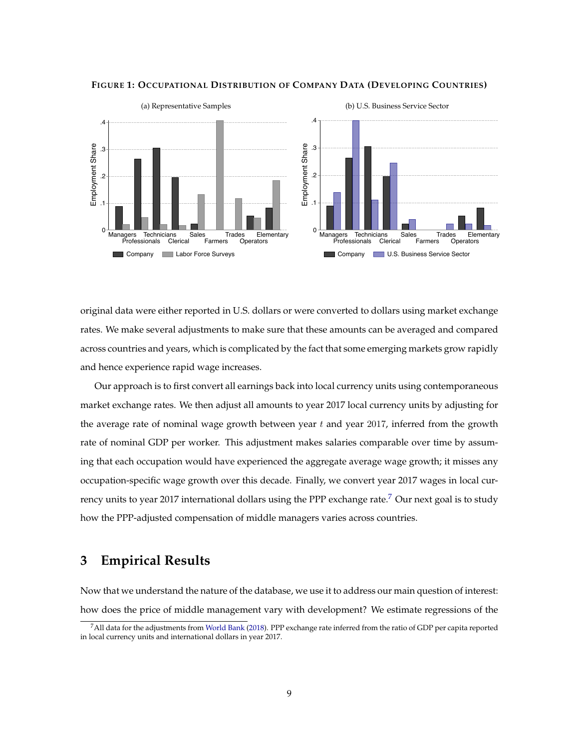**FIGURE 1: OCCUPATIONAL DISTRIBUTION OF COMPANY DATA (DEVELOPING COUNTRIES)**

original data were either reported in U.S. dollars or were converted to dollars using market exchange rates. We make several adjustments to make sure that these amounts can be averaged and compared across countries and years, which is complicated by the fact that some emerging markets grow rapidly and hence experience rapid wage increases.

Our approach is to first convert all earnings back into local currency units using contemporaneous market exchange rates. We then adjust all amounts to year 2017 local currency units by adjusting for the average rate of nominal wage growth between year $t$ and year 2017, inferred from the growth rate of nominal GDP per worker. This adjustment makes salaries comparable over time by assuming that each occupation would have experienced the aggregate average wage growth; it misses any occupation-specific wage growth over this decade. Finally, we convert year 2017 wages in local currency units to year 2017 international dollars using the PPP exchange rate.[7] Our next goal is to study how the PPP-adjusted compensation of middle managers varies across countries.

# 3 Empirical Results

Now that we understand the nature of the database, we use it to address our main question of interest: how does the price of middle management vary with development? We estimate regressions of the

[7] All data for the adjustments from World Bank (2018). PPP exchange rate inferred from the ratio of GDP per capita reported in local currency units and international dollars in year 2017.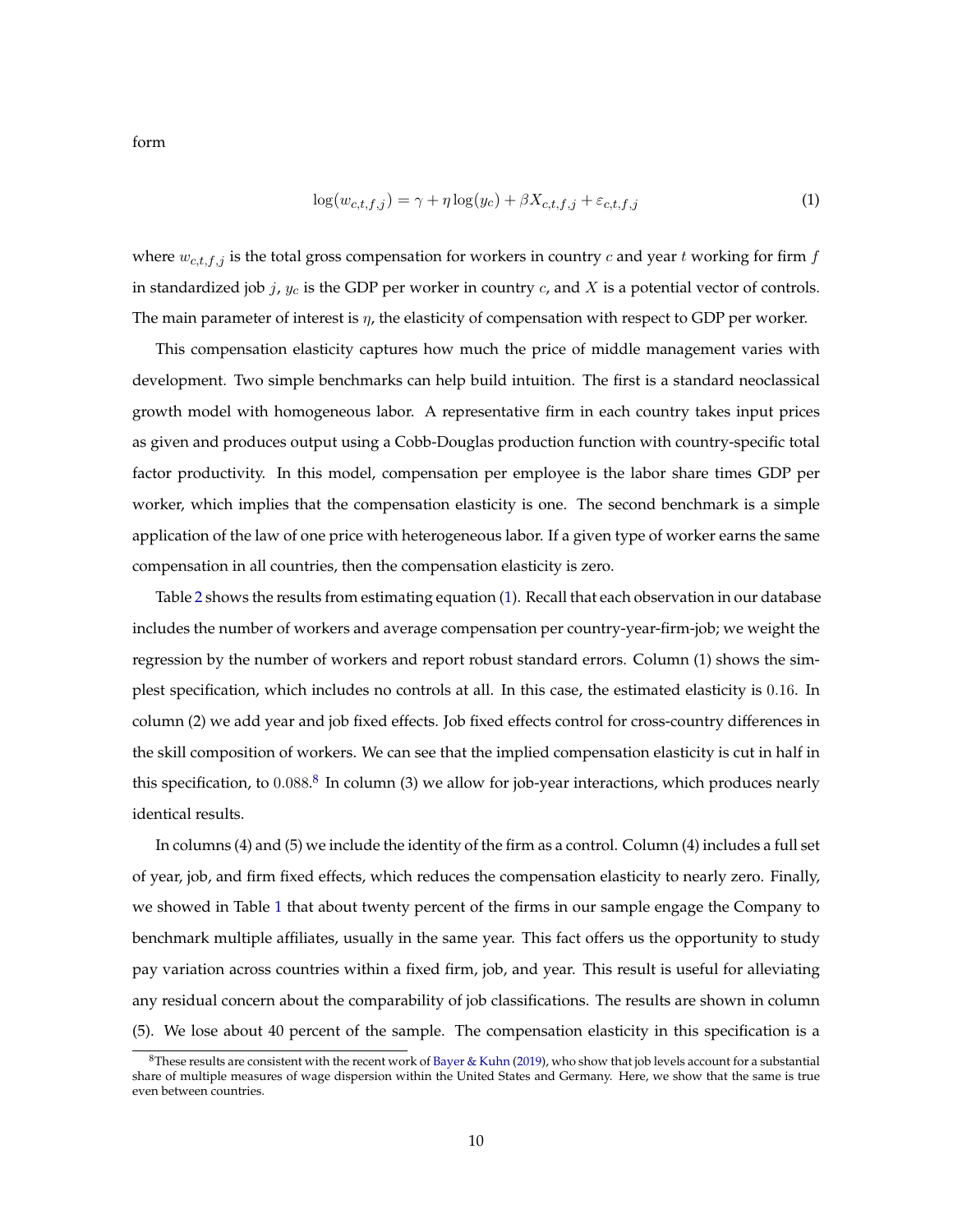form

$$\log(w_{c,t,f,j}) = \gamma + \eta \log(y_c) + \beta X_{c,t,f,j} + \varepsilon_{c,t,f,j} \tag{1}$$

where $w_{c,t,f,j}$ is the total gross compensation for workers in country $c$ and year $t$ working for firm $f$ in standardized job $j$, $y_c$ is the GDP per worker in country $c$, and $X$ is a potential vector of controls. The main parameter of interest is $\eta$, the elasticity of compensation with respect to GDP per worker.

This compensation elasticity captures how much the price of middle management varies with development. Two simple benchmarks can help build intuition. The first is a standard neoclassical growth model with homogeneous labor. A representative firm in each country takes input prices as given and produces output using a Cobb-Douglas production function with country-specific total factor productivity. In this model, compensation per employee is the labor share times GDP per worker, which implies that the compensation elasticity is one. The second benchmark is a simple application of the law of one price with heterogeneous labor. If a given type of worker earns the same compensation in all countries, then the compensation elasticity is zero.

Table 2 shows the results from estimating equation (1). Recall that each observation in our database includes the number of workers and average compensation per country-year-firm-job; we weight the regression by the number of workers and report robust standard errors. Column (1) shows the simplest specification, which includes no controls at all. In this case, the estimated elasticity is $0.16$. In column (2) we add year and job fixed effects. Job fixed effects control for cross-country differences in the skill composition of workers. We can see that the implied compensation elasticity is cut in half in this specification, to $0.088$.[8] In column (3) we allow for job-year interactions, which produces nearly identical results.

In columns (4) and (5) we include the identity of the firm as a control. Column (4) includes a full set of year, job, and firm fixed effects, which reduces the compensation elasticity to nearly zero. Finally, we showed in Table 1 that about twenty percent of the firms in our sample engage the Company to benchmark multiple affiliates, usually in the same year. This fact offers us the opportunity to study pay variation across countries within a fixed firm, job, and year. This result is useful for alleviating any residual concern about the comparability of job classifications. The results are shown in column (5). We lose about 40 percent of the sample. The compensation elasticity in this specification is a

[8] These results are consistent with the recent work of Bayer & Kuhn (2019), who show that job levels account for a substantial share of multiple measures of wage dispersion within the United States and Germany. Here, we show that the same is true even between countries.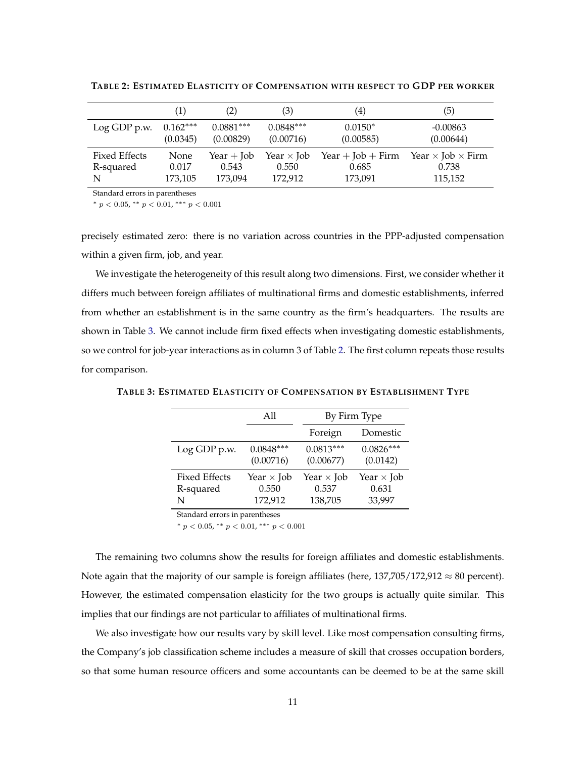**TABLE 2: ESTIMATED ELASTICITY OF COMPENSATION WITH RESPECT TO GDP PER WORKER**

| | (1) | (2) | (3) | (4) | (5) |
|---|---|---|---|---|---|
| Log GDP p.w. | $0.162^{***}$ | $0.0881^{***}$ | $0.0848^{***}$ | $0.0150^{*}$ | -0.00863 |
| | (0.0345) | (0.00829) | (0.00716) | (0.00585) | (0.00644) |
| Fixed Effects | None | Year + Job | Year $\times$ Job | Year + Job + Firm | Year $\times$ Job $\times$ Firm |
| R-squared | 0.017 | 0.543 | 0.550 | 0.685 | 0.738 |
| N | 173,105 | 173,094 | 172,912 | 173,091 | 115,152 |

Standard errors in parentheses

$^{*}$ $p < 0.05$, $^{**}$ $p < 0.01$, $^{***}$ $p < 0.001$

precisely estimated zero: there is no variation across countries in the PPP-adjusted compensation within a given firm, job, and year.

We investigate the heterogeneity of this result along two dimensions. First, we consider whether it differs much between foreign affiliates of multinational firms and domestic establishments, inferred from whether an establishment is in the same country as the firm's headquarters. The results are shown in Table 3. We cannot include firm fixed effects when investigating domestic establishments, so we control for job-year interactions as in column 3 of Table 2. The first column repeats those results for comparison.

**TABLE 3: ESTIMATED ELASTICITY OF COMPENSATION BY ESTABLISHMENT TYPE**

| | All | By Firm Type | |
|---|---|---|---|
| | | Foreign | Domestic |
| Log GDP p.w. | $0.0848^{***}$ | $0.0813^{***}$ | $0.0826^{***}$ |
| | (0.00716) | (0.00677) | (0.0142) |
| Fixed Effects | Year $\times$ Job | Year $\times$ Job | Year $\times$ Job |
| R-squared | 0.550 | 0.537 | 0.631 |
| N | 172,912 | 138,705 | 33,997 |

Standard errors in parentheses

$^{*}$ $p < 0.05$, $^{**}$ $p < 0.01$, $^{***}$ $p < 0.001$

The remaining two columns show the results for foreign affiliates and domestic establishments. Note again that the majority of our sample is foreign affiliates (here, $137{,}705/172{,}912 \approx 80$ percent). However, the estimated compensation elasticity for the two groups is actually quite similar. This implies that our findings are not particular to affiliates of multinational firms.

We also investigate how our results vary by skill level. Like most compensation consulting firms, the Company's job classification scheme includes a measure of skill that crosses occupation borders, so that some human resource officers and some accountants can be deemed to be at the same skill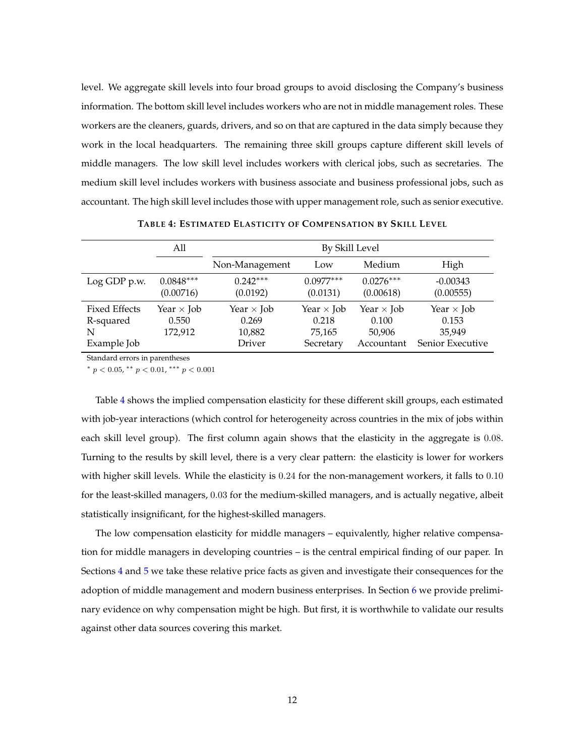level. We aggregate skill levels into four broad groups to avoid disclosing the Company's business information. The bottom skill level includes workers who are not in middle management roles. These workers are the cleaners, guards, drivers, and so on that are captured in the data simply because they work in the local headquarters. The remaining three skill groups capture different skill levels of middle managers. The low skill level includes workers with clerical jobs, such as secretaries. The medium skill level includes workers with business associate and business professional jobs, such as accountant. The high skill level includes those with upper management role, such as senior executive.

**TABLE 4: ESTIMATED ELASTICITY OF COMPENSATION BY SKILL LEVEL**

| | All | By Skill Level | | | |
|---|---|---|---|---|---|
| | | Non-Management | Low | Medium | High |
| Log GDP p.w. | $0.0848^{***}$ | $0.242^{***}$ | $0.0977^{***}$ | $0.0276^{***}$ | -0.00343 |
| | (0.00716) | (0.0192) | (0.0131) | (0.00618) | (0.00555) |
| Fixed Effects | Year × Job | Year × Job | Year × Job | Year × Job | Year × Job |
| R-squared | 0.550 | 0.269 | 0.218 | 0.100 | 0.153 |
| N | 172,912 | 10,882 | 75,165 | 50,906 | 35,949 |
| Example Job | | Driver | Secretary | Accountant | Senior Executive |

Standard errors in parentheses

$^{*}$ $p < 0.05$, $^{**}$ $p < 0.01$, $^{***}$ $p < 0.001$

Table 4 shows the implied compensation elasticity for these different skill groups, each estimated with job-year interactions (which control for heterogeneity across countries in the mix of jobs within each skill level group). The first column again shows that the elasticity in the aggregate is 0.08. Turning to the results by skill level, there is a very clear pattern: the elasticity is lower for workers with higher skill levels. While the elasticity is 0.24 for the non-management workers, it falls to 0.10 for the least-skilled managers, 0.03 for the medium-skilled managers, and is actually negative, albeit statistically insignificant, for the highest-skilled managers.

The low compensation elasticity for middle managers – equivalently, higher relative compensation for middle managers in developing countries – is the central empirical finding of our paper. In Sections 4 and 5 we take these relative price facts as given and investigate their consequences for the adoption of middle management and modern business enterprises. In Section 6 we provide preliminary evidence on why compensation might be high. But first, it is worthwhile to validate our results against other data sources covering this market.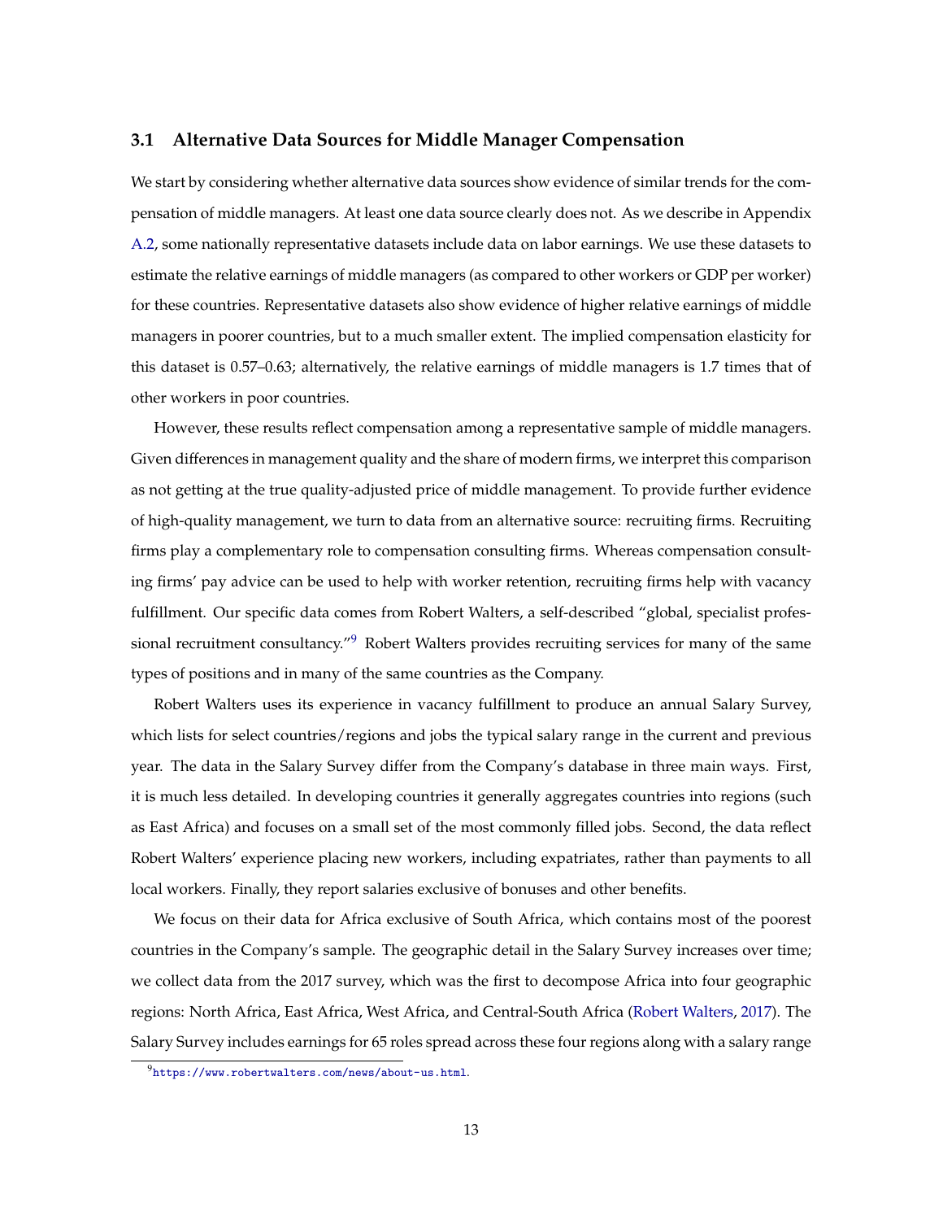### 3.1 Alternative Data Sources for Middle Manager Compensation

We start by considering whether alternative data sources show evidence of similar trends for the compensation of middle managers. At least one data source clearly does not. As we describe in Appendix A.2, some nationally representative datasets include data on labor earnings. We use these datasets to estimate the relative earnings of middle managers (as compared to other workers or GDP per worker) for these countries. Representative datasets also show evidence of higher relative earnings of middle managers in poorer countries, but to a much smaller extent. The implied compensation elasticity for this dataset is 0.57–0.63; alternatively, the relative earnings of middle managers is 1.7 times that of other workers in poor countries.

However, these results reflect compensation among a representative sample of middle managers. Given differences in management quality and the share of modern firms, we interpret this comparison as not getting at the true quality-adjusted price of middle management. To provide further evidence of high-quality management, we turn to data from an alternative source: recruiting firms. Recruiting firms play a complementary role to compensation consulting firms. Whereas compensation consulting firms' pay advice can be used to help with worker retention, recruiting firms help with vacancy fulfillment. Our specific data comes from Robert Walters, a self-described "global, specialist professional recruitment consultancy."[9] Robert Walters provides recruiting services for many of the same types of positions and in many of the same countries as the Company.

Robert Walters uses its experience in vacancy fulfillment to produce an annual Salary Survey, which lists for select countries/regions and jobs the typical salary range in the current and previous year. The data in the Salary Survey differ from the Company's database in three main ways. First, it is much less detailed. In developing countries it generally aggregates countries into regions (such as East Africa) and focuses on a small set of the most commonly filled jobs. Second, the data reflect Robert Walters' experience placing new workers, including expatriates, rather than payments to all local workers. Finally, they report salaries exclusive of bonuses and other benefits.

We focus on their data for Africa exclusive of South Africa, which contains most of the poorest countries in the Company's sample. The geographic detail in the Salary Survey increases over time; we collect data from the 2017 survey, which was the first to decompose Africa into four geographic regions: North Africa, East Africa, West Africa, and Central-South Africa (Robert Walters, 2017). The Salary Survey includes earnings for 65 roles spread across these four regions along with a salary range

[9] https://www.robertwalters.com/news/about-us.html.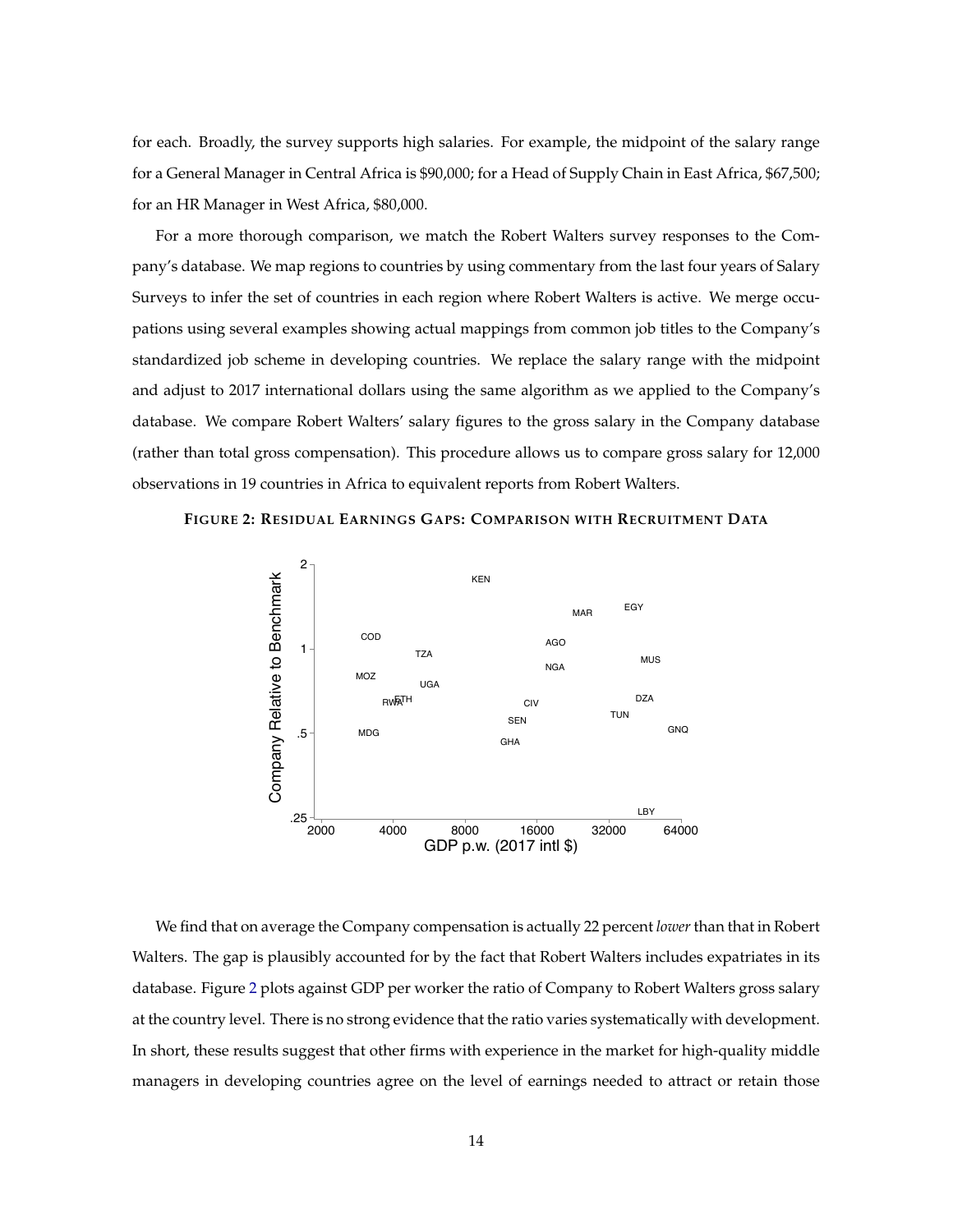for each. Broadly, the survey supports high salaries. For example, the midpoint of the salary range for a General Manager in Central Africa is $90,000; for a Head of Supply Chain in East Africa, $67,500; for an HR Manager in West Africa, $80,000.

For a more thorough comparison, we match the Robert Walters survey responses to the Company's database. We map regions to countries by using commentary from the last four years of Salary Surveys to infer the set of countries in each region where Robert Walters is active. We merge occupations using several examples showing actual mappings from common job titles to the Company's standardized job scheme in developing countries. We replace the salary range with the midpoint and adjust to 2017 international dollars using the same algorithm as we applied to the Company's database. We compare Robert Walters' salary figures to the gross salary in the Company database (rather than total gross compensation). This procedure allows us to compare gross salary for 12,000 observations in 19 countries in Africa to equivalent reports from Robert Walters.

**FIGURE 2: RESIDUAL EARNINGS GAPS: COMPARISON WITH RECRUITMENT DATA**

We find that on average the Company compensation is actually 22 percent *lower* than that in Robert Walters. The gap is plausibly accounted for by the fact that Robert Walters includes expatriates in its database. Figure 2 plots against GDP per worker the ratio of Company to Robert Walters gross salary at the country level. There is no strong evidence that the ratio varies systematically with development. In short, these results suggest that other firms with experience in the market for high-quality middle managers in developing countries agree on the level of earnings needed to attract or retain those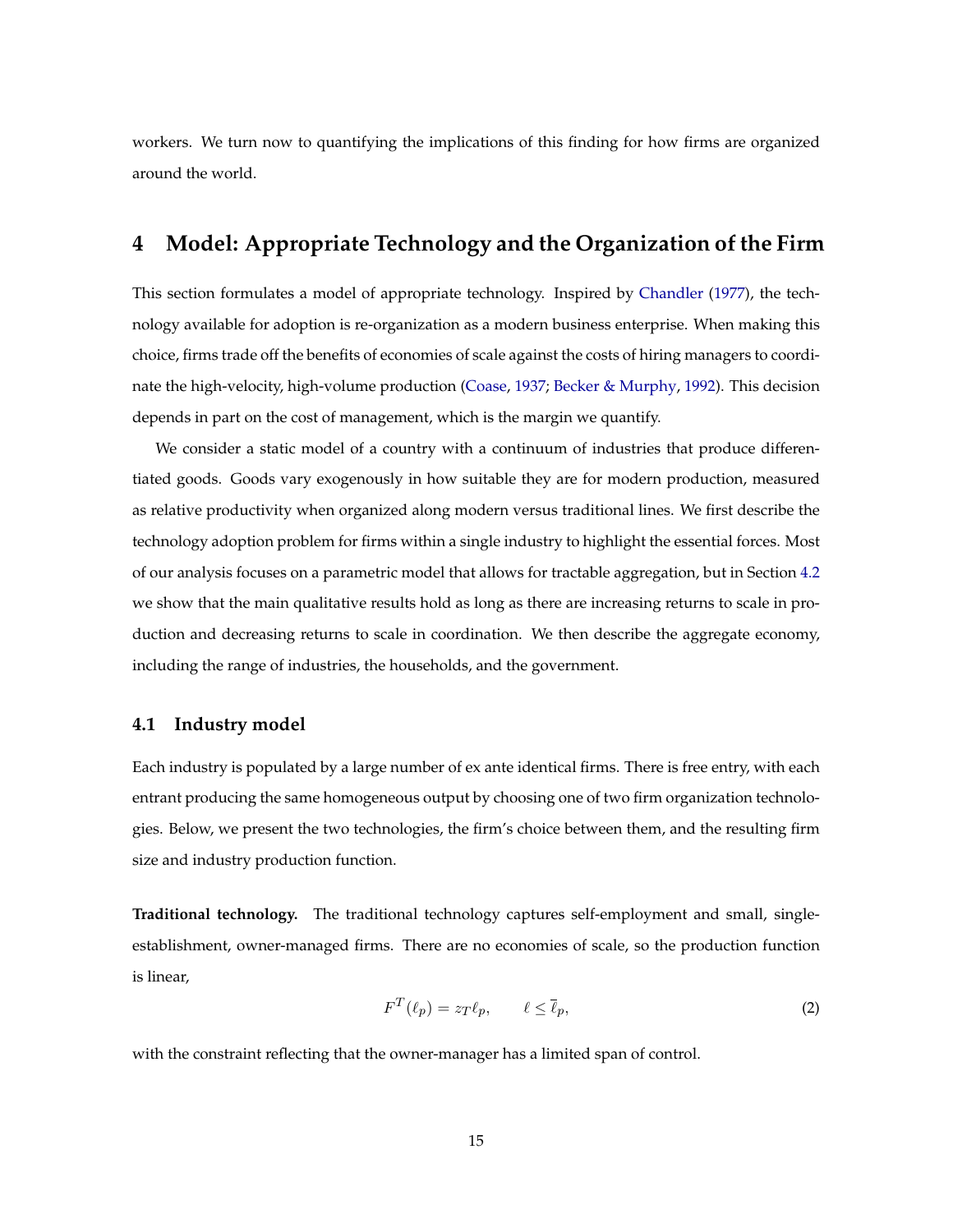workers. We turn now to quantifying the implications of this finding for how firms are organized around the world.

# 4 Model: Appropriate Technology and the Organization of the Firm

This section formulates a model of appropriate technology. Inspired by Chandler (1977), the technology available for adoption is re-organization as a modern business enterprise. When making this choice, firms trade off the benefits of economies of scale against the costs of hiring managers to coordinate the high-velocity, high-volume production (Coase, 1937; Becker & Murphy, 1992). This decision depends in part on the cost of management, which is the margin we quantify.

We consider a static model of a country with a continuum of industries that produce differentiated goods. Goods vary exogenously in how suitable they are for modern production, measured as relative productivity when organized along modern versus traditional lines. We first describe the technology adoption problem for firms within a single industry to highlight the essential forces. Most of our analysis focuses on a parametric model that allows for tractable aggregation, but in Section 4.2 we show that the main qualitative results hold as long as there are increasing returns to scale in production and decreasing returns to scale in coordination. We then describe the aggregate economy, including the range of industries, the households, and the government.

## 4.1 Industry model

Each industry is populated by a large number of ex ante identical firms. There is free entry, with each entrant producing the same homogeneous output by choosing one of two firm organization technologies. Below, we present the two technologies, the firm's choice between them, and the resulting firm size and industry production function.

**Traditional technology.** The traditional technology captures self-employment and small, single-establishment, owner-managed firms. There are no economies of scale, so the production function is linear,

$$F^T(\ell_p) = z_T \ell_p, \qquad \ell \leq \overline{\ell}_p, \tag{2}$$

with the constraint reflecting that the owner-manager has a limited span of control.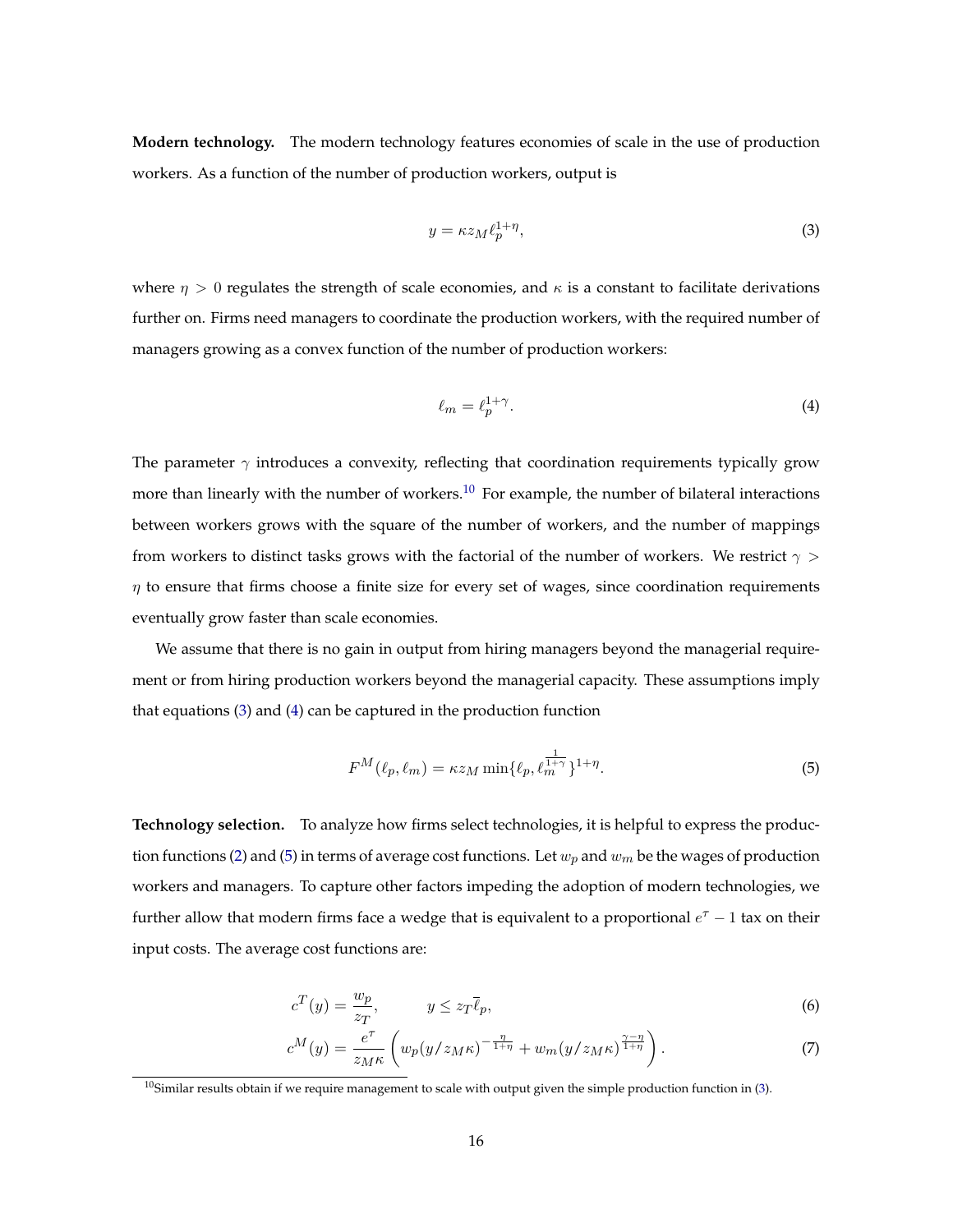**Modern technology.** The modern technology features economies of scale in the use of production workers. As a function of the number of production workers, output is

$$y = \kappa z_M \ell_p^{1+\eta}, \tag{3}$$

where $\eta > 0$ regulates the strength of scale economies, and $\kappa$ is a constant to facilitate derivations further on. Firms need managers to coordinate the production workers, with the required number of managers growing as a convex function of the number of production workers:

$$\ell_m = \ell_p^{1+\gamma}. \tag{4}$$

The parameter $\gamma$ introduces a convexity, reflecting that coordination requirements typically grow more than linearly with the number of workers.[10] For example, the number of bilateral interactions between workers grows with the square of the number of workers, and the number of mappings from workers to distinct tasks grows with the factorial of the number of workers. We restrict $\gamma > \eta$ to ensure that firms choose a finite size for every set of wages, since coordination requirements eventually grow faster than scale economies.

We assume that there is no gain in output from hiring managers beyond the managerial requirement or from hiring production workers beyond the managerial capacity. These assumptions imply that equations (3) and (4) can be captured in the production function

$$F^M(\ell_p, \ell_m) = \kappa z_M \min\{\ell_p, \ell_m^{\frac{1}{1+\gamma}}\}^{1+\eta}. \tag{5}$$

**Technology selection.** To analyze how firms select technologies, it is helpful to express the production functions (2) and (5) in terms of average cost functions. Let $w_p$ and $w_m$ be the wages of production workers and managers. To capture other factors impeding the adoption of modern technologies, we further allow that modern firms face a wedge that is equivalent to a proportional $e^\tau - 1$ tax on their input costs. The average cost functions are:

$$c^T(y) = \frac{w_p}{z_T}, \qquad y \leq z_T \overline{\ell}_p, \tag{6}$$

$$c^M(y) = \frac{e^\tau}{z_M \kappa}\left(w_p (y/z_M\kappa)^{-\frac{\eta}{1+\eta}} + w_m (y/z_M\kappa)^{\frac{\gamma-\eta}{1+\eta}}\right). \tag{7}$$

[10] Similar results obtain if we require management to scale with output given the simple production function in (3).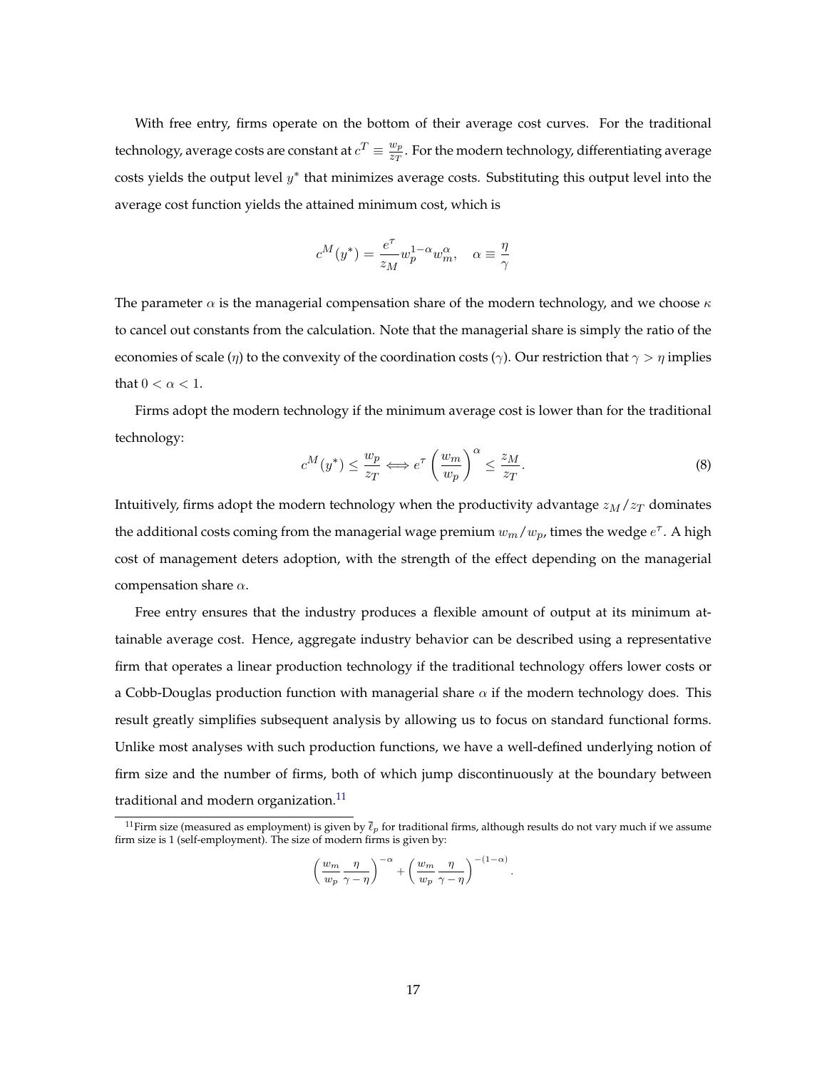With free entry, firms operate on the bottom of their average cost curves. For the traditional technology, average costs are constant at $c^T \equiv \frac{w_p}{z_T}$. For the modern technology, differentiating average costs yields the output level $y^*$ that minimizes average costs. Substituting this output level into the average cost function yields the attained minimum cost, which is

$$c^M(y^*) = \frac{e^\tau}{z_M} w_p^{1-\alpha} w_m^\alpha, \quad \alpha \equiv \frac{\eta}{\gamma}$$

The parameter $\alpha$ is the managerial compensation share of the modern technology, and we choose $\kappa$ to cancel out constants from the calculation. Note that the managerial share is simply the ratio of the economies of scale ($\eta$) to the convexity of the coordination costs ($\gamma$). Our restriction that $\gamma > \eta$ implies that $0 < \alpha < 1$.

Firms adopt the modern technology if the minimum average cost is lower than for the traditional technology:

$$c^M(y^*) \leq \frac{w_p}{z_T} \iff e^\tau \left(\frac{w_m}{w_p}\right)^\alpha \leq \frac{z_M}{z_T}. \tag{8}$$

Intuitively, firms adopt the modern technology when the productivity advantage $z_M/z_T$ dominates the additional costs coming from the managerial wage premium $w_m/w_p$, times the wedge $e^\tau$. A high cost of management deters adoption, with the strength of the effect depending on the managerial compensation share $\alpha$.

Free entry ensures that the industry produces a flexible amount of output at its minimum attainable average cost. Hence, aggregate industry behavior can be described using a representative firm that operates a linear production technology if the traditional technology offers lower costs or a Cobb-Douglas production function with managerial share $\alpha$ if the modern technology does. This result greatly simplifies subsequent analysis by allowing us to focus on standard functional forms. Unlike most analyses with such production functions, we have a well-defined underlying notion of firm size and the number of firms, both of which jump discontinuously at the boundary between traditional and modern organization.[11]

[11] Firm size (measured as employment) is given by $\bar{\ell}_p$ for traditional firms, although results do not vary much if we assume firm size is 1 (self-employment). The size of modern firms is given by:

$$\left(\frac{w_m}{w_p}\frac{\eta}{\gamma - \eta}\right)^{-\alpha} + \left(\frac{w_m}{w_p}\frac{\eta}{\gamma - \eta}\right)^{-(1-\alpha)}.$$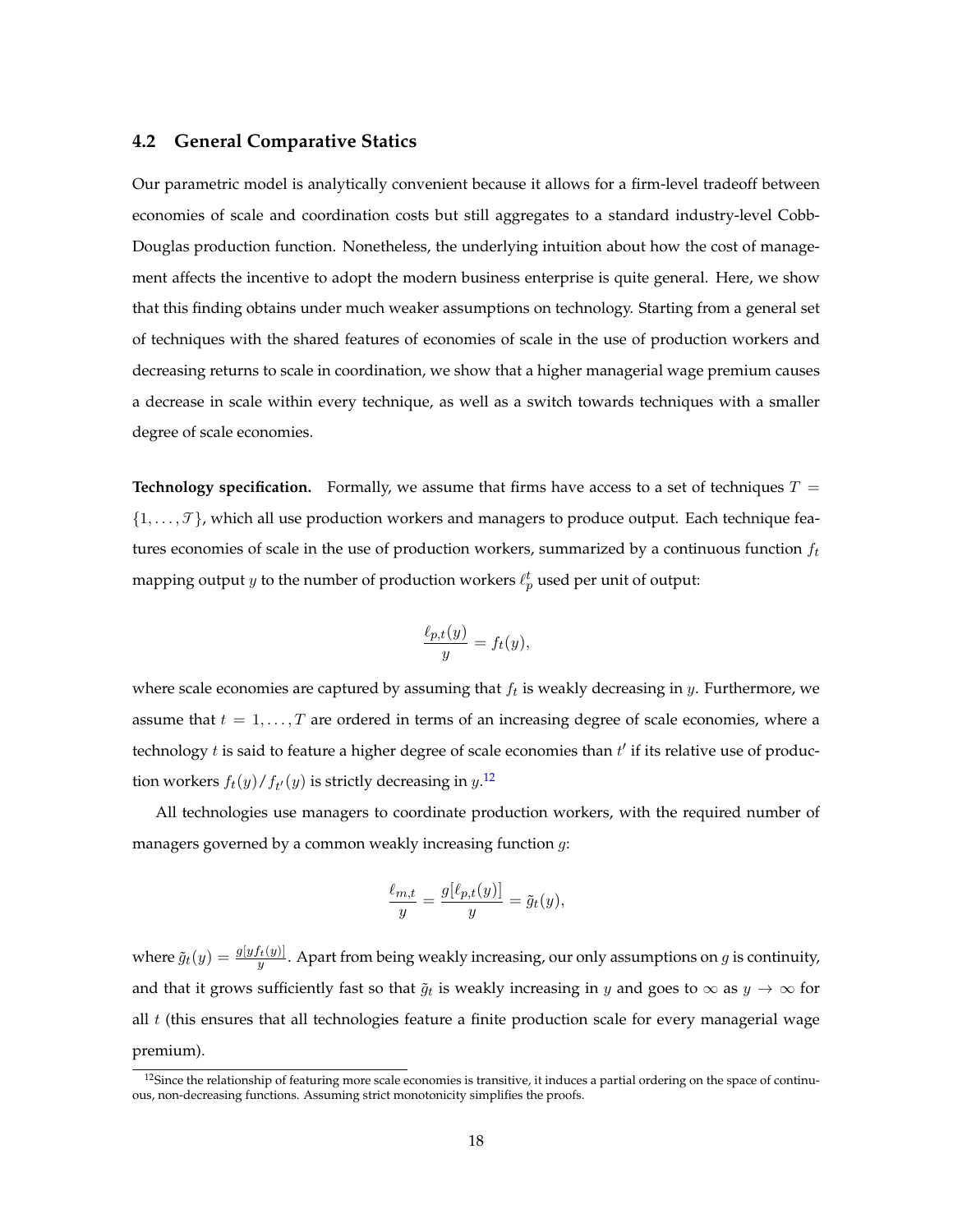### 4.2 General Comparative Statics

Our parametric model is analytically convenient because it allows for a firm-level tradeoff between economies of scale and coordination costs but still aggregates to a standard industry-level Cobb-Douglas production function. Nonetheless, the underlying intuition about how the cost of management affects the incentive to adopt the modern business enterprise is quite general. Here, we show that this finding obtains under much weaker assumptions on technology. Starting from a general set of techniques with the shared features of economies of scale in the use of production workers and decreasing returns to scale in coordination, we show that a higher managerial wage premium causes a decrease in scale within every technique, as well as a switch towards techniques with a smaller degree of scale economies.

**Technology specification.** Formally, we assume that firms have access to a set of techniques $T = \{1, \ldots, \mathcal{T}\}$, which all use production workers and managers to produce output. Each technique features economies of scale in the use of production workers, summarized by a continuous function $f_t$ mapping output $y$ to the number of production workers $\ell_p^t$ used per unit of output:

$$\frac{\ell_{p,t}(y)}{y} = f_t(y),$$

where scale economies are captured by assuming that $f_t$ is weakly decreasing in $y$. Furthermore, we assume that $t = 1, \ldots, T$ are ordered in terms of an increasing degree of scale economies, where a technology $t$ is said to feature a higher degree of scale economies than $t'$ if its relative use of production workers $f_t(y)/f_{t'}(y)$ is strictly decreasing in $y$.[12]

All technologies use managers to coordinate production workers, with the required number of managers governed by a common weakly increasing function $g$:

$$\frac{\ell_{m,t}}{y} = \frac{g[\ell_{p,t}(y)]}{y} = \tilde{g}_t(y),$$

where $\tilde{g}_t(y) = \frac{g[y f_t(y)]}{y}$. Apart from being weakly increasing, our only assumptions on $g$ is continuity, and that it grows sufficiently fast so that $\tilde{g}_t$ is weakly increasing in $y$ and goes to $\infty$ as $y \to \infty$ for all $t$ (this ensures that all technologies feature a finite production scale for every managerial wage premium).

[12] Since the relationship of featuring more scale economies is transitive, it induces a partial ordering on the space of continuous, non-decreasing functions. Assuming strict monotonicity simplifies the proofs.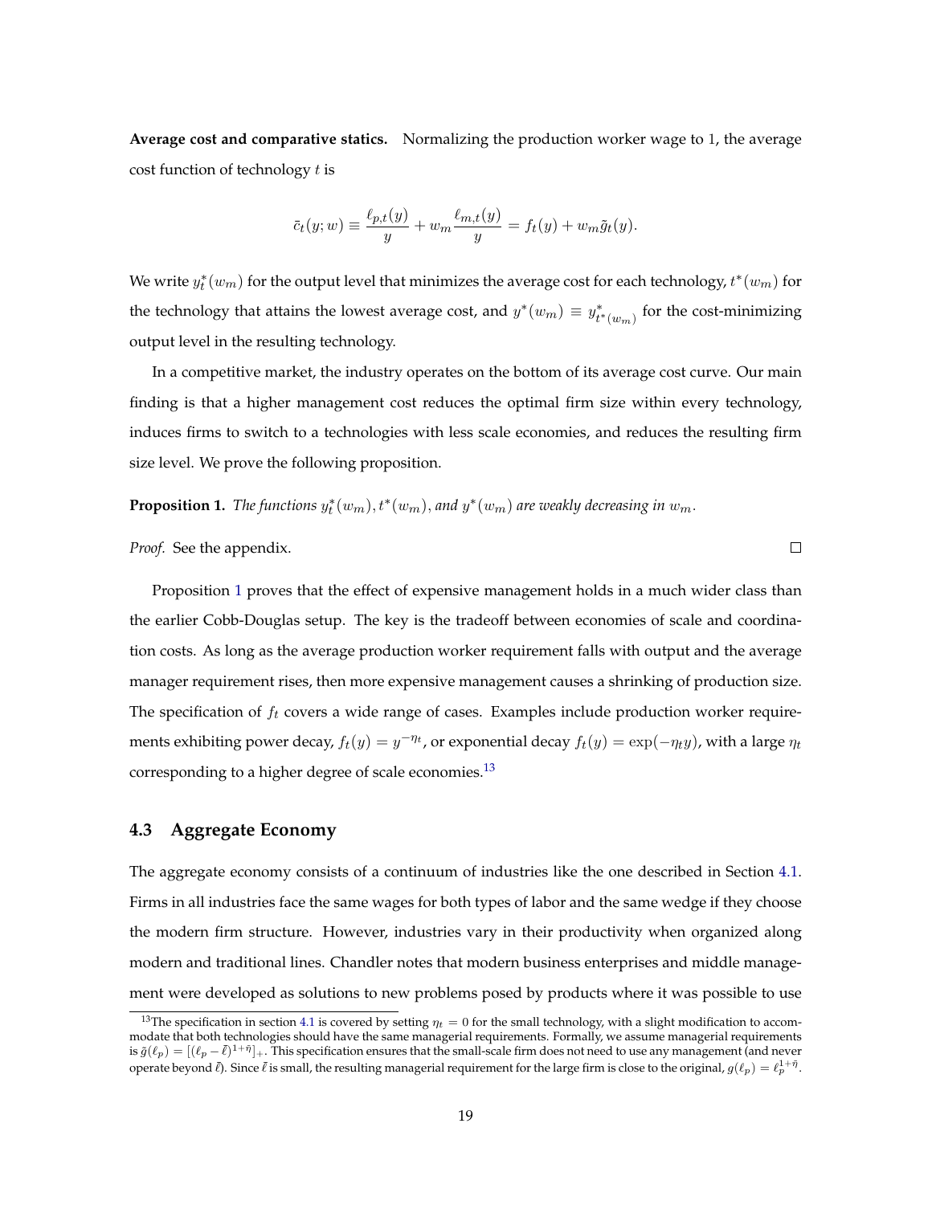**Average cost and comparative statics.** Normalizing the production worker wage to 1, the average cost function of technology $t$ is

$$\bar{c}_t(y; w) \equiv \frac{\ell_{p,t}(y)}{y} + w_m \frac{\ell_{m,t}(y)}{y} = f_t(y) + w_m \tilde{g}_t(y).$$

We write $y_t^*(w_m)$ for the output level that minimizes the average cost for each technology, $t^*(w_m)$ for the technology that attains the lowest average cost, and $y^*(w_m) \equiv y^*_{t^*(w_m)}$ for the cost-minimizing output level in the resulting technology.

In a competitive market, the industry operates on the bottom of its average cost curve. Our main finding is that a higher management cost reduces the optimal firm size within every technology, induces firms to switch to a technologies with less scale economies, and reduces the resulting firm size level. We prove the following proposition.

**Proposition 1.** *The functions $y_t^*(w_m), t^*(w_m)$, and $y^*(w_m)$ are weakly decreasing in $w_m$.*

*Proof.* See the appendix. □

Proposition 1 proves that the effect of expensive management holds in a much wider class than the earlier Cobb-Douglas setup. The key is the tradeoff between economies of scale and coordination costs. As long as the average production worker requirement falls with output and the average manager requirement rises, then more expensive management causes a shrinking of production size. The specification of $f_t$ covers a wide range of cases. Examples include production worker requirements exhibiting power decay, $f_t(y) = y^{-\eta_t}$, or exponential decay $f_t(y) = \exp(-\eta_t y)$, with a large $\eta_t$ corresponding to a higher degree of scale economies.[13]

## 4.3 Aggregate Economy

The aggregate economy consists of a continuum of industries like the one described in Section 4.1. Firms in all industries face the same wages for both types of labor and the same wedge if they choose the modern firm structure. However, industries vary in their productivity when organized along modern and traditional lines. Chandler notes that modern business enterprises and middle management were developed as solutions to new problems posed by products where it was possible to use

[13] The specification in section 4.1 is covered by setting $\eta_t = 0$ for the small technology, with a slight modification to accommodate that both technologies should have the same managerial requirements. Formally, we assume managerial requirements is $\tilde{g}(\ell_p) = [(\ell_p - \bar{\ell})^{1+\bar{\eta}}]_+$. This specification ensures that the small-scale firm does not need to use any management (and never operate beyond $\bar{\ell}$). Since $\bar{\ell}$ is small, the resulting managerial requirement for the large firm is close to the original, $g(\ell_p) = \ell_p^{1+\bar{\eta}}$.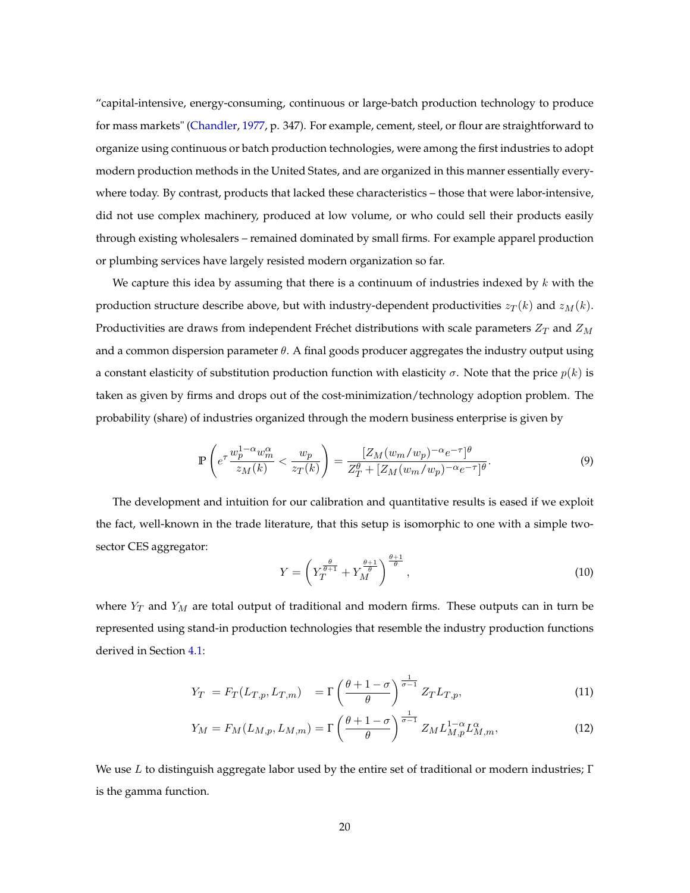"capital-intensive, energy-consuming, continuous or large-batch production technology to produce for mass markets" (Chandler, 1977, p. 347). For example, cement, steel, or flour are straightforward to organize using continuous or batch production technologies, were among the first industries to adopt modern production methods in the United States, and are organized in this manner essentially everywhere today. By contrast, products that lacked these characteristics – those that were labor-intensive, did not use complex machinery, produced at low volume, or who could sell their products easily through existing wholesalers – remained dominated by small firms. For example apparel production or plumbing services have largely resisted modern organization so far.

We capture this idea by assuming that there is a continuum of industries indexed by $k$ with the production structure describe above, but with industry-dependent productivities $z_T(k)$ and $z_M(k)$. Productivities are draws from independent Fréchet distributions with scale parameters $Z_T$ and $Z_M$ and a common dispersion parameter $\theta$. A final goods producer aggregates the industry output using a constant elasticity of substitution production function with elasticity $\sigma$. Note that the price $p(k)$ is taken as given by firms and drops out of the cost-minimization/technology adoption problem. The probability (share) of industries organized through the modern business enterprise is given by

$$\mathbb{P}\left(e^{\tau}\frac{w_p^{1-\alpha}w_m^{\alpha}}{z_M(k)} < \frac{w_p}{z_T(k)}\right) = \frac{[Z_M(w_m/w_p)^{-\alpha}e^{-\tau}]^{\theta}}{Z_T^{\theta} + [Z_M(w_m/w_p)^{-\alpha}e^{-\tau}]^{\theta}}. \tag{9}$$

The development and intuition for our calibration and quantitative results is eased if we exploit the fact, well-known in the trade literature, that this setup is isomorphic to one with a simple two-sector CES aggregator:

$$Y = \left(Y_T^{\frac{\theta}{\theta+1}} + Y_M^{\frac{\theta+1}{\theta}}\right)^{\frac{\theta+1}{\theta}}, \tag{10}$$

where $Y_T$ and $Y_M$ are total output of traditional and modern firms. These outputs can in turn be represented using stand-in production technologies that resemble the industry production functions derived in Section 4.1:

$$Y_T = F_T(L_{T,p}, L_{T,m}) = \Gamma\left(\frac{\theta+1-\sigma}{\theta}\right)^{\frac{1}{\sigma-1}} Z_T L_{T,p}, \tag{11}$$

$$Y_M = F_M(L_{M,p}, L_{M,m}) = \Gamma\left(\frac{\theta+1-\sigma}{\theta}\right)^{\frac{1}{\sigma-1}} Z_M L_{M,p}^{1-\alpha} L_{M,m}^{\alpha}, \tag{12}$$

We use $L$ to distinguish aggregate labor used by the entire set of traditional or modern industries; $\Gamma$ is the gamma function.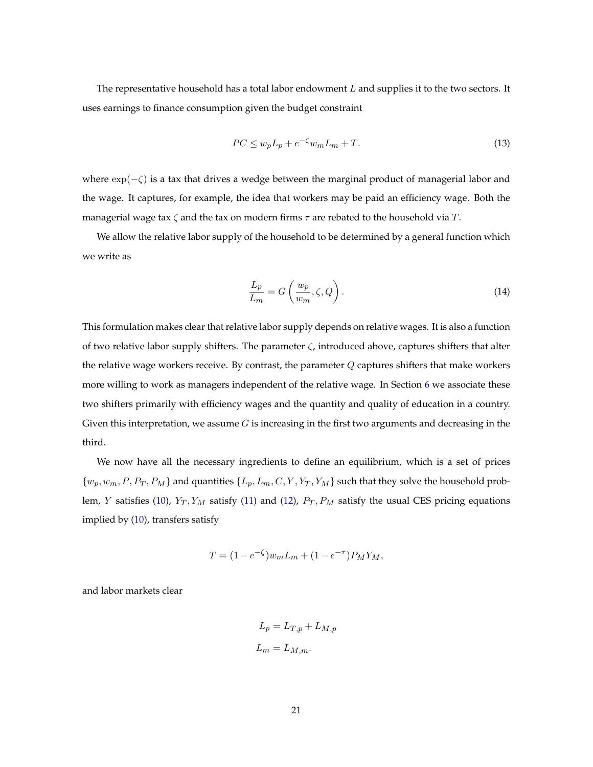The representative household has a total labor endowment $L$ and supplies it to the two sectors. It uses earnings to finance consumption given the budget constraint

$$PC \leq w_p L_p + e^{-\zeta} w_m L_m + T. \tag{13}$$

where $\exp(-\zeta)$ is a tax that drives a wedge between the marginal product of managerial labor and the wage. It captures, for example, the idea that workers may be paid an efficiency wage. Both the managerial wage tax $\zeta$ and the tax on modern firms $\tau$ are rebated to the household via $T$.

We allow the relative labor supply of the household to be determined by a general function which we write as

$$\frac{L_p}{L_m} = G\left(\frac{w_p}{w_m}, \zeta, Q\right). \tag{14}$$

This formulation makes clear that relative labor supply depends on relative wages. It is also a function of two relative labor supply shifters. The parameter $\zeta$, introduced above, captures shifters that alter the relative wage workers receive. By contrast, the parameter $Q$ captures shifters that make workers more willing to work as managers independent of the relative wage. In Section 6 we associate these two shifters primarily with efficiency wages and the quantity and quality of education in a country. Given this interpretation, we assume $G$ is increasing in the first two arguments and decreasing in the third.

We now have all the necessary ingredients to define an equilibrium, which is a set of prices $\{w_p, w_m, P, P_T, P_M\}$ and quantities $\{L_p, L_m, C, Y, Y_T, Y_M\}$ such that they solve the household problem, $Y$ satisfies (10), $Y_T, Y_M$ satisfy (11) and (12), $P_T, P_M$ satisfy the usual CES pricing equations implied by (10), transfers satisfy

$$T = (1 - e^{-\zeta}) w_m L_m + (1 - e^{-\tau}) P_M Y_M,$$

and labor markets clear

$$L_p = L_{T,p} + L_{M,p}$$

$$L_m = L_{M,m}.$$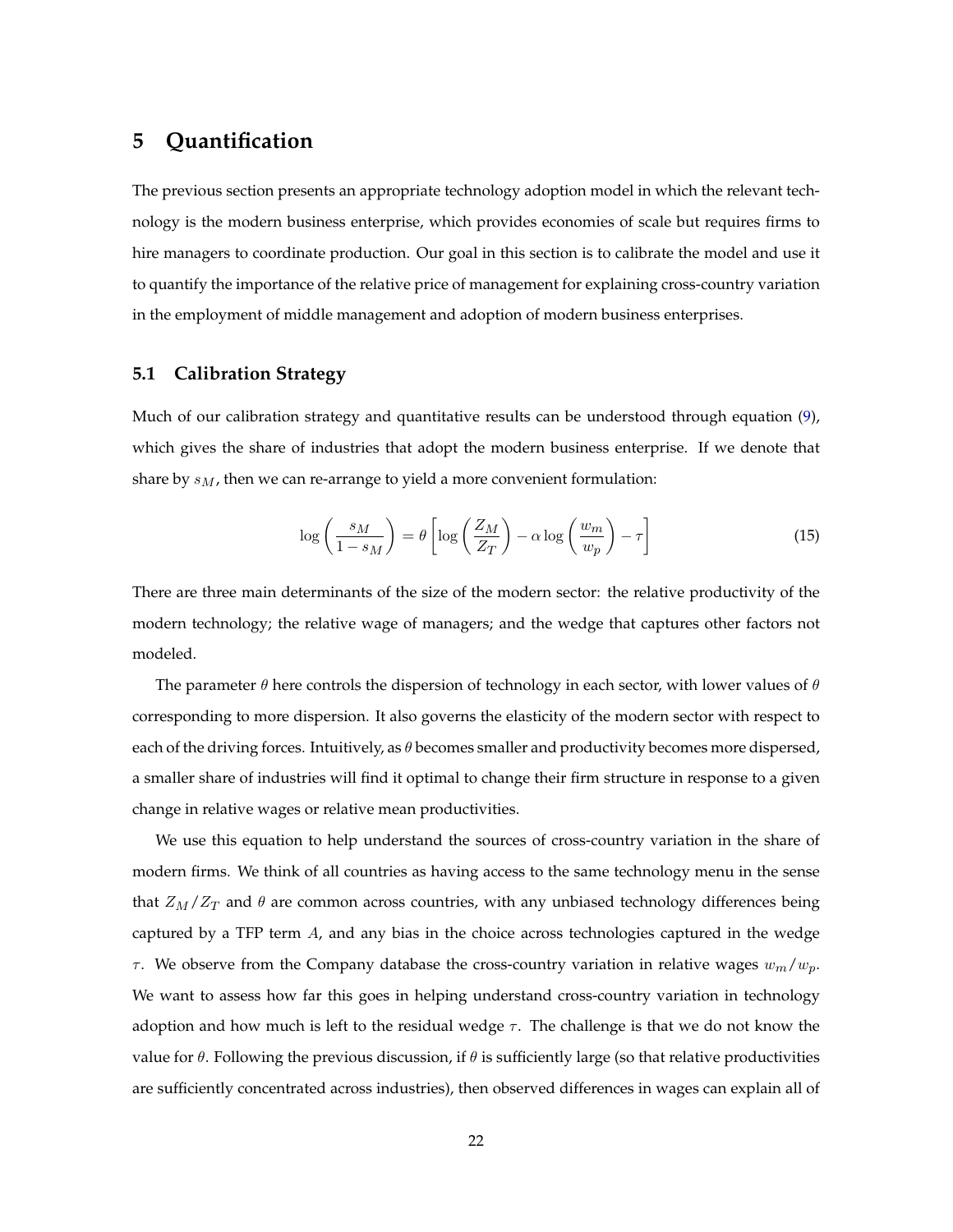# 5 Quantification

The previous section presents an appropriate technology adoption model in which the relevant technology is the modern business enterprise, which provides economies of scale but requires firms to hire managers to coordinate production. Our goal in this section is to calibrate the model and use it to quantify the importance of the relative price of management for explaining cross-country variation in the employment of middle management and adoption of modern business enterprises.

## 5.1 Calibration Strategy

Much of our calibration strategy and quantitative results can be understood through equation (9), which gives the share of industries that adopt the modern business enterprise. If we denote that share by $s_M$, then we can re-arrange to yield a more convenient formulation:

$$\log\left(\frac{s_M}{1-s_M}\right) = \theta\left[\log\left(\frac{Z_M}{Z_T}\right) - \alpha\log\left(\frac{w_m}{w_p}\right) - \tau\right] \tag{15}$$

There are three main determinants of the size of the modern sector: the relative productivity of the modern technology; the relative wage of managers; and the wedge that captures other factors not modeled.

The parameter $\theta$ here controls the dispersion of technology in each sector, with lower values of $\theta$ corresponding to more dispersion. It also governs the elasticity of the modern sector with respect to each of the driving forces. Intuitively, as $\theta$ becomes smaller and productivity becomes more dispersed, a smaller share of industries will find it optimal to change their firm structure in response to a given change in relative wages or relative mean productivities.

We use this equation to help understand the sources of cross-country variation in the share of modern firms. We think of all countries as having access to the same technology menu in the sense that $Z_M/Z_T$ and $\theta$ are common across countries, with any unbiased technology differences being captured by a TFP term $A$, and any bias in the choice across technologies captured in the wedge $\tau$. We observe from the Company database the cross-country variation in relative wages $w_m/w_p$. We want to assess how far this goes in helping understand cross-country variation in technology adoption and how much is left to the residual wedge $\tau$. The challenge is that we do not know the value for $\theta$. Following the previous discussion, if $\theta$ is sufficiently large (so that relative productivities are sufficiently concentrated across industries), then observed differences in wages can explain all of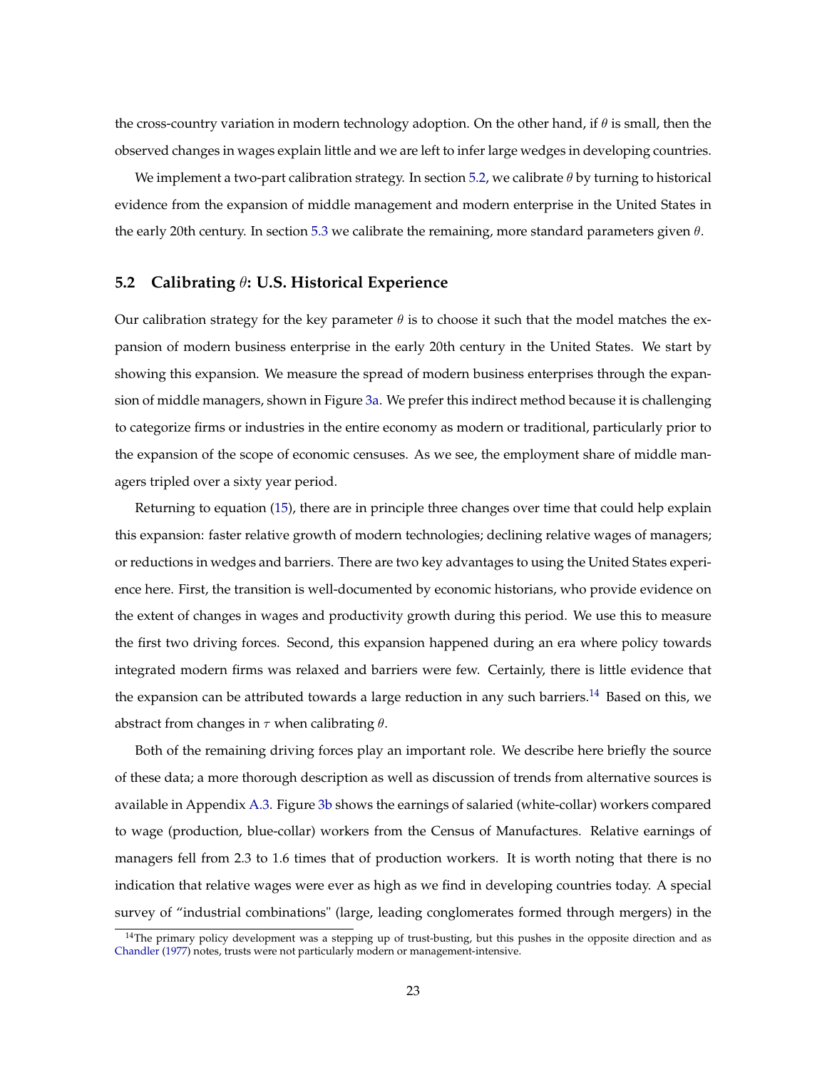the cross-country variation in modern technology adoption. On the other hand, if $\theta$ is small, then the observed changes in wages explain little and we are left to infer large wedges in developing countries.

We implement a two-part calibration strategy. In section 5.2, we calibrate $\theta$ by turning to historical evidence from the expansion of middle management and modern enterprise in the United States in the early 20th century. In section 5.3 we calibrate the remaining, more standard parameters given $\theta$.

## 5.2 Calibrating $\theta$: U.S. Historical Experience

Our calibration strategy for the key parameter $\theta$ is to choose it such that the model matches the expansion of modern business enterprise in the early 20th century in the United States. We start by showing this expansion. We measure the spread of modern business enterprises through the expansion of middle managers, shown in Figure 3a. We prefer this indirect method because it is challenging to categorize firms or industries in the entire economy as modern or traditional, particularly prior to the expansion of the scope of economic censuses. As we see, the employment share of middle managers tripled over a sixty year period.

Returning to equation (15), there are in principle three changes over time that could help explain this expansion: faster relative growth of modern technologies; declining relative wages of managers; or reductions in wedges and barriers. There are two key advantages to using the United States experience here. First, the transition is well-documented by economic historians, who provide evidence on the extent of changes in wages and productivity growth during this period. We use this to measure the first two driving forces. Second, this expansion happened during an era where policy towards integrated modern firms was relaxed and barriers were few. Certainly, there is little evidence that the expansion can be attributed towards a large reduction in any such barriers.[14] Based on this, we abstract from changes in $\tau$ when calibrating $\theta$.

Both of the remaining driving forces play an important role. We describe here briefly the source of these data; a more thorough description as well as discussion of trends from alternative sources is available in Appendix A.3. Figure 3b shows the earnings of salaried (white-collar) workers compared to wage (production, blue-collar) workers from the Census of Manufactures. Relative earnings of managers fell from 2.3 to 1.6 times that of production workers. It is worth noting that there is no indication that relative wages were ever as high as we find in developing countries today. A special survey of "industrial combinations" (large, leading conglomerates formed through mergers) in the

[14] The primary policy development was a stepping up of trust-busting, but this pushes in the opposite direction and as Chandler (1977) notes, trusts were not particularly modern or management-intensive.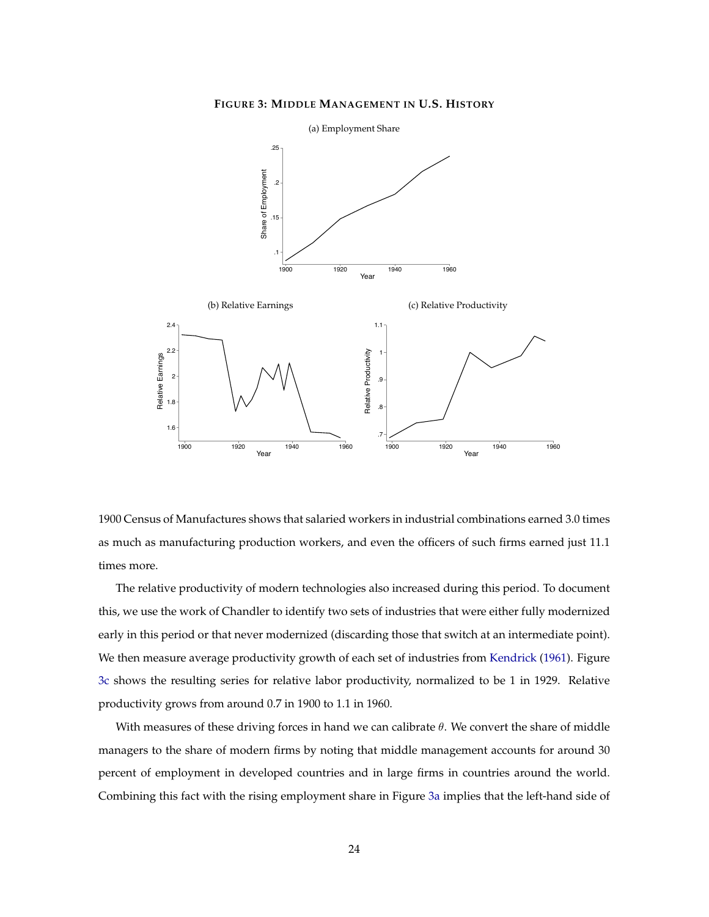**FIGURE 3: MIDDLE MANAGEMENT IN U.S. HISTORY**

(a) Employment Share

(b) Relative Earnings

(c) Relative Productivity

1900 Census of Manufactures shows that salaried workers in industrial combinations earned 3.0 times as much as manufacturing production workers, and even the officers of such firms earned just 11.1 times more.

The relative productivity of modern technologies also increased during this period. To document this, we use the work of Chandler to identify two sets of industries that were either fully modernized early in this period or that never modernized (discarding those that switch at an intermediate point). We then measure average productivity growth of each set of industries from Kendrick (1961). Figure 3c shows the resulting series for relative labor productivity, normalized to be 1 in 1929. Relative productivity grows from around 0.7 in 1900 to 1.1 in 1960.

With measures of these driving forces in hand we can calibrate $\theta$. We convert the share of middle managers to the share of modern firms by noting that middle management accounts for around 30 percent of employment in developed countries and in large firms in countries around the world. Combining this fact with the rising employment share in Figure 3a implies that the left-hand side of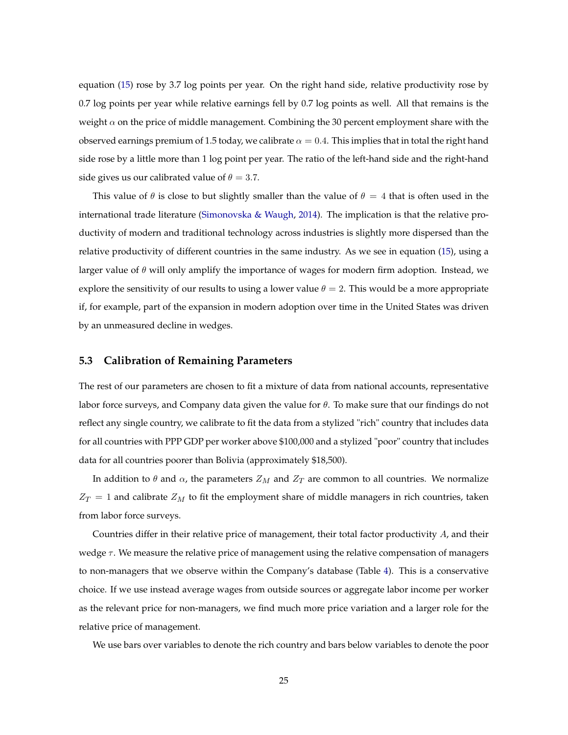equation (15) rose by 3.7 log points per year. On the right hand side, relative productivity rose by 0.7 log points per year while relative earnings fell by 0.7 log points as well. All that remains is the weight $\alpha$ on the price of middle management. Combining the 30 percent employment share with the observed earnings premium of 1.5 today, we calibrate $\alpha = 0.4$. This implies that in total the right hand side rose by a little more than 1 log point per year. The ratio of the left-hand side and the right-hand side gives us our calibrated value of $\theta = 3.7$.

This value of $\theta$ is close to but slightly smaller than the value of $\theta = 4$ that is often used in the international trade literature (Simonovska & Waugh, 2014). The implication is that the relative productivity of modern and traditional technology across industries is slightly more dispersed than the relative productivity of different countries in the same industry. As we see in equation (15), using a larger value of $\theta$ will only amplify the importance of wages for modern firm adoption. Instead, we explore the sensitivity of our results to using a lower value $\theta = 2$. This would be a more appropriate if, for example, part of the expansion in modern adoption over time in the United States was driven by an unmeasured decline in wedges.

## 5.3 Calibration of Remaining Parameters

The rest of our parameters are chosen to fit a mixture of data from national accounts, representative labor force surveys, and Company data given the value for $\theta$. To make sure that our findings do not reflect any single country, we calibrate to fit the data from a stylized "rich" country that includes data for all countries with PPP GDP per worker above $100,000 and a stylized "poor" country that includes data for all countries poorer than Bolivia (approximately $18,500).

In addition to $\theta$ and $\alpha$, the parameters $Z_M$ and $Z_T$ are common to all countries. We normalize $Z_T = 1$ and calibrate $Z_M$ to fit the employment share of middle managers in rich countries, taken from labor force surveys.

Countries differ in their relative price of management, their total factor productivity $A$, and their wedge $\tau$. We measure the relative price of management using the relative compensation of managers to non-managers that we observe within the Company's database (Table 4). This is a conservative choice. If we use instead average wages from outside sources or aggregate labor income per worker as the relevant price for non-managers, we find much more price variation and a larger role for the relative price of management.

We use bars over variables to denote the rich country and bars below variables to denote the poor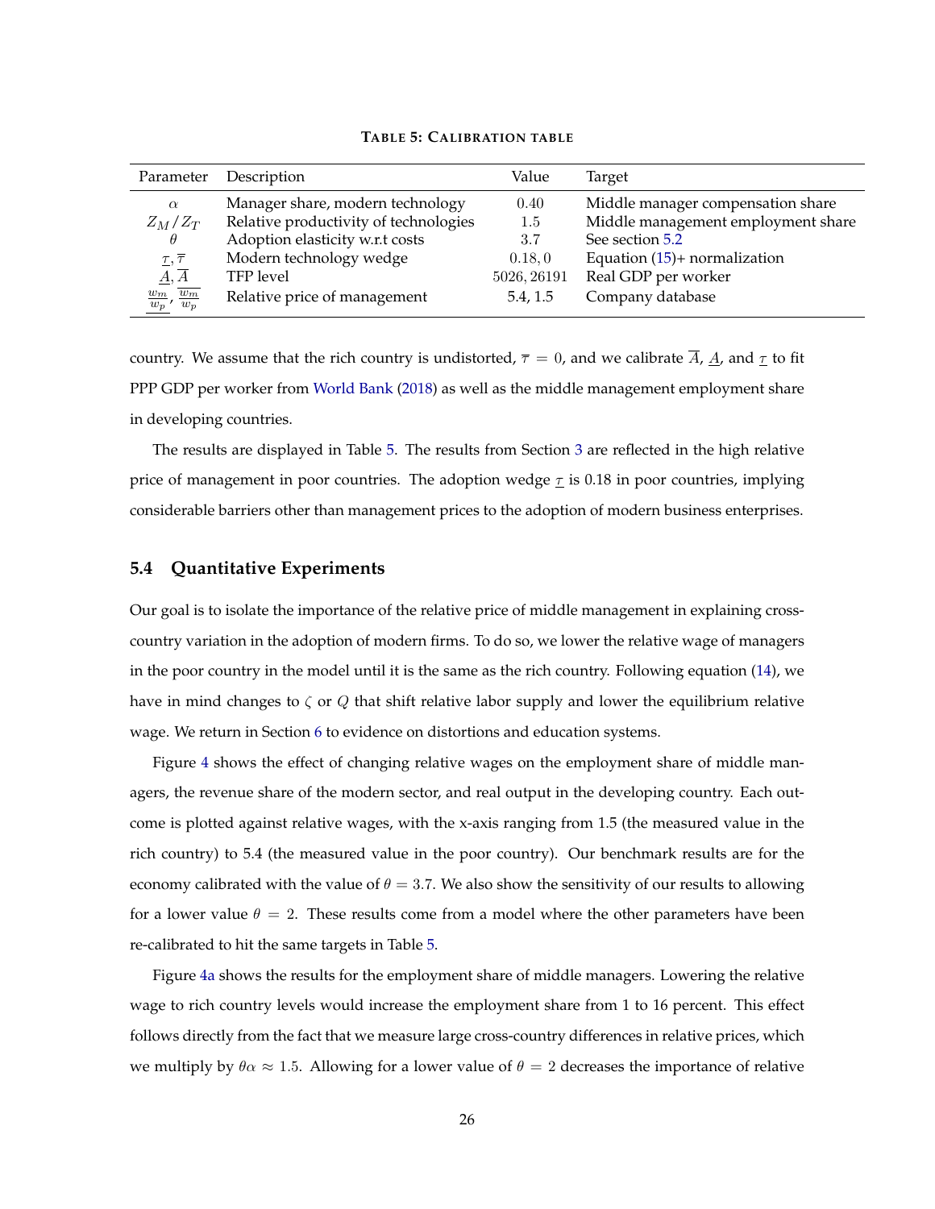**TABLE 5: CALIBRATION TABLE**

| Parameter | Description | Value | Target |
|---|---|---|---|
| $\alpha$ | Manager share, modern technology | 0.40 | Middle manager compensation share |
| $Z_M/Z_T$ | Relative productivity of technologies | 1.5 | Middle management employment share |
| $\theta$ | Adoption elasticity w.r.t costs | 3.7 | See section 5.2 |
| $\underline{\tau}, \overline{\tau}$ | Modern technology wedge | $0.18, 0$ | Equation (15)+ normalization |
| $\underline{A}, \overline{A}$ | TFP level | $5026, 26191$ | Real GDP per worker |
| $\underline{\frac{w_m}{w_p}}, \overline{\frac{w_m}{w_p}}$ | Relative price of management | 5.4, 1.5 | Company database |

country. We assume that the rich country is undistorted, $\overline{\tau} = 0$, and we calibrate $\overline{A}$, $\underline{A}$, and $\underline{\tau}$ to fit PPP GDP per worker from World Bank (2018) as well as the middle management employment share in developing countries.

The results are displayed in Table 5. The results from Section 3 are reflected in the high relative price of management in poor countries. The adoption wedge $\underline{\tau}$ is 0.18 in poor countries, implying considerable barriers other than management prices to the adoption of modern business enterprises.

### 5.4 Quantitative Experiments

Our goal is to isolate the importance of the relative price of middle management in explaining cross-country variation in the adoption of modern firms. To do so, we lower the relative wage of managers in the poor country in the model until it is the same as the rich country. Following equation (14), we have in mind changes to $\zeta$ or $Q$ that shift relative labor supply and lower the equilibrium relative wage. We return in Section 6 to evidence on distortions and education systems.

Figure 4 shows the effect of changing relative wages on the employment share of middle managers, the revenue share of the modern sector, and real output in the developing country. Each outcome is plotted against relative wages, with the x-axis ranging from 1.5 (the measured value in the rich country) to 5.4 (the measured value in the poor country). Our benchmark results are for the economy calibrated with the value of $\theta = 3.7$. We also show the sensitivity of our results to allowing for a lower value $\theta = 2$. These results come from a model where the other parameters have been re-calibrated to hit the same targets in Table 5.

Figure 4a shows the results for the employment share of middle managers. Lowering the relative wage to rich country levels would increase the employment share from 1 to 16 percent. This effect follows directly from the fact that we measure large cross-country differences in relative prices, which we multiply by $\theta\alpha \approx 1.5$. Allowing for a lower value of $\theta = 2$ decreases the importance of relative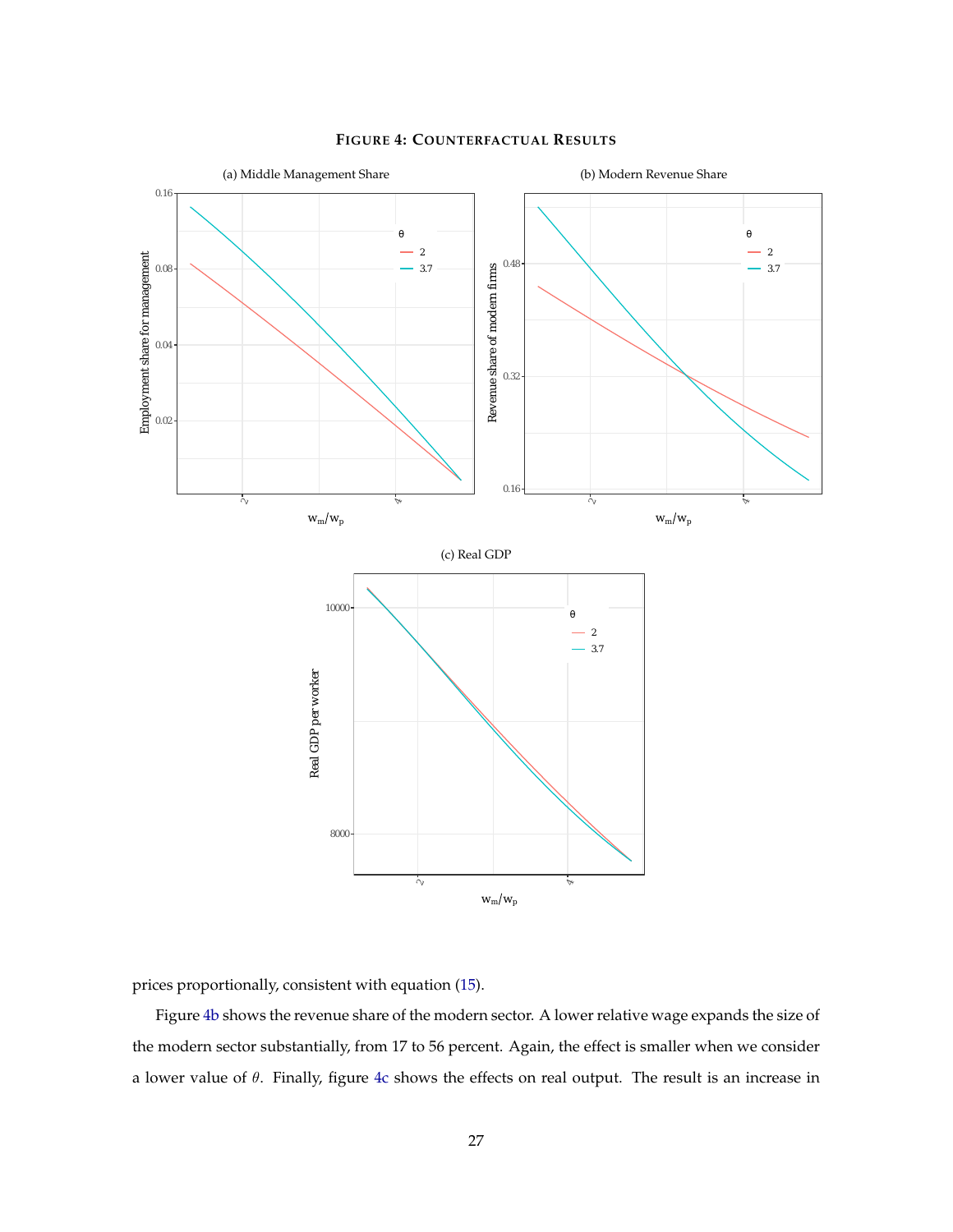**FIGURE 4: COUNTERFACTUAL RESULTS**

(a) Middle Management Share

(b) Modern Revenue Share

(c) Real GDP

prices proportionally, consistent with equation (15).

Figure 4b shows the revenue share of the modern sector. A lower relative wage expands the size of the modern sector substantially, from 17 to 56 percent. Again, the effect is smaller when we consider a lower value of $\theta$. Finally, figure 4c shows the effects on real output. The result is an increase in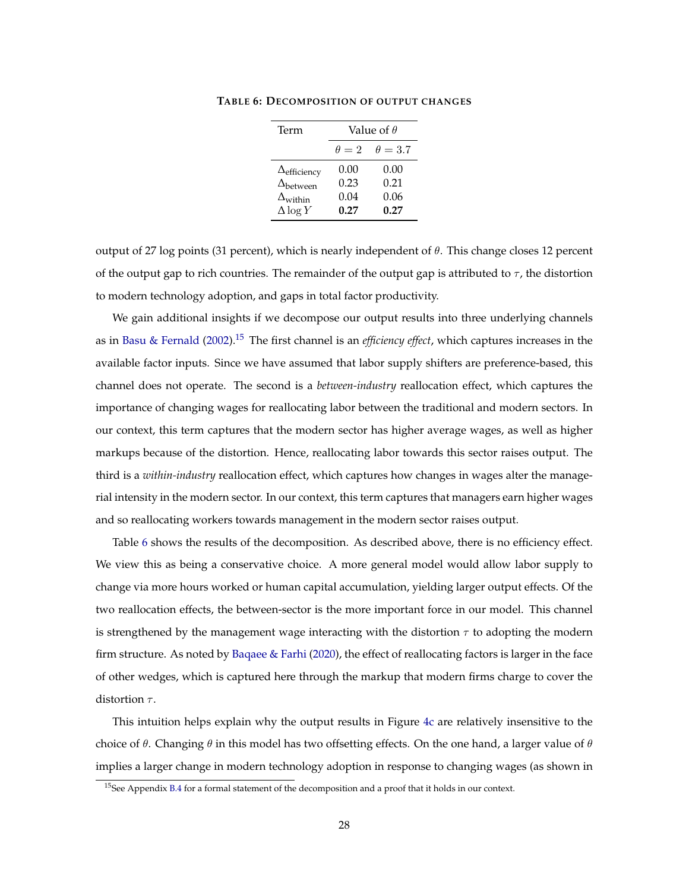**TABLE 6: DECOMPOSITION OF OUTPUT CHANGES**

| Term | Value of $\theta$ | |
|---|---|---|
| | $\theta = 2$ | $\theta = 3.7$ |
| $\Delta_{\text{efficiency}}$ | 0.00 | 0.00 |
| $\Delta_{\text{between}}$ | 0.23 | 0.21 |
| $\Delta_{\text{within}}$ | 0.04 | 0.06 |
| $\Delta \log Y$ | **0.27** | **0.27** |

output of 27 log points (31 percent), which is nearly independent of $\theta$. This change closes 12 percent of the output gap to rich countries. The remainder of the output gap is attributed to $\tau$, the distortion to modern technology adoption, and gaps in total factor productivity.

We gain additional insights if we decompose our output results into three underlying channels as in Basu & Fernald (2002).[15] The first channel is an *efficiency effect*, which captures increases in the available factor inputs. Since we have assumed that labor supply shifters are preference-based, this channel does not operate. The second is a *between-industry* reallocation effect, which captures the importance of changing wages for reallocating labor between the traditional and modern sectors. In our context, this term captures that the modern sector has higher average wages, as well as higher markups because of the distortion. Hence, reallocating labor towards this sector raises output. The third is a *within-industry* reallocation effect, which captures how changes in wages alter the managerial intensity in the modern sector. In our context, this term captures that managers earn higher wages and so reallocating workers towards management in the modern sector raises output.

Table 6 shows the results of the decomposition. As described above, there is no efficiency effect. We view this as being a conservative choice. A more general model would allow labor supply to change via more hours worked or human capital accumulation, yielding larger output effects. Of the two reallocation effects, the between-sector is the more important force in our model. This channel is strengthened by the management wage interacting with the distortion $\tau$ to adopting the modern firm structure. As noted by Baqaee & Farhi (2020), the effect of reallocating factors is larger in the face of other wedges, which is captured here through the markup that modern firms charge to cover the distortion $\tau$.

This intuition helps explain why the output results in Figure 4c are relatively insensitive to the choice of $\theta$. Changing $\theta$ in this model has two offsetting effects. On the one hand, a larger value of $\theta$ implies a larger change in modern technology adoption in response to changing wages (as shown in

[15] See Appendix B.4 for a formal statement of the decomposition and a proof that it holds in our context.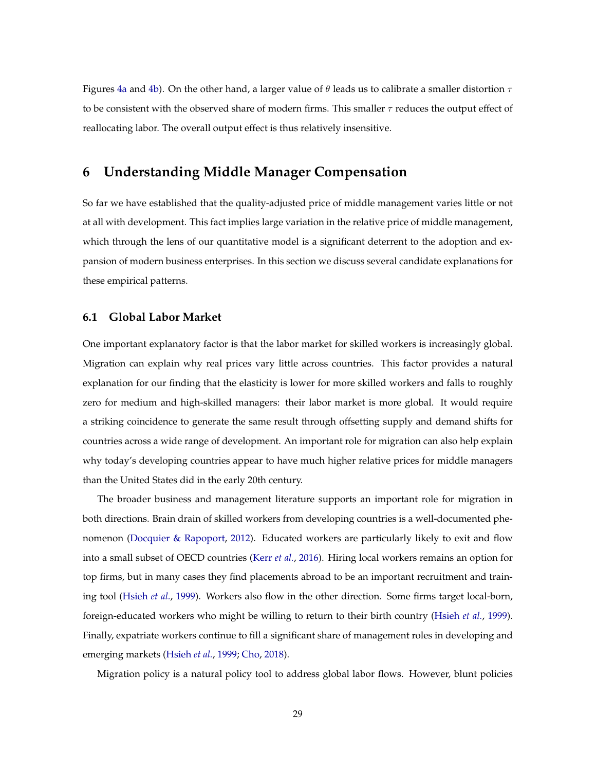Figures 4a and 4b). On the other hand, a larger value of $\theta$ leads us to calibrate a smaller distortion $\tau$ to be consistent with the observed share of modern firms. This smaller $\tau$ reduces the output effect of reallocating labor. The overall output effect is thus relatively insensitive.

# 6 Understanding Middle Manager Compensation

So far we have established that the quality-adjusted price of middle management varies little or not at all with development. This fact implies large variation in the relative price of middle management, which through the lens of our quantitative model is a significant deterrent to the adoption and expansion of modern business enterprises. In this section we discuss several candidate explanations for these empirical patterns.

## 6.1 Global Labor Market

One important explanatory factor is that the labor market for skilled workers is increasingly global. Migration can explain why real prices vary little across countries. This factor provides a natural explanation for our finding that the elasticity is lower for more skilled workers and falls to roughly zero for medium and high-skilled managers: their labor market is more global. It would require a striking coincidence to generate the same result through offsetting supply and demand shifts for countries across a wide range of development. An important role for migration can also help explain why today's developing countries appear to have much higher relative prices for middle managers than the United States did in the early 20th century.

The broader business and management literature supports an important role for migration in both directions. Brain drain of skilled workers from developing countries is a well-documented phenomenon (Docquier & Rapoport, 2012). Educated workers are particularly likely to exit and flow into a small subset of OECD countries (Kerr *et al.*, 2016). Hiring local workers remains an option for top firms, but in many cases they find placements abroad to be an important recruitment and training tool (Hsieh *et al.*, 1999). Workers also flow in the other direction. Some firms target local-born, foreign-educated workers who might be willing to return to their birth country (Hsieh *et al.*, 1999). Finally, expatriate workers continue to fill a significant share of management roles in developing and emerging markets (Hsieh *et al.*, 1999; Cho, 2018).

Migration policy is a natural policy tool to address global labor flows. However, blunt policies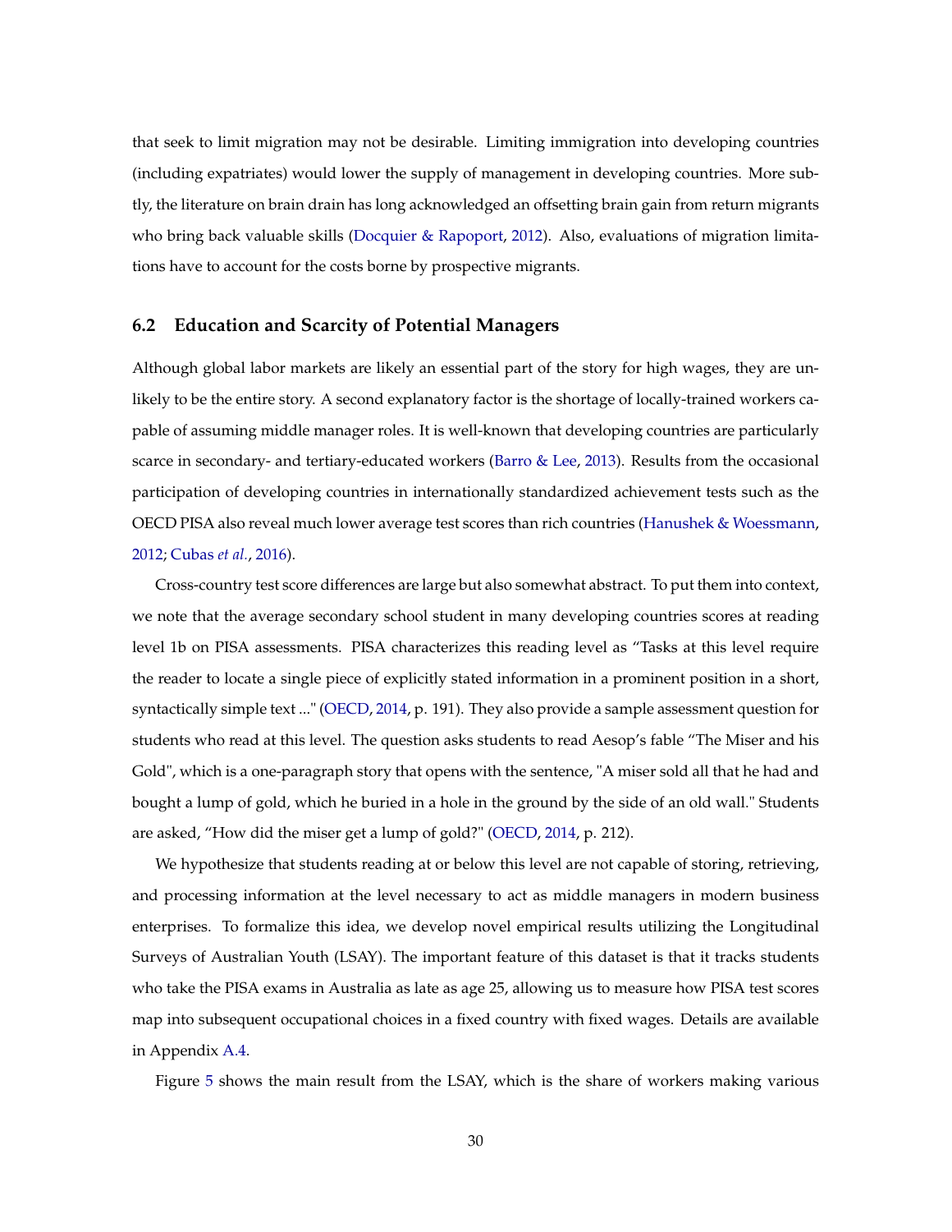that seek to limit migration may not be desirable. Limiting immigration into developing countries (including expatriates) would lower the supply of management in developing countries. More subtly, the literature on brain drain has long acknowledged an offsetting brain gain from return migrants who bring back valuable skills (Docquier & Rapoport, 2012). Also, evaluations of migration limitations have to account for the costs borne by prospective migrants.

### 6.2 Education and Scarcity of Potential Managers

Although global labor markets are likely an essential part of the story for high wages, they are unlikely to be the entire story. A second explanatory factor is the shortage of locally-trained workers capable of assuming middle manager roles. It is well-known that developing countries are particularly scarce in secondary- and tertiary-educated workers (Barro & Lee, 2013). Results from the occasional participation of developing countries in internationally standardized achievement tests such as the OECD PISA also reveal much lower average test scores than rich countries (Hanushek & Woessmann, 2012; Cubas *et al.*, 2016).

Cross-country test score differences are large but also somewhat abstract. To put them into context, we note that the average secondary school student in many developing countries scores at reading level 1b on PISA assessments. PISA characterizes this reading level as "Tasks at this level require the reader to locate a single piece of explicitly stated information in a prominent position in a short, syntactically simple text ..." (OECD, 2014, p. 191). They also provide a sample assessment question for students who read at this level. The question asks students to read Aesop's fable "The Miser and his Gold", which is a one-paragraph story that opens with the sentence, "A miser sold all that he had and bought a lump of gold, which he buried in a hole in the ground by the side of an old wall." Students are asked, "How did the miser get a lump of gold?" (OECD, 2014, p. 212).

We hypothesize that students reading at or below this level are not capable of storing, retrieving, and processing information at the level necessary to act as middle managers in modern business enterprises. To formalize this idea, we develop novel empirical results utilizing the Longitudinal Surveys of Australian Youth (LSAY). The important feature of this dataset is that it tracks students who take the PISA exams in Australia as late as age 25, allowing us to measure how PISA test scores map into subsequent occupational choices in a fixed country with fixed wages. Details are available in Appendix A.4.

Figure 5 shows the main result from the LSAY, which is the share of workers making various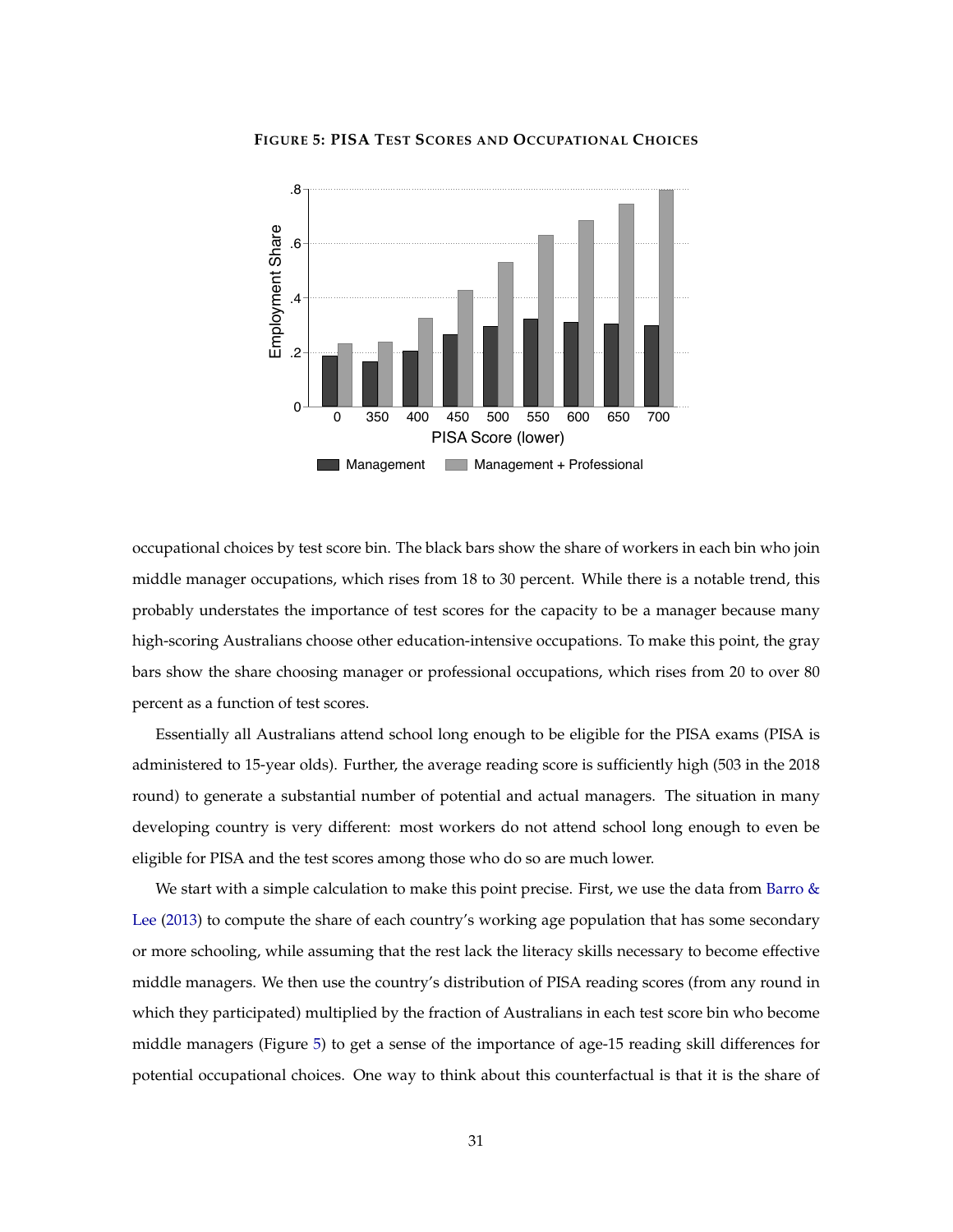**FIGURE 5: PISA TEST SCORES AND OCCUPATIONAL CHOICES**

occupational choices by test score bin. The black bars show the share of workers in each bin who join middle manager occupations, which rises from 18 to 30 percent. While there is a notable trend, this probably understates the importance of test scores for the capacity to be a manager because many high-scoring Australians choose other education-intensive occupations. To make this point, the gray bars show the share choosing manager or professional occupations, which rises from 20 to over 80 percent as a function of test scores.

Essentially all Australians attend school long enough to be eligible for the PISA exams (PISA is administered to 15-year olds). Further, the average reading score is sufficiently high (503 in the 2018 round) to generate a substantial number of potential and actual managers. The situation in many developing country is very different: most workers do not attend school long enough to even be eligible for PISA and the test scores among those who do so are much lower.

We start with a simple calculation to make this point precise. First, we use the data from Barro & Lee (2013) to compute the share of each country's working age population that has some secondary or more schooling, while assuming that the rest lack the literacy skills necessary to become effective middle managers. We then use the country's distribution of PISA reading scores (from any round in which they participated) multiplied by the fraction of Australians in each test score bin who become middle managers (Figure 5) to get a sense of the importance of age-15 reading skill differences for potential occupational choices. One way to think about this counterfactual is that it is the share of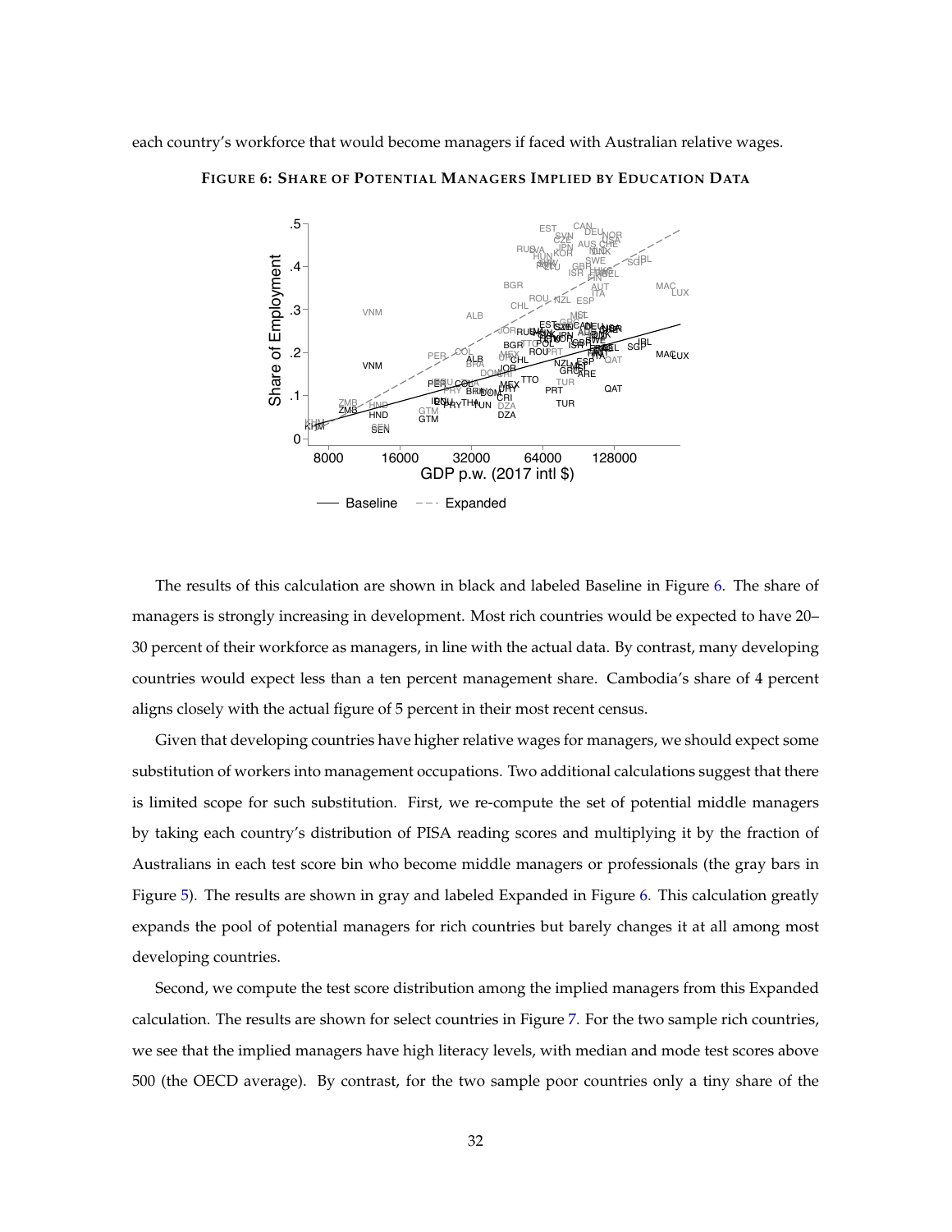each country's workforce that would become managers if faced with Australian relative wages.

**FIGURE 6: SHARE OF POTENTIAL MANAGERS IMPLIED BY EDUCATION DATA**

The results of this calculation are shown in black and labeled Baseline in Figure 6. The share of managers is strongly increasing in development. Most rich countries would be expected to have 20–30 percent of their workforce as managers, in line with the actual data. By contrast, many developing countries would expect less than a ten percent management share. Cambodia's share of 4 percent aligns closely with the actual figure of 5 percent in their most recent census.

Given that developing countries have higher relative wages for managers, we should expect some substitution of workers into management occupations. Two additional calculations suggest that there is limited scope for such substitution. First, we re-compute the set of potential middle managers by taking each country's distribution of PISA reading scores and multiplying it by the fraction of Australians in each test score bin who become middle managers or professionals (the gray bars in Figure 5). The results are shown in gray and labeled Expanded in Figure 6. This calculation greatly expands the pool of potential managers for rich countries but barely changes it at all among most developing countries.

Second, we compute the test score distribution among the implied managers from this Expanded calculation. The results are shown for select countries in Figure 7. For the two sample rich countries, we see that the implied managers have high literacy levels, with median and mode test scores above 500 (the OECD average). By contrast, for the two sample poor countries only a tiny share of the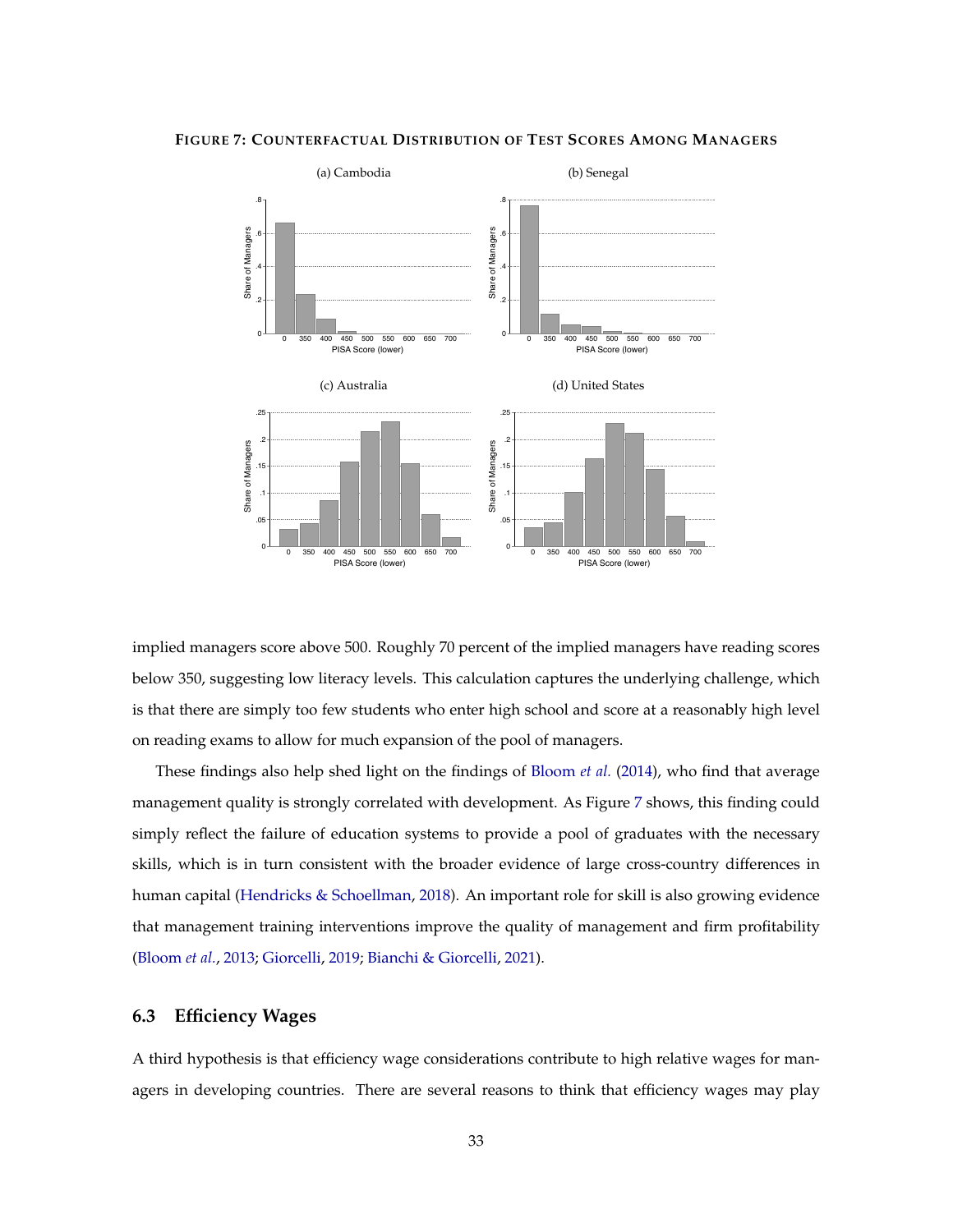**FIGURE 7: COUNTERFACTUAL DISTRIBUTION OF TEST SCORES AMONG MANAGERS**

implied managers score above 500. Roughly 70 percent of the implied managers have reading scores below 350, suggesting low literacy levels. This calculation captures the underlying challenge, which is that there are simply too few students who enter high school and score at a reasonably high level on reading exams to allow for much expansion of the pool of managers.

These findings also help shed light on the findings of Bloom *et al.* (2014), who find that average management quality is strongly correlated with development. As Figure 7 shows, this finding could simply reflect the failure of education systems to provide a pool of graduates with the necessary skills, which is in turn consistent with the broader evidence of large cross-country differences in human capital (Hendricks & Schoellman, 2018). An important role for skill is also growing evidence that management training interventions improve the quality of management and firm profitability (Bloom *et al.*, 2013; Giorcelli, 2019; Bianchi & Giorcelli, 2021).

## 6.3 Efficiency Wages

A third hypothesis is that efficiency wage considerations contribute to high relative wages for managers in developing countries. There are several reasons to think that efficiency wages may play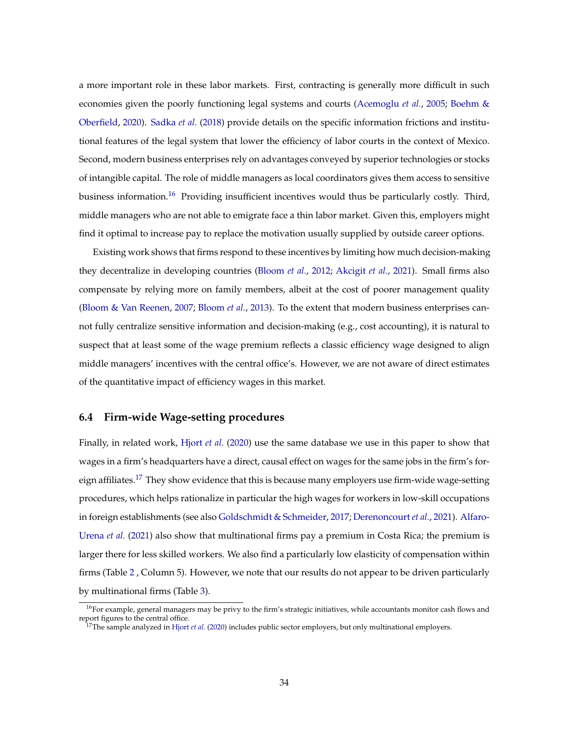a more important role in these labor markets. First, contracting is generally more difficult in such economies given the poorly functioning legal systems and courts (Acemoglu *et al.*, 2005; Boehm & Oberfield, 2020). Sadka *et al.* (2018) provide details on the specific information frictions and institutional features of the legal system that lower the efficiency of labor courts in the context of Mexico. Second, modern business enterprises rely on advantages conveyed by superior technologies or stocks of intangible capital. The role of middle managers as local coordinators gives them access to sensitive business information.[16] Providing insufficient incentives would thus be particularly costly. Third, middle managers who are not able to emigrate face a thin labor market. Given this, employers might find it optimal to increase pay to replace the motivation usually supplied by outside career options.

Existing work shows that firms respond to these incentives by limiting how much decision-making they decentralize in developing countries (Bloom *et al.*, 2012; Akcigit *et al.*, 2021). Small firms also compensate by relying more on family members, albeit at the cost of poorer management quality (Bloom & Van Reenen, 2007; Bloom *et al.*, 2013). To the extent that modern business enterprises cannot fully centralize sensitive information and decision-making (e.g., cost accounting), it is natural to suspect that at least some of the wage premium reflects a classic efficiency wage designed to align middle managers' incentives with the central office's. However, we are not aware of direct estimates of the quantitative impact of efficiency wages in this market.

### 6.4 Firm-wide Wage-setting procedures

Finally, in related work, Hjort *et al.* (2020) use the same database we use in this paper to show that wages in a firm's headquarters have a direct, causal effect on wages for the same jobs in the firm's foreign affiliates.[17] They show evidence that this is because many employers use firm-wide wage-setting procedures, which helps rationalize in particular the high wages for workers in low-skill occupations in foreign establishments (see also Goldschmidt & Schmeider, 2017; Derenoncourt *et al.*, 2021). Alfaro-Urena *et al.* (2021) also show that multinational firms pay a premium in Costa Rica; the premium is larger there for less skilled workers. We also find a particularly low elasticity of compensation within firms (Table 2 , Column 5). However, we note that our results do not appear to be driven particularly by multinational firms (Table 3).

[16] For example, general managers may be privy to the firm's strategic initiatives, while accountants monitor cash flows and report figures to the central office.

[17] The sample analyzed in Hjort *et al.* (2020) includes public sector employers, but only multinational employers.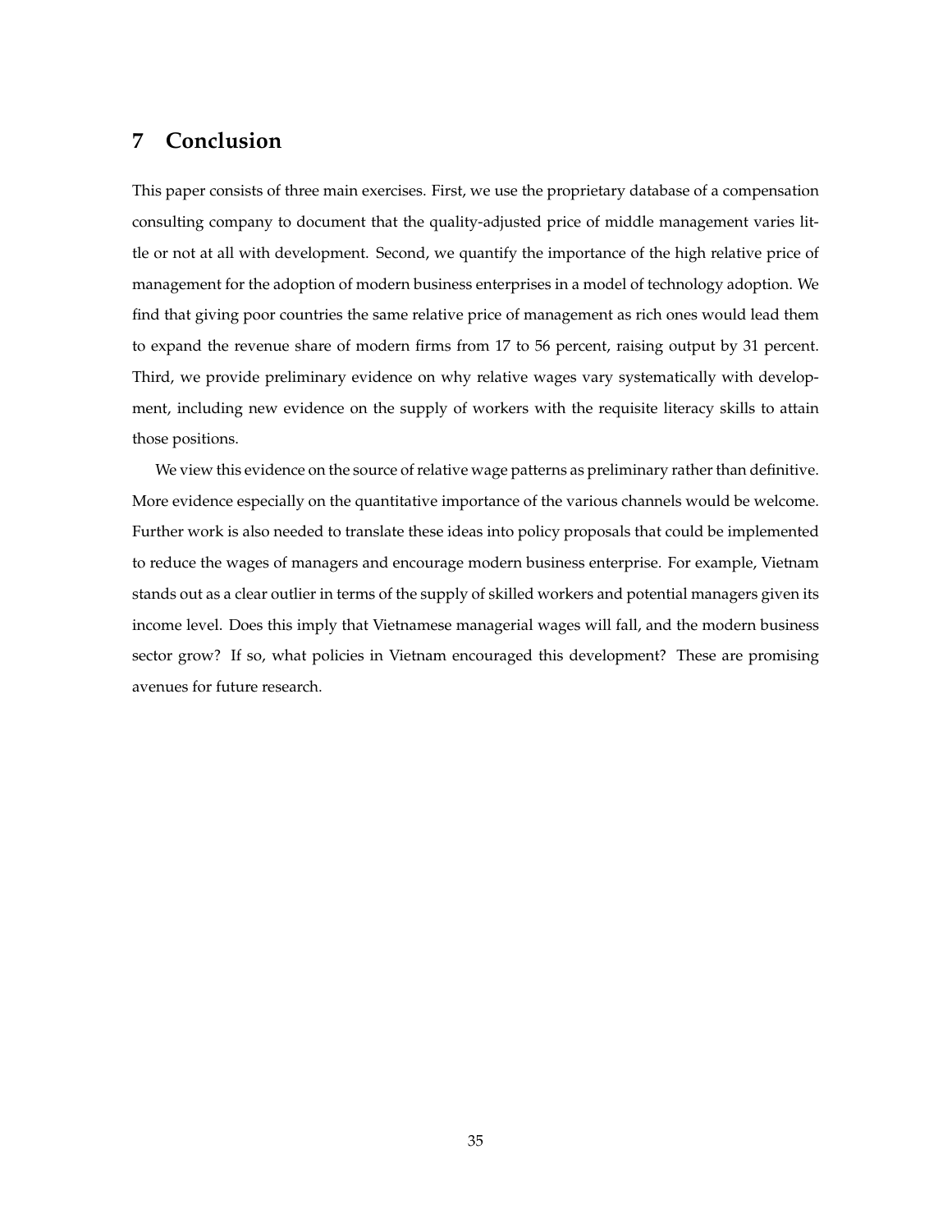# 7 Conclusion

This paper consists of three main exercises. First, we use the proprietary database of a compensation consulting company to document that the quality-adjusted price of middle management varies little or not at all with development. Second, we quantify the importance of the high relative price of management for the adoption of modern business enterprises in a model of technology adoption. We find that giving poor countries the same relative price of management as rich ones would lead them to expand the revenue share of modern firms from 17 to 56 percent, raising output by 31 percent. Third, we provide preliminary evidence on why relative wages vary systematically with development, including new evidence on the supply of workers with the requisite literacy skills to attain those positions.

We view this evidence on the source of relative wage patterns as preliminary rather than definitive. More evidence especially on the quantitative importance of the various channels would be welcome. Further work is also needed to translate these ideas into policy proposals that could be implemented to reduce the wages of managers and encourage modern business enterprise. For example, Vietnam stands out as a clear outlier in terms of the supply of skilled workers and potential managers given its income level. Does this imply that Vietnamese managerial wages will fall, and the modern business sector grow? If so, what policies in Vietnam encouraged this development? These are promising avenues for future research.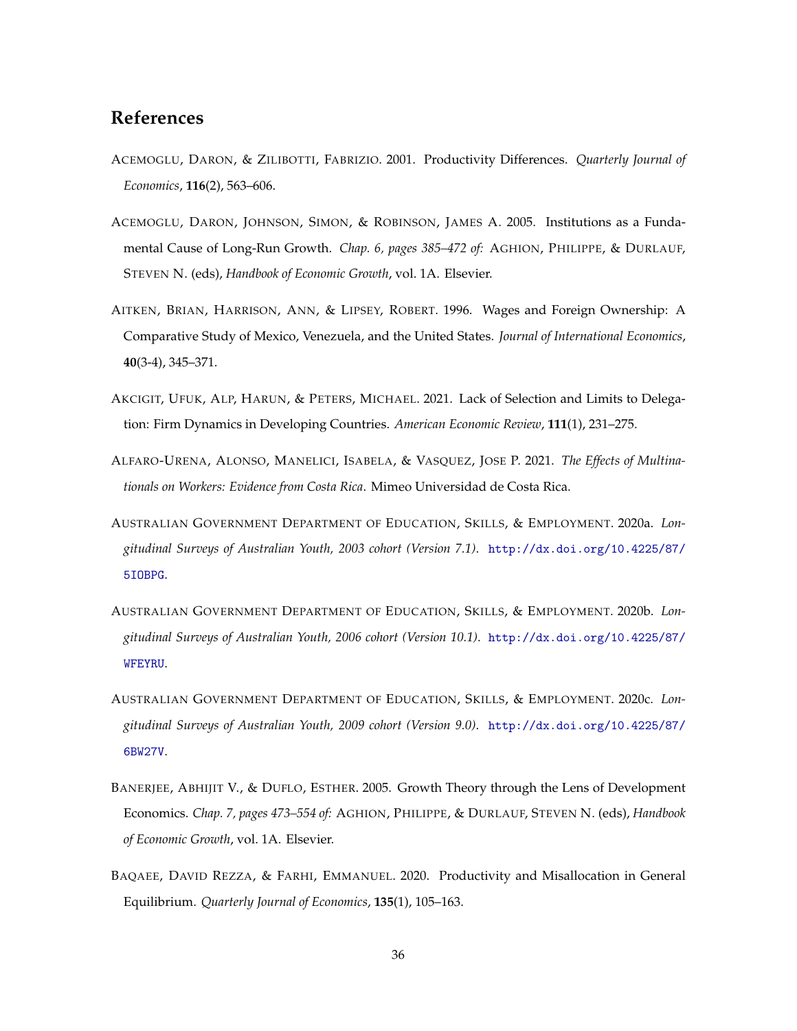# References

Acemoglu, Daron, & Zilibotti, Fabrizio. 2001. Productivity Differences. *Quarterly Journal of Economics*, **116**(2), 563–606.

Acemoglu, Daron, Johnson, Simon, & Robinson, James A. 2005. Institutions as a Fundamental Cause of Long-Run Growth. *Chap. 6, pages 385–472 of:* Aghion, Philippe, & Durlauf, Steven N. (eds), *Handbook of Economic Growth*, vol. 1A. Elsevier.

Aitken, Brian, Harrison, Ann, & Lipsey, Robert. 1996. Wages and Foreign Ownership: A Comparative Study of Mexico, Venezuela, and the United States. *Journal of International Economics*, **40**(3-4), 345–371.

Akcigit, Ufuk, Alp, Harun, & Peters, Michael. 2021. Lack of Selection and Limits to Delegation: Firm Dynamics in Developing Countries. *American Economic Review*, **111**(1), 231–275.

Alfaro-Urena, Alonso, Manelici, Isabela, & Vasquez, Jose P. 2021. *The Effects of Multinationals on Workers: Evidence from Costa Rica*. Mimeo Universidad de Costa Rica.

Australian Government Department of Education, Skills, & Employment. 2020a. *Longitudinal Surveys of Australian Youth, 2003 cohort (Version 7.1)*. http://dx.doi.org/10.4225/87/5IOBPG.

Australian Government Department of Education, Skills, & Employment. 2020b. *Longitudinal Surveys of Australian Youth, 2006 cohort (Version 10.1)*. http://dx.doi.org/10.4225/87/WFEYRU.

Australian Government Department of Education, Skills, & Employment. 2020c. *Longitudinal Surveys of Australian Youth, 2009 cohort (Version 9.0)*. http://dx.doi.org/10.4225/87/6BW27V.

Banerjee, Abhijit V., & Duflo, Esther. 2005. Growth Theory through the Lens of Development Economics. *Chap. 7, pages 473–554 of:* Aghion, Philippe, & Durlauf, Steven N. (eds), *Handbook of Economic Growth*, vol. 1A. Elsevier.

Baqaee, David Rezza, & Farhi, Emmanuel. 2020. Productivity and Misallocation in General Equilibrium. *Quarterly Journal of Economics*, **135**(1), 105–163.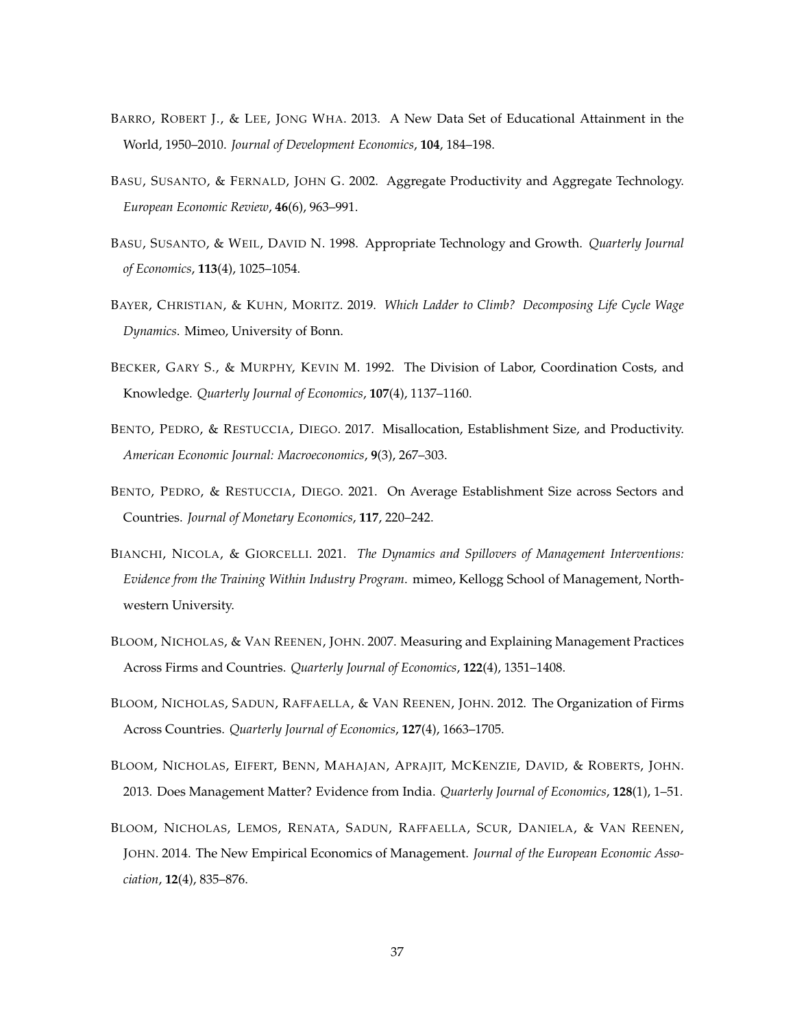BARRO, ROBERT J., & LEE, JONG WHA. 2013. A New Data Set of Educational Attainment in the World, 1950–2010. *Journal of Development Economics*, **104**, 184–198.

BASU, SUSANTO, & FERNALD, JOHN G. 2002. Aggregate Productivity and Aggregate Technology. *European Economic Review*, **46**(6), 963–991.

BASU, SUSANTO, & WEIL, DAVID N. 1998. Appropriate Technology and Growth. *Quarterly Journal of Economics*, **113**(4), 1025–1054.

BAYER, CHRISTIAN, & KUHN, MORITZ. 2019. *Which Ladder to Climb? Decomposing Life Cycle Wage Dynamics*. Mimeo, University of Bonn.

BECKER, GARY S., & MURPHY, KEVIN M. 1992. The Division of Labor, Coordination Costs, and Knowledge. *Quarterly Journal of Economics*, **107**(4), 1137–1160.

BENTO, PEDRO, & RESTUCCIA, DIEGO. 2017. Misallocation, Establishment Size, and Productivity. *American Economic Journal: Macroeconomics*, **9**(3), 267–303.

BENTO, PEDRO, & RESTUCCIA, DIEGO. 2021. On Average Establishment Size across Sectors and Countries. *Journal of Monetary Economics*, **117**, 220–242.

BIANCHI, NICOLA, & GIORCELLI. 2021. *The Dynamics and Spillovers of Management Interventions: Evidence from the Training Within Industry Program*. mimeo, Kellogg School of Management, Northwestern University.

BLOOM, NICHOLAS, & VAN REENEN, JOHN. 2007. Measuring and Explaining Management Practices Across Firms and Countries. *Quarterly Journal of Economics*, **122**(4), 1351–1408.

BLOOM, NICHOLAS, SADUN, RAFFAELLA, & VAN REENEN, JOHN. 2012. The Organization of Firms Across Countries. *Quarterly Journal of Economics*, **127**(4), 1663–1705.

BLOOM, NICHOLAS, EIFERT, BENN, MAHAJAN, APRAJIT, MCKENZIE, DAVID, & ROBERTS, JOHN. 2013. Does Management Matter? Evidence from India. *Quarterly Journal of Economics*, **128**(1), 1–51.

BLOOM, NICHOLAS, LEMOS, RENATA, SADUN, RAFFAELLA, SCUR, DANIELA, & VAN REENEN, JOHN. 2014. The New Empirical Economics of Management. *Journal of the European Economic Association*, **12**(4), 835–876.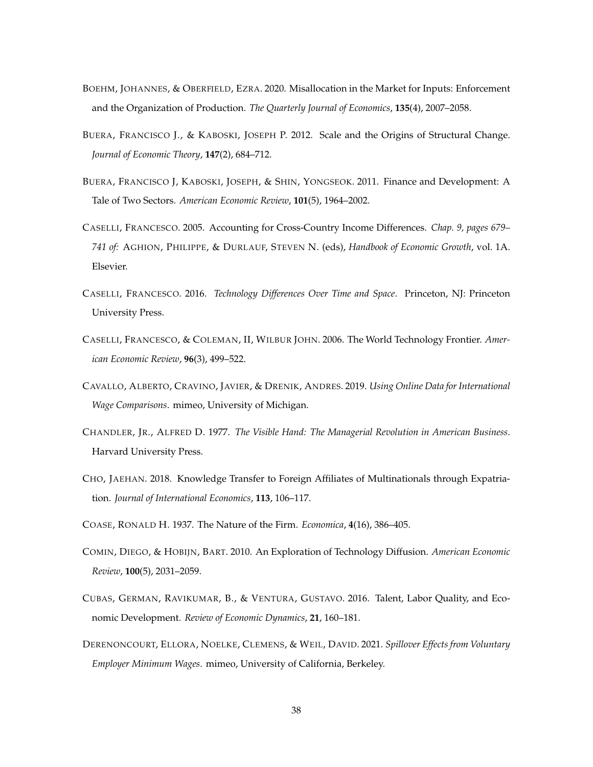BOEHM, JOHANNES, & OBERFIELD, EZRA. 2020. Misallocation in the Market for Inputs: Enforcement and the Organization of Production. *The Quarterly Journal of Economics*, **135**(4), 2007–2058.

BUERA, FRANCISCO J., & KABOSKI, JOSEPH P. 2012. Scale and the Origins of Structural Change. *Journal of Economic Theory*, **147**(2), 684–712.

BUERA, FRANCISCO J, KABOSKI, JOSEPH, & SHIN, YONGSEOK. 2011. Finance and Development: A Tale of Two Sectors. *American Economic Review*, **101**(5), 1964–2002.

CASELLI, FRANCESCO. 2005. Accounting for Cross-Country Income Differences. *Chap. 9, pages 679–741 of:* AGHION, PHILIPPE, & DURLAUF, STEVEN N. (eds), *Handbook of Economic Growth*, vol. 1A. Elsevier.

CASELLI, FRANCESCO. 2016. *Technology Differences Over Time and Space*. Princeton, NJ: Princeton University Press.

CASELLI, FRANCESCO, & COLEMAN, II, WILBUR JOHN. 2006. The World Technology Frontier. *American Economic Review*, **96**(3), 499–522.

CAVALLO, ALBERTO, CRAVINO, JAVIER, & DRENIK, ANDRES. 2019. *Using Online Data for International Wage Comparisons*. mimeo, University of Michigan.

CHANDLER, JR., ALFRED D. 1977. *The Visible Hand: The Managerial Revolution in American Business*. Harvard University Press.

CHO, JAEHAN. 2018. Knowledge Transfer to Foreign Affiliates of Multinationals through Expatriation. *Journal of International Economics*, **113**, 106–117.

COASE, RONALD H. 1937. The Nature of the Firm. *Economica*, **4**(16), 386–405.

COMIN, DIEGO, & HOBIJN, BART. 2010. An Exploration of Technology Diffusion. *American Economic Review*, **100**(5), 2031–2059.

CUBAS, GERMAN, RAVIKUMAR, B., & VENTURA, GUSTAVO. 2016. Talent, Labor Quality, and Economic Development. *Review of Economic Dynamics*, **21**, 160–181.

DERENONCOURT, ELLORA, NOELKE, CLEMENS, & WEIL, DAVID. 2021. *Spillover Effects from Voluntary Employer Minimum Wages*. mimeo, University of California, Berkeley.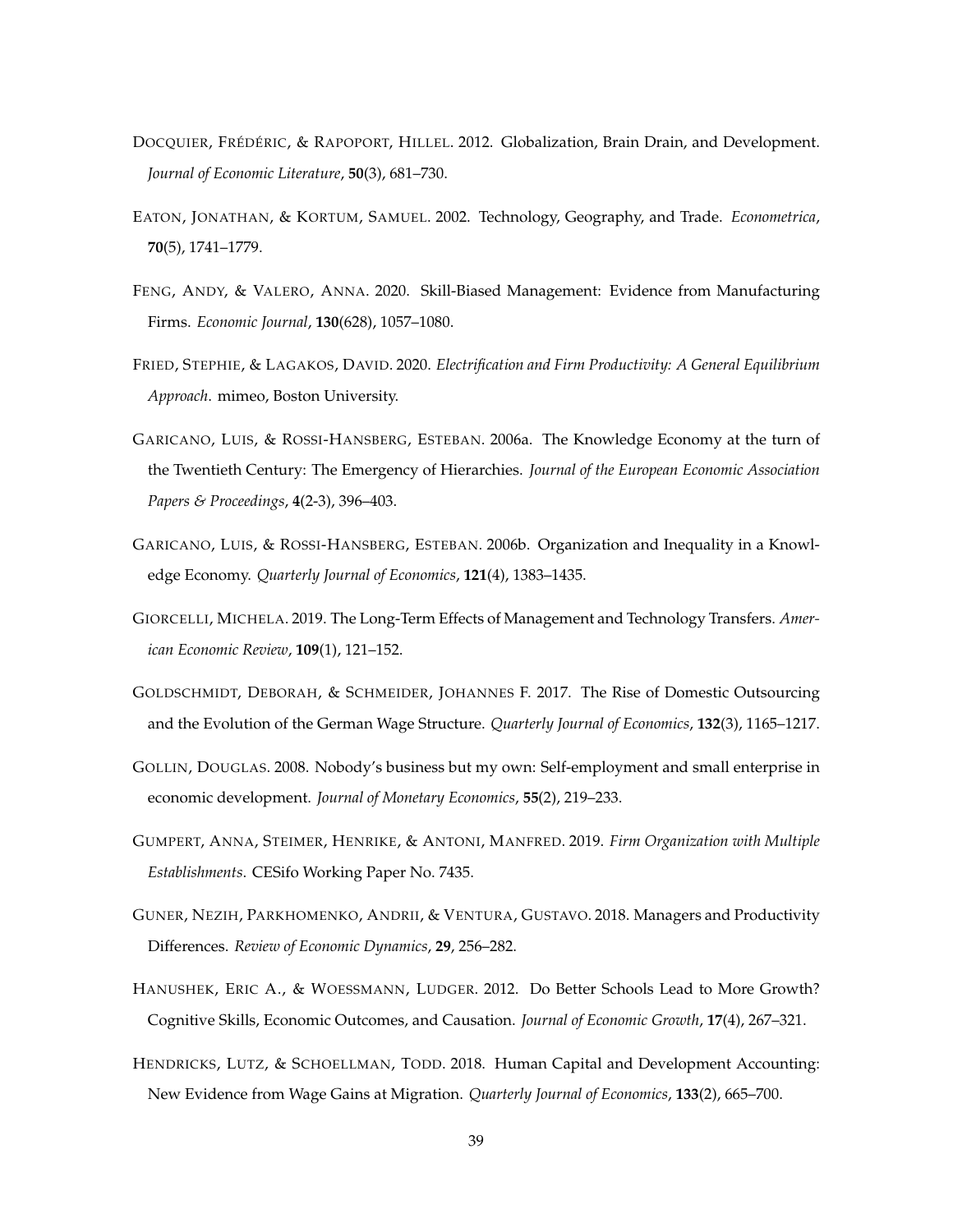DOCQUIER, FRÉDÉRIC, & RAPOPORT, HILLEL. 2012. Globalization, Brain Drain, and Development. *Journal of Economic Literature*, **50**(3), 681–730.

EATON, JONATHAN, & KORTUM, SAMUEL. 2002. Technology, Geography, and Trade. *Econometrica*, **70**(5), 1741–1779.

FENG, ANDY, & VALERO, ANNA. 2020. Skill-Biased Management: Evidence from Manufacturing Firms. *Economic Journal*, **130**(628), 1057–1080.

FRIED, STEPHIE, & LAGAKOS, DAVID. 2020. *Electrification and Firm Productivity: A General Equilibrium Approach*. mimeo, Boston University.

GARICANO, LUIS, & ROSSI-HANSBERG, ESTEBAN. 2006a. The Knowledge Economy at the turn of the Twentieth Century: The Emergency of Hierarchies. *Journal of the European Economic Association Papers & Proceedings*, **4**(2-3), 396–403.

GARICANO, LUIS, & ROSSI-HANSBERG, ESTEBAN. 2006b. Organization and Inequality in a Knowledge Economy. *Quarterly Journal of Economics*, **121**(4), 1383–1435.

GIORCELLI, MICHELA. 2019. The Long-Term Effects of Management and Technology Transfers. *American Economic Review*, **109**(1), 121–152.

GOLDSCHMIDT, DEBORAH, & SCHMEIDER, JOHANNES F. 2017. The Rise of Domestic Outsourcing and the Evolution of the German Wage Structure. *Quarterly Journal of Economics*, **132**(3), 1165–1217.

GOLLIN, DOUGLAS. 2008. Nobody's business but my own: Self-employment and small enterprise in economic development. *Journal of Monetary Economics*, **55**(2), 219–233.

GUMPERT, ANNA, STEIMER, HENRIKE, & ANTONI, MANFRED. 2019. *Firm Organization with Multiple Establishments*. CESifo Working Paper No. 7435.

GUNER, NEZIH, PARKHOMENKO, ANDRII, & VENTURA, GUSTAVO. 2018. Managers and Productivity Differences. *Review of Economic Dynamics*, **29**, 256–282.

HANUSHEK, ERIC A., & WOESSMANN, LUDGER. 2012. Do Better Schools Lead to More Growth? Cognitive Skills, Economic Outcomes, and Causation. *Journal of Economic Growth*, **17**(4), 267–321.

HENDRICKS, LUTZ, & SCHOELLMAN, TODD. 2018. Human Capital and Development Accounting: New Evidence from Wage Gains at Migration. *Quarterly Journal of Economics*, **133**(2), 665–700.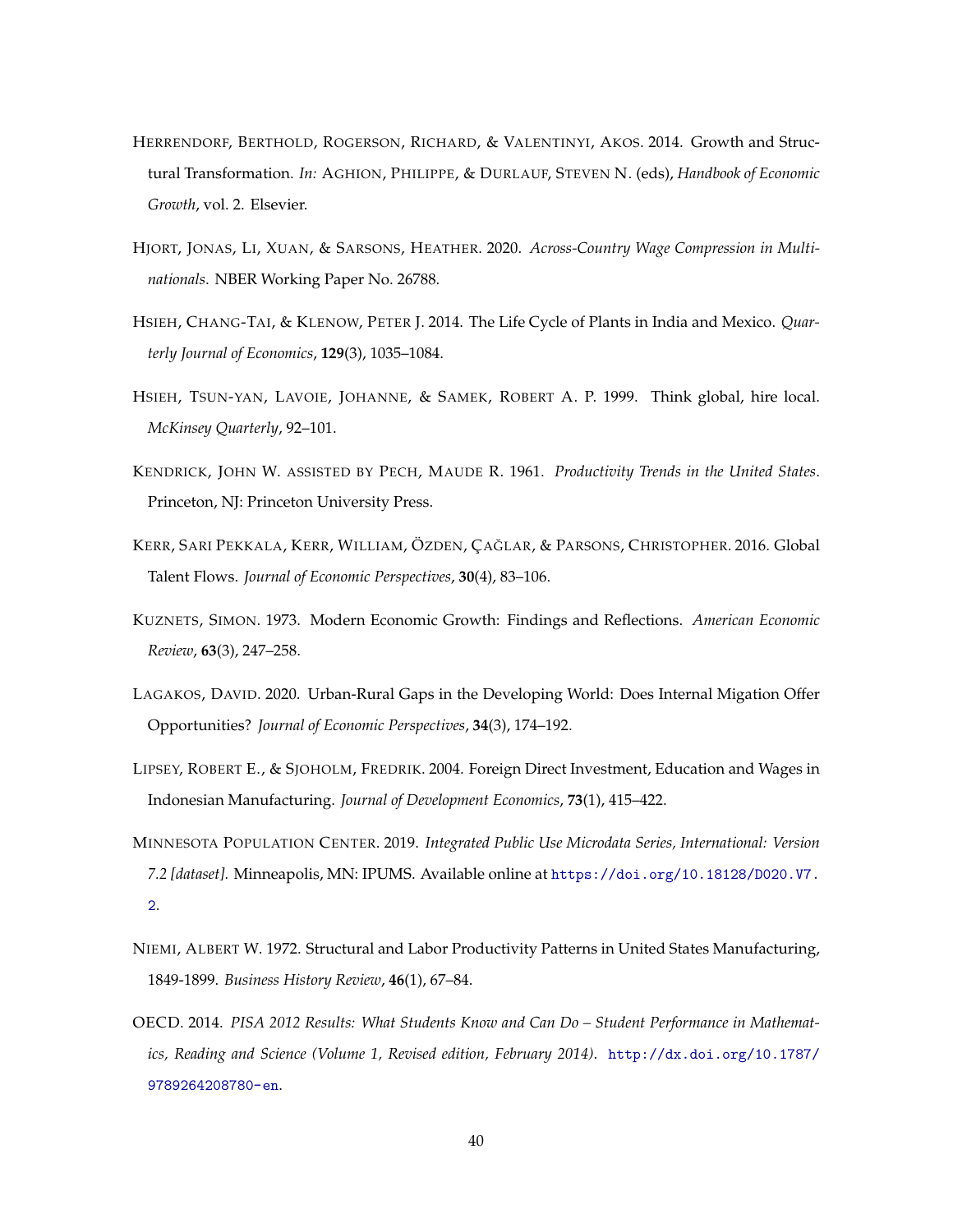Herrendorf, Berthold, Rogerson, Richard, & Valentinyi, Akos. 2014. Growth and Structural Transformation. *In:* Aghion, Philippe, & Durlauf, Steven N. (eds), *Handbook of Economic Growth*, vol. 2. Elsevier.

Hjort, Jonas, Li, Xuan, & Sarsons, Heather. 2020. *Across-Country Wage Compression in Multinationals*. NBER Working Paper No. 26788.

Hsieh, Chang-Tai, & Klenow, Peter J. 2014. The Life Cycle of Plants in India and Mexico. *Quarterly Journal of Economics*, **129**(3), 1035–1084.

Hsieh, Tsun-yan, Lavoie, Johanne, & Samek, Robert A. P. 1999. Think global, hire local. *McKinsey Quarterly*, 92–101.

Kendrick, John W. assisted by Pech, Maude R. 1961. *Productivity Trends in the United States*. Princeton, NJ: Princeton University Press.

Kerr, Sari Pekkala, Kerr, William, Özden, Çağlar, & Parsons, Christopher. 2016. Global Talent Flows. *Journal of Economic Perspectives*, **30**(4), 83–106.

Kuznets, Simon. 1973. Modern Economic Growth: Findings and Reflections. *American Economic Review*, **63**(3), 247–258.

Lagakos, David. 2020. Urban-Rural Gaps in the Developing World: Does Internal Migation Offer Opportunities? *Journal of Economic Perspectives*, **34**(3), 174–192.

Lipsey, Robert E., & Sjoholm, Fredrik. 2004. Foreign Direct Investment, Education and Wages in Indonesian Manufacturing. *Journal of Development Economics*, **73**(1), 415–422.

Minnesota Population Center. 2019. *Integrated Public Use Microdata Series, International: Version 7.2 [dataset].* Minneapolis, MN: IPUMS. Available online at https://doi.org/10.18128/D020.V7.2.

Niemi, Albert W. 1972. Structural and Labor Productivity Patterns in United States Manufacturing, 1849-1899. *Business History Review*, **46**(1), 67–84.

OECD. 2014. *PISA 2012 Results: What Students Know and Can Do – Student Performance in Mathematics, Reading and Science (Volume 1, Revised edition, February 2014).* http://dx.doi.org/10.1787/9789264208780-en.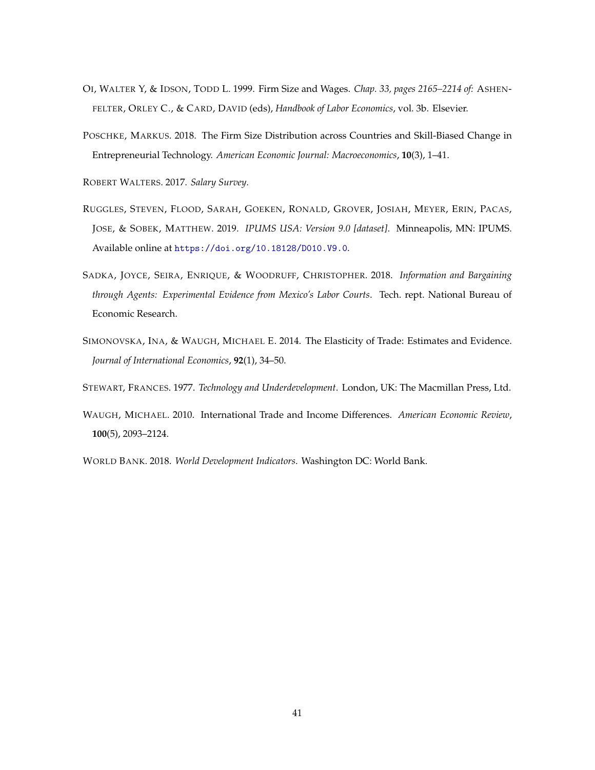Oi, Walter Y, & Idson, Todd L. 1999. Firm Size and Wages. *Chap. 33, pages 2165–2214 of:* Ashenfelter, Orley C., & Card, David (eds), *Handbook of Labor Economics*, vol. 3b. Elsevier.

Poschke, Markus. 2018. The Firm Size Distribution across Countries and Skill-Biased Change in Entrepreneurial Technology. *American Economic Journal: Macroeconomics*, **10**(3), 1–41.

Robert Walters. 2017. *Salary Survey*.

Ruggles, Steven, Flood, Sarah, Goeken, Ronald, Grover, Josiah, Meyer, Erin, Pacas, Jose, & Sobek, Matthew. 2019. *IPUMS USA: Version 9.0 [dataset].* Minneapolis, MN: IPUMS. Available online at https://doi.org/10.18128/D010.V9.0.

Sadka, Joyce, Seira, Enrique, & Woodruff, Christopher. 2018. *Information and Bargaining through Agents: Experimental Evidence from Mexico's Labor Courts*. Tech. rept. National Bureau of Economic Research.

Simonovska, Ina, & Waugh, Michael E. 2014. The Elasticity of Trade: Estimates and Evidence. *Journal of International Economics*, **92**(1), 34–50.

Stewart, Frances. 1977. *Technology and Underdevelopment*. London, UK: The Macmillan Press, Ltd.

Waugh, Michael. 2010. International Trade and Income Differences. *American Economic Review*, **100**(5), 2093–2124.

World Bank. 2018. *World Development Indicators*. Washington DC: World Bank.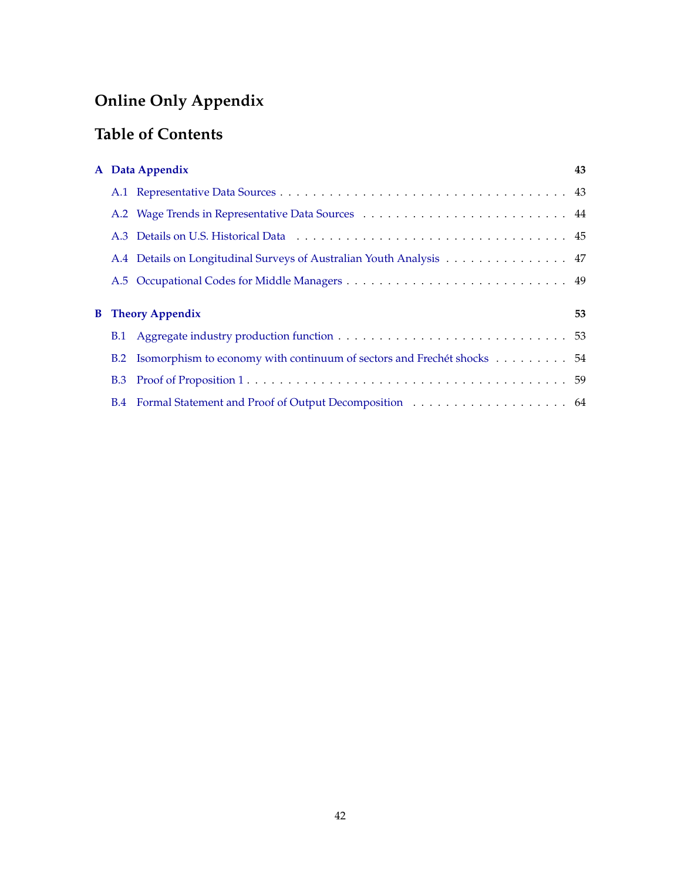# Online Only Appendix

## Table of Contents

**A Data Appendix** — **43**

- A.1 Representative Data Sources . . . . . . . . . . . . . . . . . . . . . . . . . . . . . . . . . . . 43
- A.2 Wage Trends in Representative Data Sources . . . . . . . . . . . . . . . . . . . . . . . . 44
- A.3 Details on U.S. Historical Data . . . . . . . . . . . . . . . . . . . . . . . . . . . . . . . . . . 45
- A.4 Details on Longitudinal Surveys of Australian Youth Analysis . . . . . . . . . . . . . . . . 47
- A.5 Occupational Codes for Middle Managers . . . . . . . . . . . . . . . . . . . . . . . . . . 49

**B Theory Appendix** — **53**

- B.1 Aggregate industry production function . . . . . . . . . . . . . . . . . . . . . . . . . . . 53
- B.2 Isomorphism to economy with continuum of sectors and Frechét shocks . . . . . . . . . . 54
- B.3 Proof of Proposition 1 . . . . . . . . . . . . . . . . . . . . . . . . . . . . . . . . . . . . . . 59
- B.4 Formal Statement and Proof of Output Decomposition . . . . . . . . . . . . . . . . . . . 64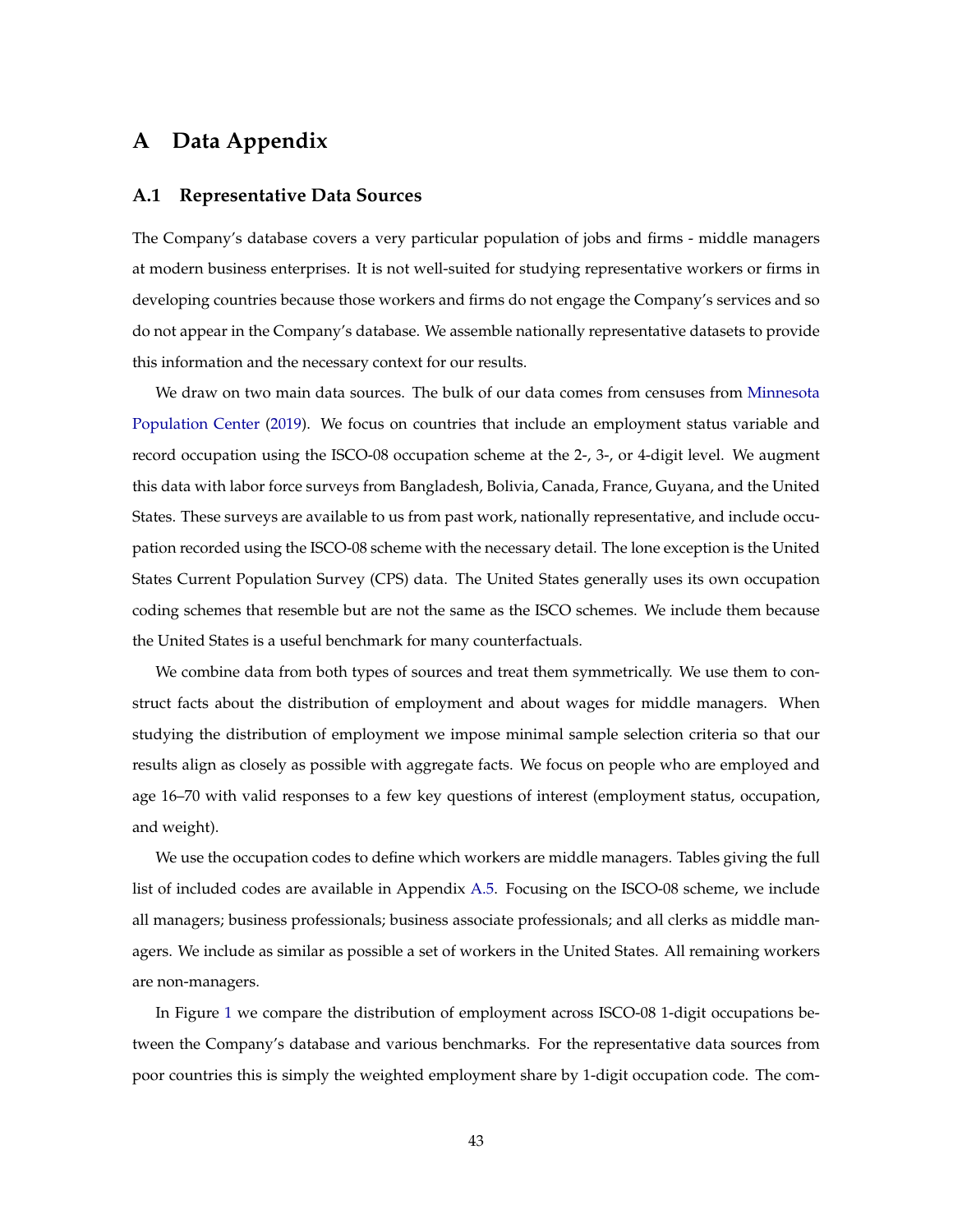# A Data Appendix

## A.1 Representative Data Sources

The Company's database covers a very particular population of jobs and firms - middle managers at modern business enterprises. It is not well-suited for studying representative workers or firms in developing countries because those workers and firms do not engage the Company's services and so do not appear in the Company's database. We assemble nationally representative datasets to provide this information and the necessary context for our results.

We draw on two main data sources. The bulk of our data comes from censuses from Minnesota Population Center (2019). We focus on countries that include an employment status variable and record occupation using the ISCO-08 occupation scheme at the 2-, 3-, or 4-digit level. We augment this data with labor force surveys from Bangladesh, Bolivia, Canada, France, Guyana, and the United States. These surveys are available to us from past work, nationally representative, and include occupation recorded using the ISCO-08 scheme with the necessary detail. The lone exception is the United States Current Population Survey (CPS) data. The United States generally uses its own occupation coding schemes that resemble but are not the same as the ISCO schemes. We include them because the United States is a useful benchmark for many counterfactuals.

We combine data from both types of sources and treat them symmetrically. We use them to construct facts about the distribution of employment and about wages for middle managers. When studying the distribution of employment we impose minimal sample selection criteria so that our results align as closely as possible with aggregate facts. We focus on people who are employed and age 16–70 with valid responses to a few key questions of interest (employment status, occupation, and weight).

We use the occupation codes to define which workers are middle managers. Tables giving the full list of included codes are available in Appendix A.5. Focusing on the ISCO-08 scheme, we include all managers; business professionals; business associate professionals; and all clerks as middle managers. We include as similar as possible a set of workers in the United States. All remaining workers are non-managers.

In Figure 1 we compare the distribution of employment across ISCO-08 1-digit occupations between the Company's database and various benchmarks. For the representative data sources from poor countries this is simply the weighted employment share by 1-digit occupation code. The com-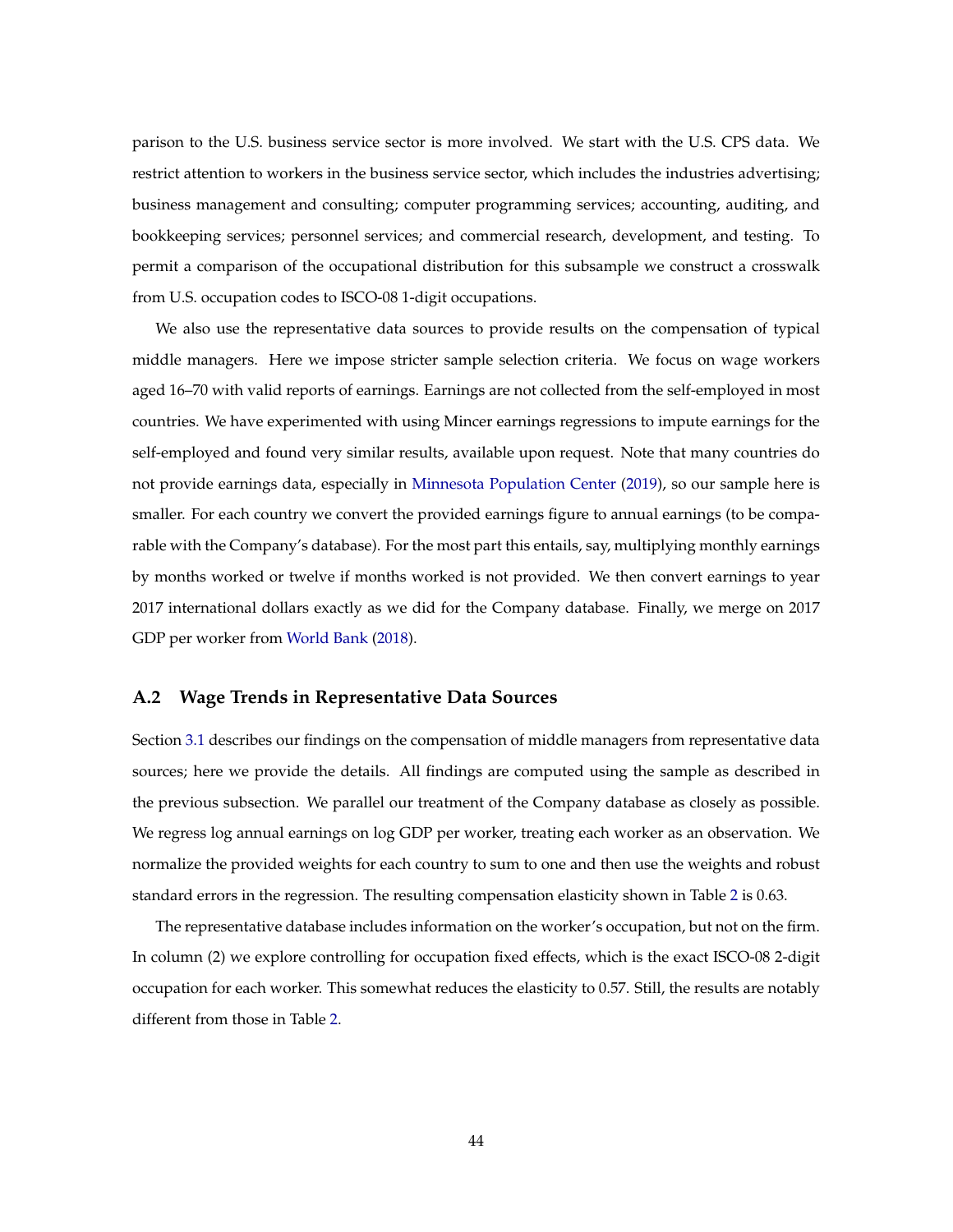parison to the U.S. business service sector is more involved. We start with the U.S. CPS data. We restrict attention to workers in the business service sector, which includes the industries advertising; business management and consulting; computer programming services; accounting, auditing, and bookkeeping services; personnel services; and commercial research, development, and testing. To permit a comparison of the occupational distribution for this subsample we construct a crosswalk from U.S. occupation codes to ISCO-08 1-digit occupations.

We also use the representative data sources to provide results on the compensation of typical middle managers. Here we impose stricter sample selection criteria. We focus on wage workers aged 16–70 with valid reports of earnings. Earnings are not collected from the self-employed in most countries. We have experimented with using Mincer earnings regressions to impute earnings for the self-employed and found very similar results, available upon request. Note that many countries do not provide earnings data, especially in Minnesota Population Center (2019), so our sample here is smaller. For each country we convert the provided earnings figure to annual earnings (to be comparable with the Company's database). For the most part this entails, say, multiplying monthly earnings by months worked or twelve if months worked is not provided. We then convert earnings to year 2017 international dollars exactly as we did for the Company database. Finally, we merge on 2017 GDP per worker from World Bank (2018).

## A.2 Wage Trends in Representative Data Sources

Section 3.1 describes our findings on the compensation of middle managers from representative data sources; here we provide the details. All findings are computed using the sample as described in the previous subsection. We parallel our treatment of the Company database as closely as possible. We regress log annual earnings on log GDP per worker, treating each worker as an observation. We normalize the provided weights for each country to sum to one and then use the weights and robust standard errors in the regression. The resulting compensation elasticity shown in Table 2 is 0.63.

The representative database includes information on the worker's occupation, but not on the firm. In column (2) we explore controlling for occupation fixed effects, which is the exact ISCO-08 2-digit occupation for each worker. This somewhat reduces the elasticity to 0.57. Still, the results are notably different from those in Table 2.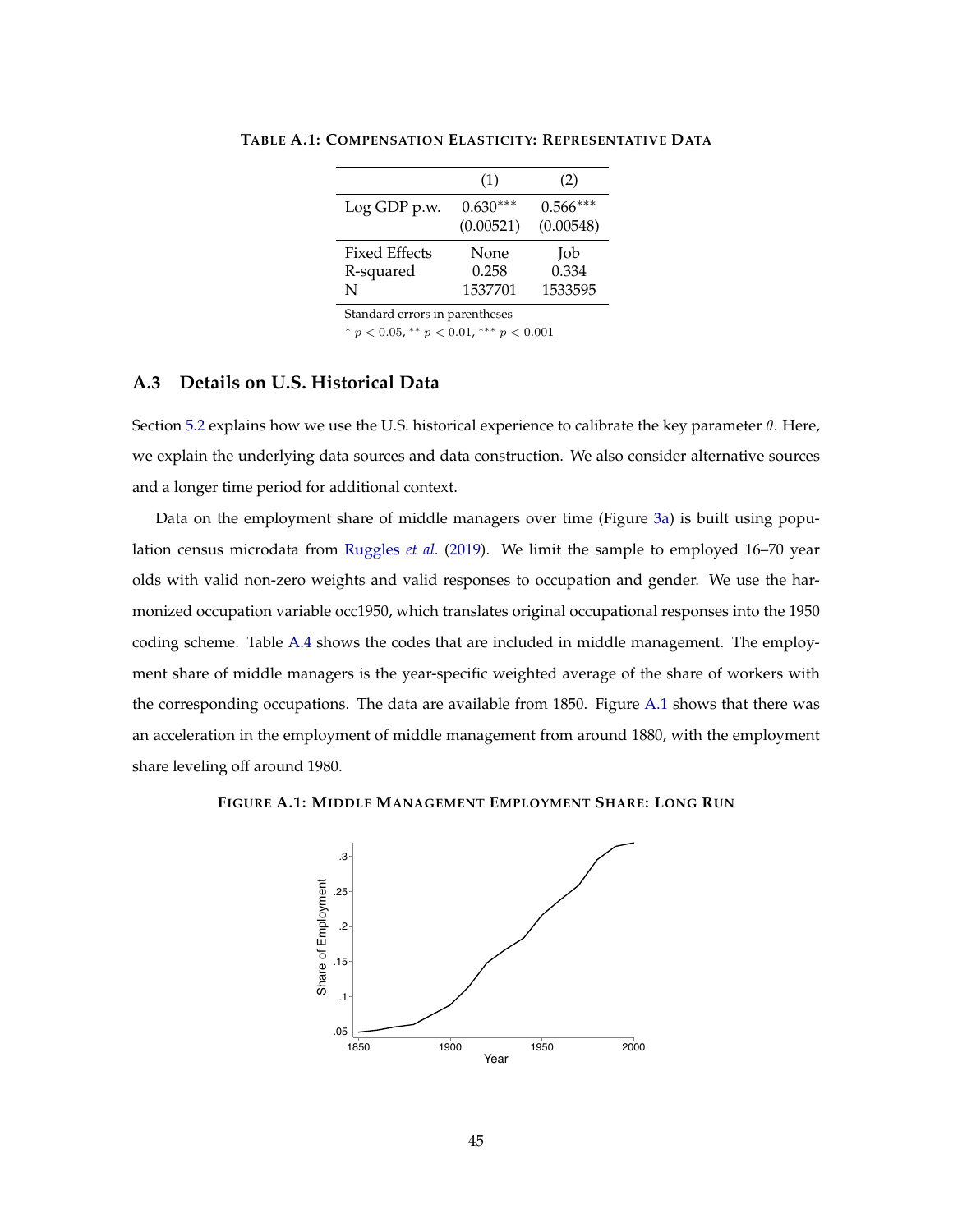**TABLE A.1: COMPENSATION ELASTICITY: REPRESENTATIVE DATA**

| | (1) | (2) |
|---|---|---|
| Log GDP p.w. | 0.630*** | 0.566*** |
| | (0.00521) | (0.00548) |
| Fixed Effects | None | Job |
| R-squared | 0.258 | 0.334 |
| N | 1537701 | 1533595 |

Standard errors in parentheses

* $p < 0.05$, ** $p < 0.01$, *** $p < 0.001$

## A.3 Details on U.S. Historical Data

Section 5.2 explains how we use the U.S. historical experience to calibrate the key parameter $\theta$. Here, we explain the underlying data sources and data construction. We also consider alternative sources and a longer time period for additional context.

Data on the employment share of middle managers over time (Figure 3a) is built using population census microdata from Ruggles *et al.* (2019). We limit the sample to employed 16–70 year olds with valid non-zero weights and valid responses to occupation and gender. We use the harmonized occupation variable occ1950, which translates original occupational responses into the 1950 coding scheme. Table A.4 shows the codes that are included in middle management. The employment share of middle managers is the year-specific weighted average of the share of workers with the corresponding occupations. The data are available from 1850. Figure A.1 shows that there was an acceleration in the employment of middle management from around 1880, with the employment share leveling off around 1980.

**FIGURE A.1: MIDDLE MANAGEMENT EMPLOYMENT SHARE: LONG RUN**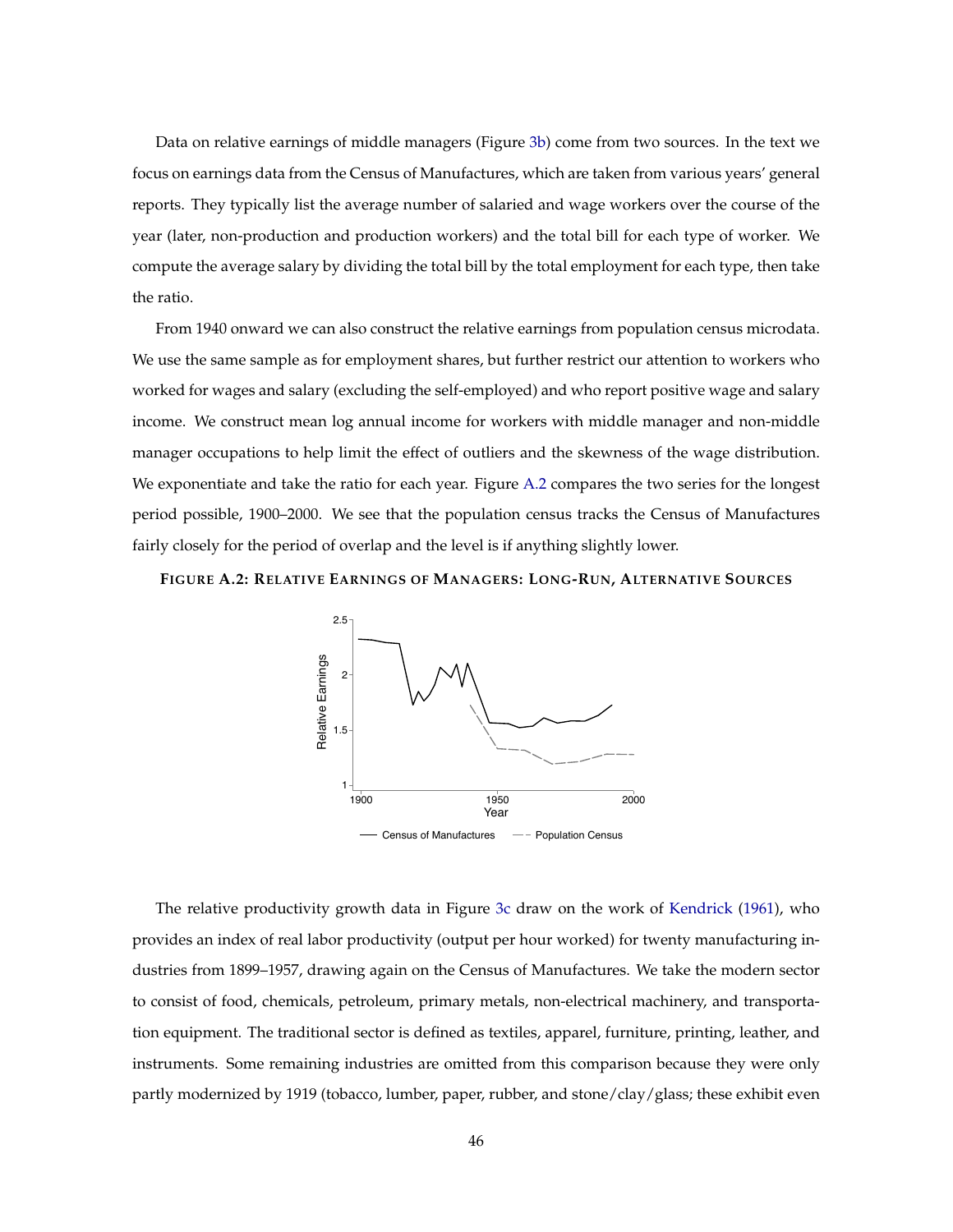Data on relative earnings of middle managers (Figure 3b) come from two sources. In the text we focus on earnings data from the Census of Manufactures, which are taken from various years' general reports. They typically list the average number of salaried and wage workers over the course of the year (later, non-production and production workers) and the total bill for each type of worker. We compute the average salary by dividing the total bill by the total employment for each type, then take the ratio.

From 1940 onward we can also construct the relative earnings from population census microdata. We use the same sample as for employment shares, but further restrict our attention to workers who worked for wages and salary (excluding the self-employed) and who report positive wage and salary income. We construct mean log annual income for workers with middle manager and non-middle manager occupations to help limit the effect of outliers and the skewness of the wage distribution. We exponentiate and take the ratio for each year. Figure A.2 compares the two series for the longest period possible, 1900–2000. We see that the population census tracks the Census of Manufactures fairly closely for the period of overlap and the level is if anything slightly lower.

**FIGURE A.2: RELATIVE EARNINGS OF MANAGERS: LONG-RUN, ALTERNATIVE SOURCES**

The relative productivity growth data in Figure 3c draw on the work of Kendrick (1961), who provides an index of real labor productivity (output per hour worked) for twenty manufacturing industries from 1899–1957, drawing again on the Census of Manufactures. We take the modern sector to consist of food, chemicals, petroleum, primary metals, non-electrical machinery, and transportation equipment. The traditional sector is defined as textiles, apparel, furniture, printing, leather, and instruments. Some remaining industries are omitted from this comparison because they were only partly modernized by 1919 (tobacco, lumber, paper, rubber, and stone/clay/glass; these exhibit even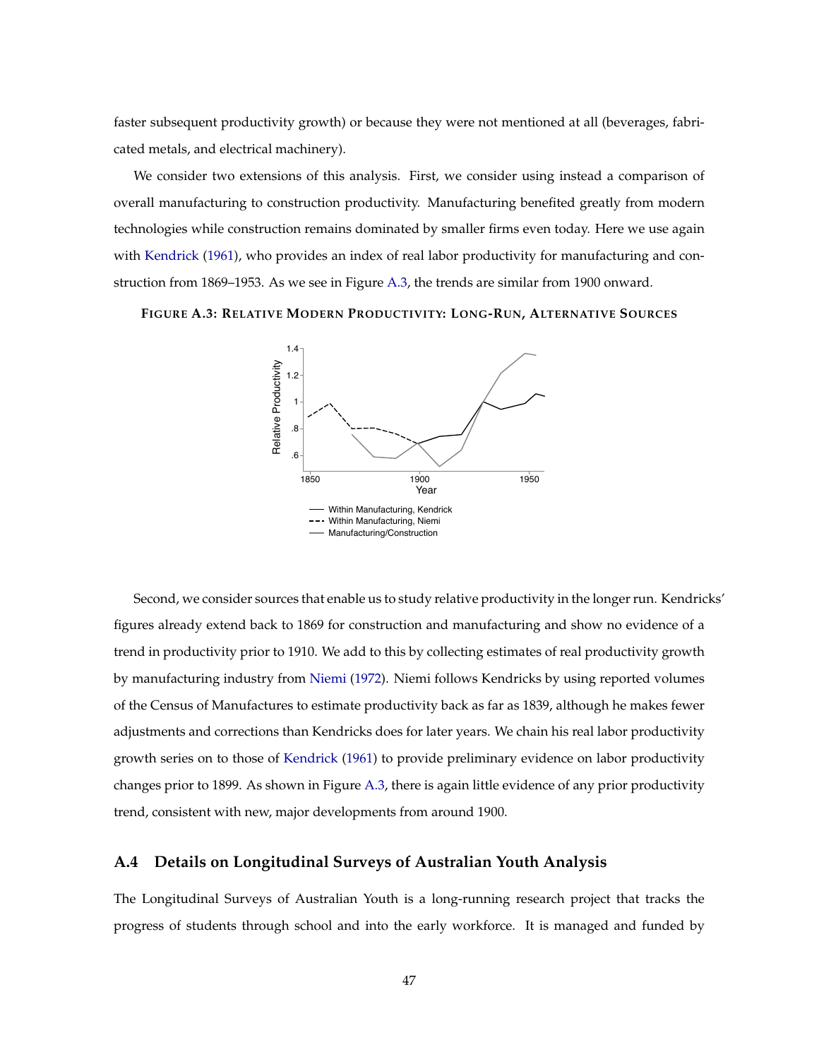faster subsequent productivity growth) or because they were not mentioned at all (beverages, fabricated metals, and electrical machinery).

We consider two extensions of this analysis. First, we consider using instead a comparison of overall manufacturing to construction productivity. Manufacturing benefited greatly from modern technologies while construction remains dominated by smaller firms even today. Here we use again with Kendrick (1961), who provides an index of real labor productivity for manufacturing and construction from 1869–1953. As we see in Figure A.3, the trends are similar from 1900 onward.

**FIGURE A.3: RELATIVE MODERN PRODUCTIVITY: LONG-RUN, ALTERNATIVE SOURCES**

Second, we consider sources that enable us to study relative productivity in the longer run. Kendricks' figures already extend back to 1869 for construction and manufacturing and show no evidence of a trend in productivity prior to 1910. We add to this by collecting estimates of real productivity growth by manufacturing industry from Niemi (1972). Niemi follows Kendricks by using reported volumes of the Census of Manufactures to estimate productivity back as far as 1839, although he makes fewer adjustments and corrections than Kendricks does for later years. We chain his real labor productivity growth series on to those of Kendrick (1961) to provide preliminary evidence on labor productivity changes prior to 1899. As shown in Figure A.3, there is again little evidence of any prior productivity trend, consistent with new, major developments from around 1900.

## A.4 Details on Longitudinal Surveys of Australian Youth Analysis

The Longitudinal Surveys of Australian Youth is a long-running research project that tracks the progress of students through school and into the early workforce. It is managed and funded by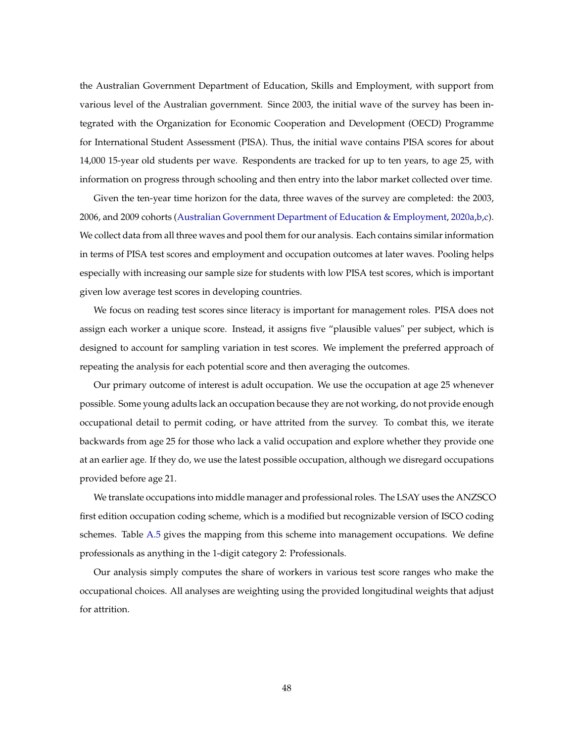the Australian Government Department of Education, Skills and Employment, with support from various level of the Australian government. Since 2003, the initial wave of the survey has been integrated with the Organization for Economic Cooperation and Development (OECD) Programme for International Student Assessment (PISA). Thus, the initial wave contains PISA scores for about 14,000 15-year old students per wave. Respondents are tracked for up to ten years, to age 25, with information on progress through schooling and then entry into the labor market collected over time.

Given the ten-year time horizon for the data, three waves of the survey are completed: the 2003, 2006, and 2009 cohorts (Australian Government Department of Education & Employment, 2020a,b,c). We collect data from all three waves and pool them for our analysis. Each contains similar information in terms of PISA test scores and employment and occupation outcomes at later waves. Pooling helps especially with increasing our sample size for students with low PISA test scores, which is important given low average test scores in developing countries.

We focus on reading test scores since literacy is important for management roles. PISA does not assign each worker a unique score. Instead, it assigns five "plausible values" per subject, which is designed to account for sampling variation in test scores. We implement the preferred approach of repeating the analysis for each potential score and then averaging the outcomes.

Our primary outcome of interest is adult occupation. We use the occupation at age 25 whenever possible. Some young adults lack an occupation because they are not working, do not provide enough occupational detail to permit coding, or have attrited from the survey. To combat this, we iterate backwards from age 25 for those who lack a valid occupation and explore whether they provide one at an earlier age. If they do, we use the latest possible occupation, although we disregard occupations provided before age 21.

We translate occupations into middle manager and professional roles. The LSAY uses the ANZSCO first edition occupation coding scheme, which is a modified but recognizable version of ISCO coding schemes. Table A.5 gives the mapping from this scheme into management occupations. We define professionals as anything in the 1-digit category 2: Professionals.

Our analysis simply computes the share of workers in various test score ranges who make the occupational choices. All analyses are weighting using the provided longitudinal weights that adjust for attrition.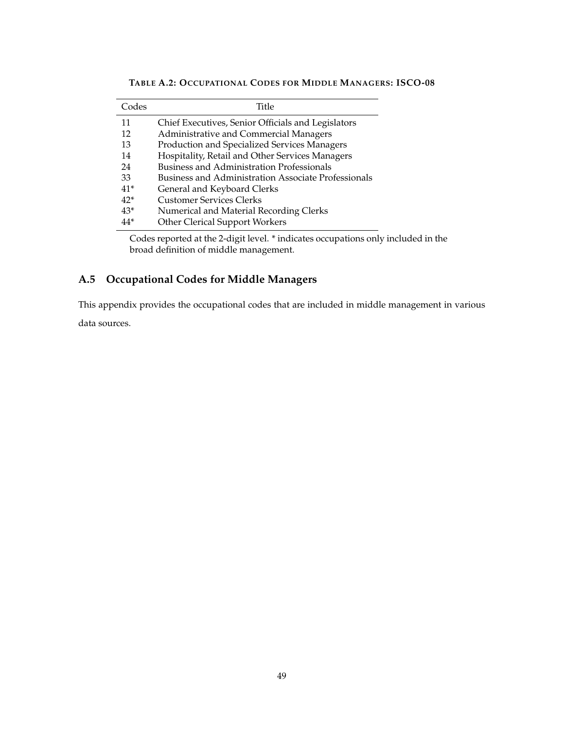**TABLE A.2: OCCUPATIONAL CODES FOR MIDDLE MANAGERS: ISCO-08**

| Codes | Title |
|---|---|
| 11 | Chief Executives, Senior Officials and Legislators |
| 12 | Administrative and Commercial Managers |
| 13 | Production and Specialized Services Managers |
| 14 | Hospitality, Retail and Other Services Managers |
| 24 | Business and Administration Professionals |
| 33 | Business and Administration Associate Professionals |
| 41* | General and Keyboard Clerks |
| 42* | Customer Services Clerks |
| 43* | Numerical and Material Recording Clerks |
| 44* | Other Clerical Support Workers |

Codes reported at the 2-digit level. * indicates occupations only included in the broad definition of middle management.

## A.5 Occupational Codes for Middle Managers

This appendix provides the occupational codes that are included in middle management in various data sources.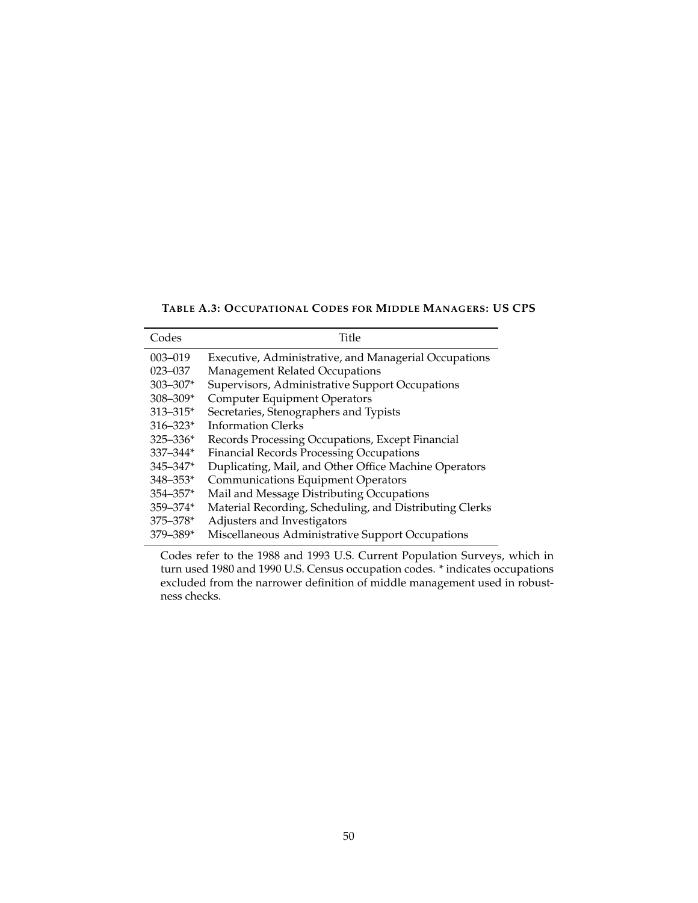**TABLE A.3: OCCUPATIONAL CODES FOR MIDDLE MANAGERS: US CPS**

| Codes | Title |
|---|---|
| 003–019 | Executive, Administrative, and Managerial Occupations |
| 023–037 | Management Related Occupations |
| 303–307* | Supervisors, Administrative Support Occupations |
| 308–309* | Computer Equipment Operators |
| 313–315* | Secretaries, Stenographers and Typists |
| 316–323* | Information Clerks |
| 325–336* | Records Processing Occupations, Except Financial |
| 337–344* | Financial Records Processing Occupations |
| 345–347* | Duplicating, Mail, and Other Office Machine Operators |
| 348–353* | Communications Equipment Operators |
| 354–357* | Mail and Message Distributing Occupations |
| 359–374* | Material Recording, Scheduling, and Distributing Clerks |
| 375–378* | Adjusters and Investigators |
| 379–389* | Miscellaneous Administrative Support Occupations |

Codes refer to the 1988 and 1993 U.S. Current Population Surveys, which in turn used 1980 and 1990 U.S. Census occupation codes. * indicates occupations excluded from the narrower definition of middle management used in robustness checks.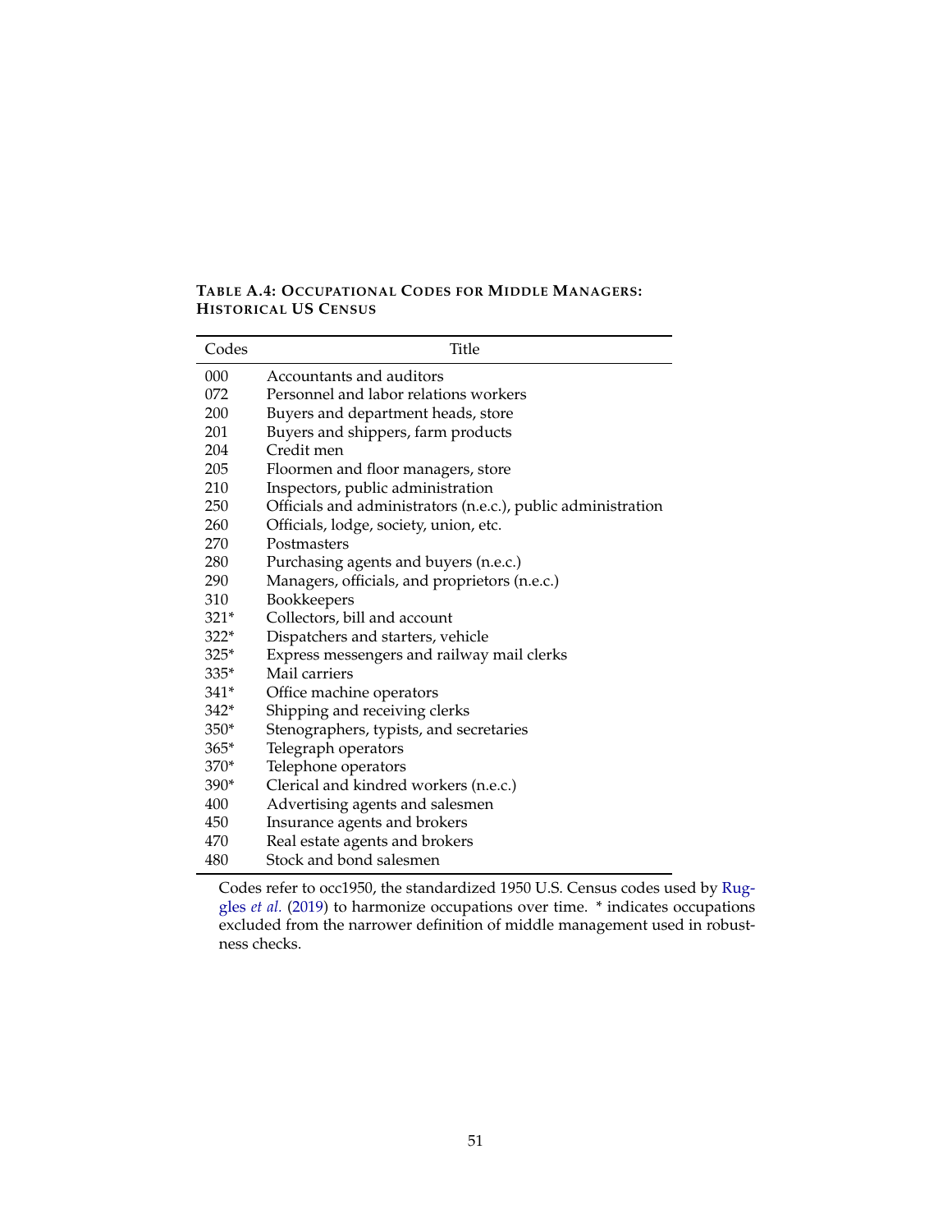**TABLE A.4: OCCUPATIONAL CODES FOR MIDDLE MANAGERS: HISTORICAL US CENSUS**

| Codes | Title |
|---|---|
| 000 | Accountants and auditors |
| 072 | Personnel and labor relations workers |
| 200 | Buyers and department heads, store |
| 201 | Buyers and shippers, farm products |
| 204 | Credit men |
| 205 | Floormen and floor managers, store |
| 210 | Inspectors, public administration |
| 250 | Officials and administrators (n.e.c.), public administration |
| 260 | Officials, lodge, society, union, etc. |
| 270 | Postmasters |
| 280 | Purchasing agents and buyers (n.e.c.) |
| 290 | Managers, officials, and proprietors (n.e.c.) |
| 310 | Bookkeepers |
| 321* | Collectors, bill and account |
| 322* | Dispatchers and starters, vehicle |
| 325* | Express messengers and railway mail clerks |
| 335* | Mail carriers |
| 341* | Office machine operators |
| 342* | Shipping and receiving clerks |
| 350* | Stenographers, typists, and secretaries |
| 365* | Telegraph operators |
| 370* | Telephone operators |
| 390* | Clerical and kindred workers (n.e.c.) |
| 400 | Advertising agents and salesmen |
| 450 | Insurance agents and brokers |
| 470 | Real estate agents and brokers |
| 480 | Stock and bond salesmen |

Codes refer to occ1950, the standardized 1950 U.S. Census codes used by Ruggles *et al.* (2019) to harmonize occupations over time. * indicates occupations excluded from the narrower definition of middle management used in robustness checks.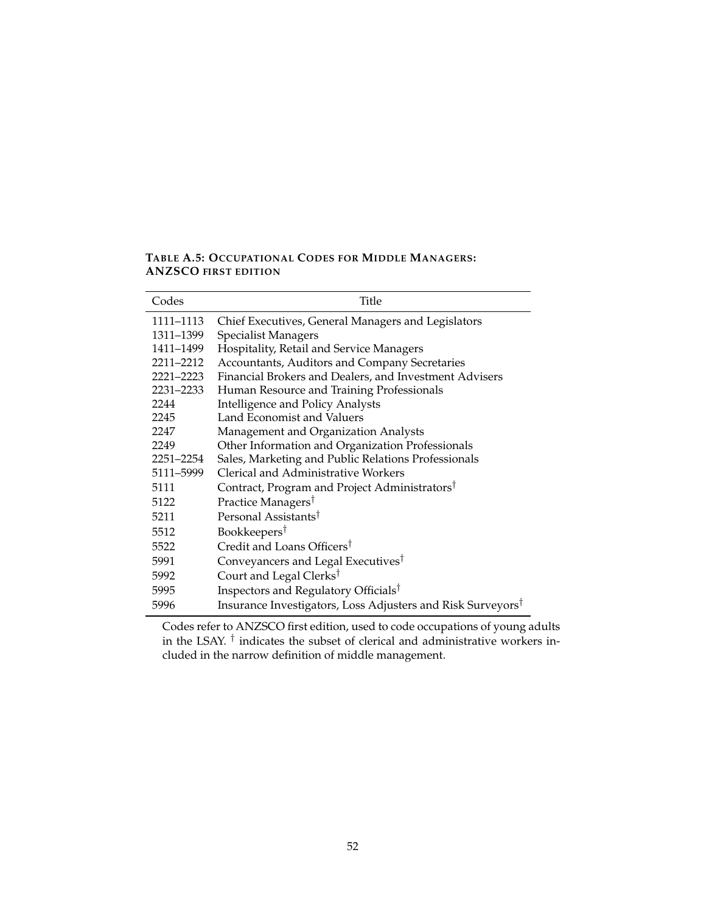**TABLE A.5: OCCUPATIONAL CODES FOR MIDDLE MANAGERS: ANZSCO FIRST EDITION**

| Codes | Title |
|---|---|
| 1111–1113 | Chief Executives, General Managers and Legislators |
| 1311–1399 | Specialist Managers |
| 1411–1499 | Hospitality, Retail and Service Managers |
| 2211–2212 | Accountants, Auditors and Company Secretaries |
| 2221–2223 | Financial Brokers and Dealers, and Investment Advisers |
| 2231–2233 | Human Resource and Training Professionals |
| 2244 | Intelligence and Policy Analysts |
| 2245 | Land Economist and Valuers |
| 2247 | Management and Organization Analysts |
| 2249 | Other Information and Organization Professionals |
| 2251–2254 | Sales, Marketing and Public Relations Professionals |
| 5111–5999 | Clerical and Administrative Workers |
| 5111 | Contract, Program and Project Administrators† |
| 5122 | Practice Managers† |
| 5211 | Personal Assistants† |
| 5512 | Bookkeepers† |
| 5522 | Credit and Loans Officers† |
| 5991 | Conveyancers and Legal Executives† |
| 5992 | Court and Legal Clerks† |
| 5995 | Inspectors and Regulatory Officials† |
| 5996 | Insurance Investigators, Loss Adjusters and Risk Surveyors† |

Codes refer to ANZSCO first edition, used to code occupations of young adults in the LSAY. † indicates the subset of clerical and administrative workers included in the narrow definition of middle management.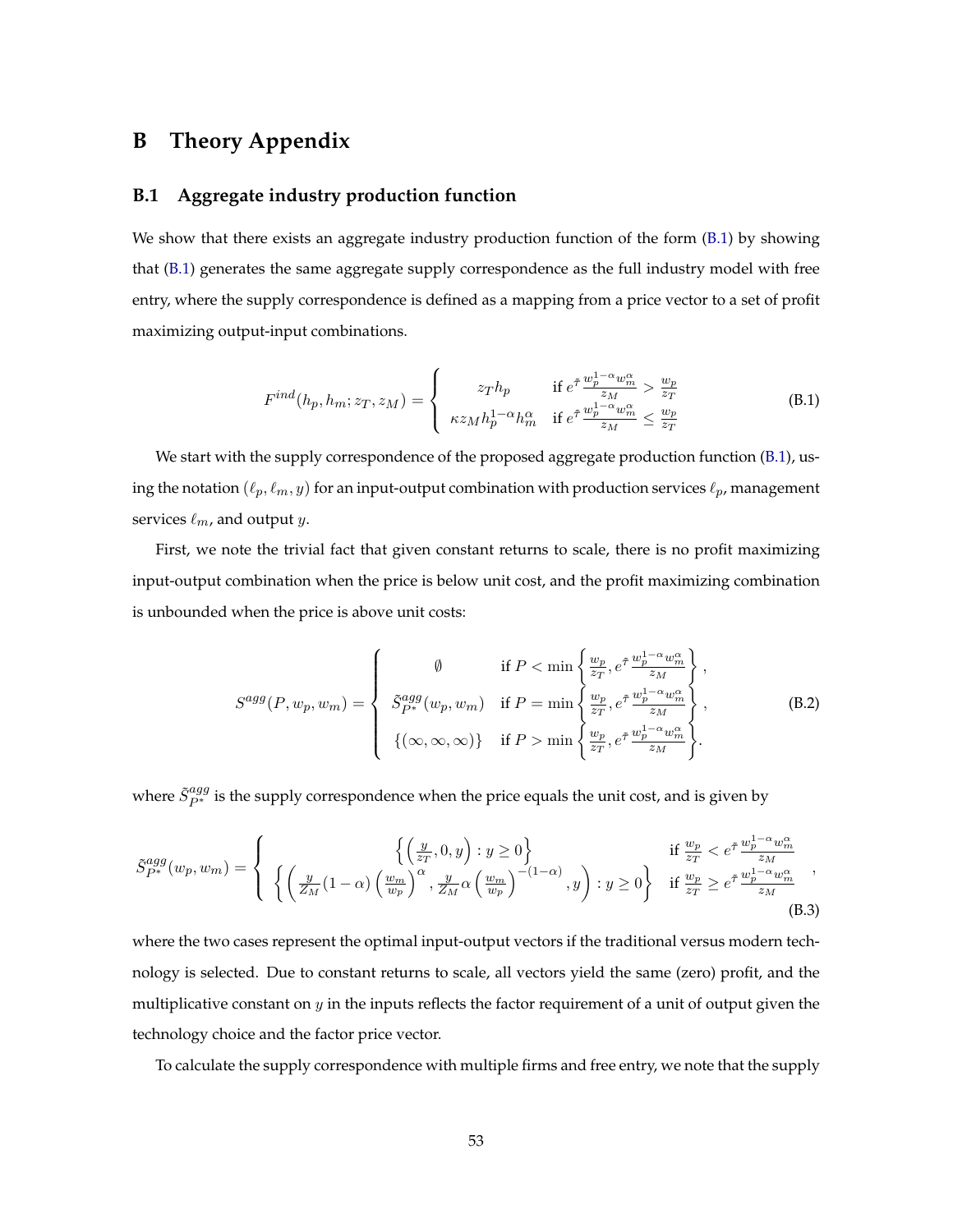# B Theory Appendix

## B.1 Aggregate industry production function

We show that there exists an aggregate industry production function of the form (B.1) by showing that (B.1) generates the same aggregate supply correspondence as the full industry model with free entry, where the supply correspondence is defined as a mapping from a price vector to a set of profit maximizing output-input combinations.

$$F^{ind}(h_p, h_m; z_T, z_M) = \begin{cases} z_T h_p & \text{if } e^{\bar{\tau}} \frac{w_p^{1-\alpha} w_m^{\alpha}}{z_M} > \frac{w_p}{z_T} \\ \kappa z_M h_p^{1-\alpha} h_m^{\alpha} & \text{if } e^{\bar{\tau}} \frac{w_p^{1-\alpha} w_m^{\alpha}}{z_M} \le \frac{w_p}{z_T} \end{cases} \tag{B.1}$$

We start with the supply correspondence of the proposed aggregate production function (B.1), using the notation $(\ell_p, \ell_m, y)$ for an input-output combination with production services $\ell_p$, management services $\ell_m$, and output $y$.

First, we note the trivial fact that given constant returns to scale, there is no profit maximizing input-output combination when the price is below unit cost, and the profit maximizing combination is unbounded when the price is above unit costs:

$$S^{agg}(P, w_p, w_m) = \begin{cases} \emptyset & \text{if } P < \min\left\{ \frac{w_p}{z_T}, e^{\bar{\tau}} \frac{w_p^{1-\alpha} w_m^{\alpha}}{z_M} \right\}, \\ \tilde{S}^{agg}_{P^*}(w_p, w_m) & \text{if } P = \min\left\{ \frac{w_p}{z_T}, e^{\bar{\tau}} \frac{w_p^{1-\alpha} w_m^{\alpha}}{z_M} \right\}, \\ \{(\infty, \infty, \infty)\} & \text{if } P > \min\left\{ \frac{w_p}{z_T}, e^{\bar{\tau}} \frac{w_p^{1-\alpha} w_m^{\alpha}}{z_M} \right\}. \end{cases} \tag{B.2}$$

where $\tilde{S}^{agg}_{P^*}$ is the supply correspondence when the price equals the unit cost, and is given by

$$\tilde{S}^{agg}_{P^*}(w_p, w_m) = \begin{cases} \left\{ \left( \frac{y}{z_T}, 0, y \right) : y \ge 0 \right\} & \text{if } \frac{w_p}{z_T} < e^{\bar{\tau}} \frac{w_p^{1-\alpha} w_m^{\alpha}}{z_M} \\ \left\{ \left( \frac{y}{Z_M} (1-\alpha) \left( \frac{w_m}{w_p} \right)^{\alpha}, \frac{y}{Z_M} \alpha \left( \frac{w_m}{w_p} \right)^{-(1-\alpha)}, y \right) : y \ge 0 \right\} & \text{if } \frac{w_p}{z_T} \ge e^{\bar{\tau}} \frac{w_p^{1-\alpha} w_m^{\alpha}}{z_M} \end{cases}, \tag{B.3}$$

where the two cases represent the optimal input-output vectors if the traditional versus modern technology is selected. Due to constant returns to scale, all vectors yield the same (zero) profit, and the multiplicative constant on $y$ in the inputs reflects the factor requirement of a unit of output given the technology choice and the factor price vector.

To calculate the supply correspondence with multiple firms and free entry, we note that the supply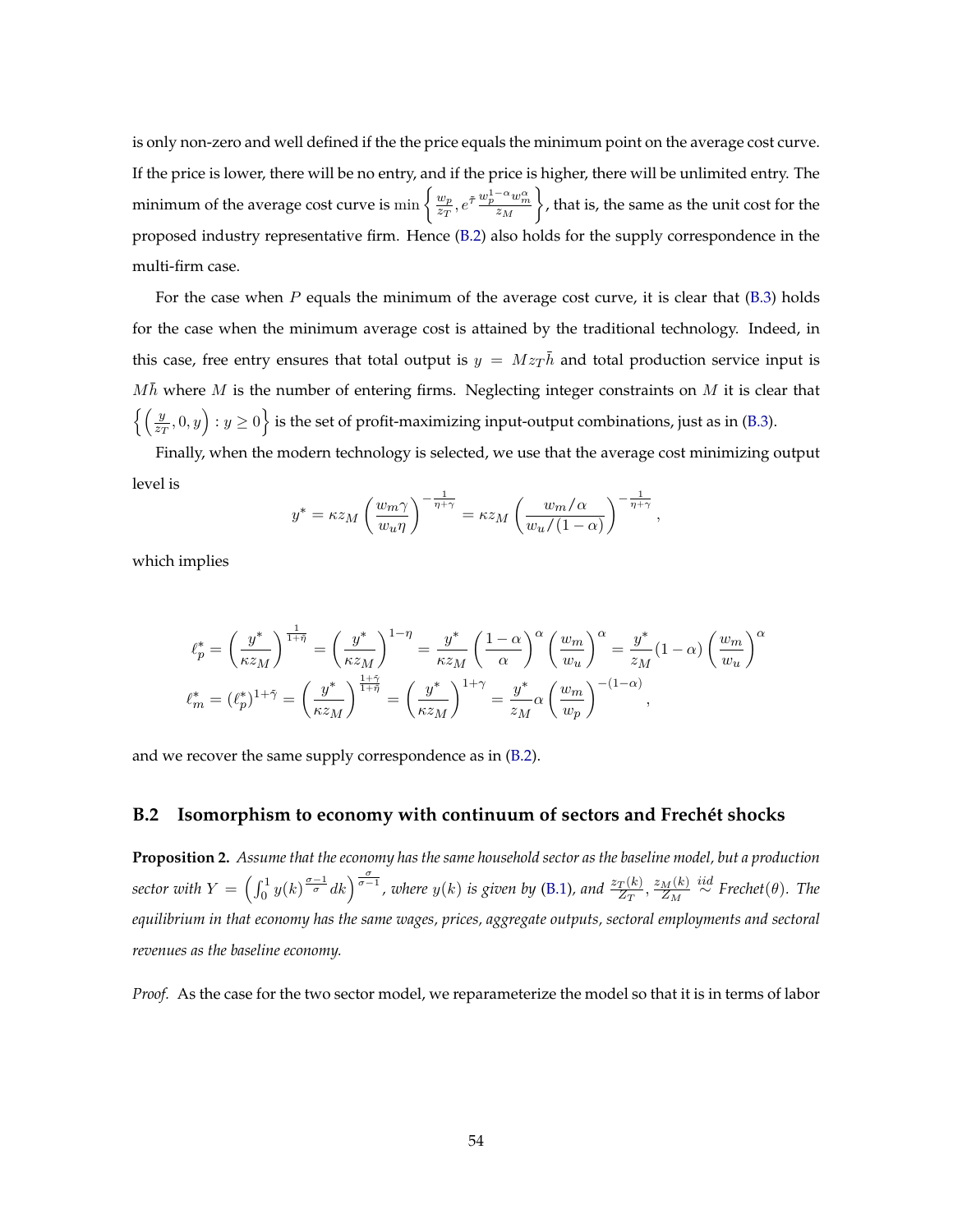is only non-zero and well defined if the the price equals the minimum point on the average cost curve. If the price is lower, there will be no entry, and if the price is higher, there will be unlimited entry. The minimum of the average cost curve is $\min\left\{\frac{w_p}{z_T}, e^{\bar{\tau}}\frac{w_p^{1-\alpha}w_m^{\alpha}}{z_M}\right\}$, that is, the same as the unit cost for the proposed industry representative firm. Hence (B.2) also holds for the supply correspondence in the multi-firm case.

For the case when $P$ equals the minimum of the average cost curve, it is clear that (B.3) holds for the case when the minimum average cost is attained by the traditional technology. Indeed, in this case, free entry ensures that total output is $y = Mz_T\bar{h}$ and total production service input is $M\bar{h}$ where $M$ is the number of entering firms. Neglecting integer constraints on $M$ it is clear that $\left\{\left(\frac{y}{z_T}, 0, y\right) : y \geq 0\right\}$ is the set of profit-maximizing input-output combinations, just as in (B.3).

Finally, when the modern technology is selected, we use that the average cost minimizing output level is

$$y^* = \kappa z_M \left(\frac{w_m \gamma}{w_u \eta}\right)^{-\frac{1}{\eta+\gamma}} = \kappa z_M \left(\frac{w_m/\alpha}{w_u/(1-\alpha)}\right)^{-\frac{1}{\eta+\gamma}},$$

which implies

$$\ell_p^* = \left(\frac{y^*}{\kappa z_M}\right)^{\frac{1}{1+\tilde{\eta}}} = \left(\frac{y^*}{\kappa z_M}\right)^{1-\eta} = \frac{y^*}{\kappa z_M}\left(\frac{1-\alpha}{\alpha}\right)^{\alpha}\left(\frac{w_m}{w_u}\right)^{\alpha} = \frac{y^*}{z_M}(1-\alpha)\left(\frac{w_m}{w_u}\right)^{\alpha}$$

$$\ell_m^* = (\ell_p^*)^{1+\tilde{\gamma}} = \left(\frac{y^*}{\kappa z_M}\right)^{\frac{1+\tilde{\gamma}}{1+\tilde{\eta}}} = \left(\frac{y^*}{\kappa z_M}\right)^{1+\gamma} = \frac{y^*}{z_M}\alpha\left(\frac{w_m}{w_p}\right)^{-(1-\alpha)},$$

and we recover the same supply correspondence as in (B.2).

## B.2 Isomorphism to economy with continuum of sectors and Frechét shocks

**Proposition 2.** *Assume that the economy has the same household sector as the baseline model, but a production sector with $Y = \left(\int_0^1 y(k)^{\frac{\sigma-1}{\sigma}}dk\right)^{\frac{\sigma}{\sigma-1}}$, where $y(k)$ is given by (B.1), and $\frac{z_T(k)}{Z_T}, \frac{z_M(k)}{Z_M} \overset{iid}{\sim}$ Frechet($\theta$). The equilibrium in that economy has the same wages, prices, aggregate outputs, sectoral employments and sectoral revenues as the baseline economy.*

*Proof.* As the case for the two sector model, we reparameterize the model so that it is in terms of labor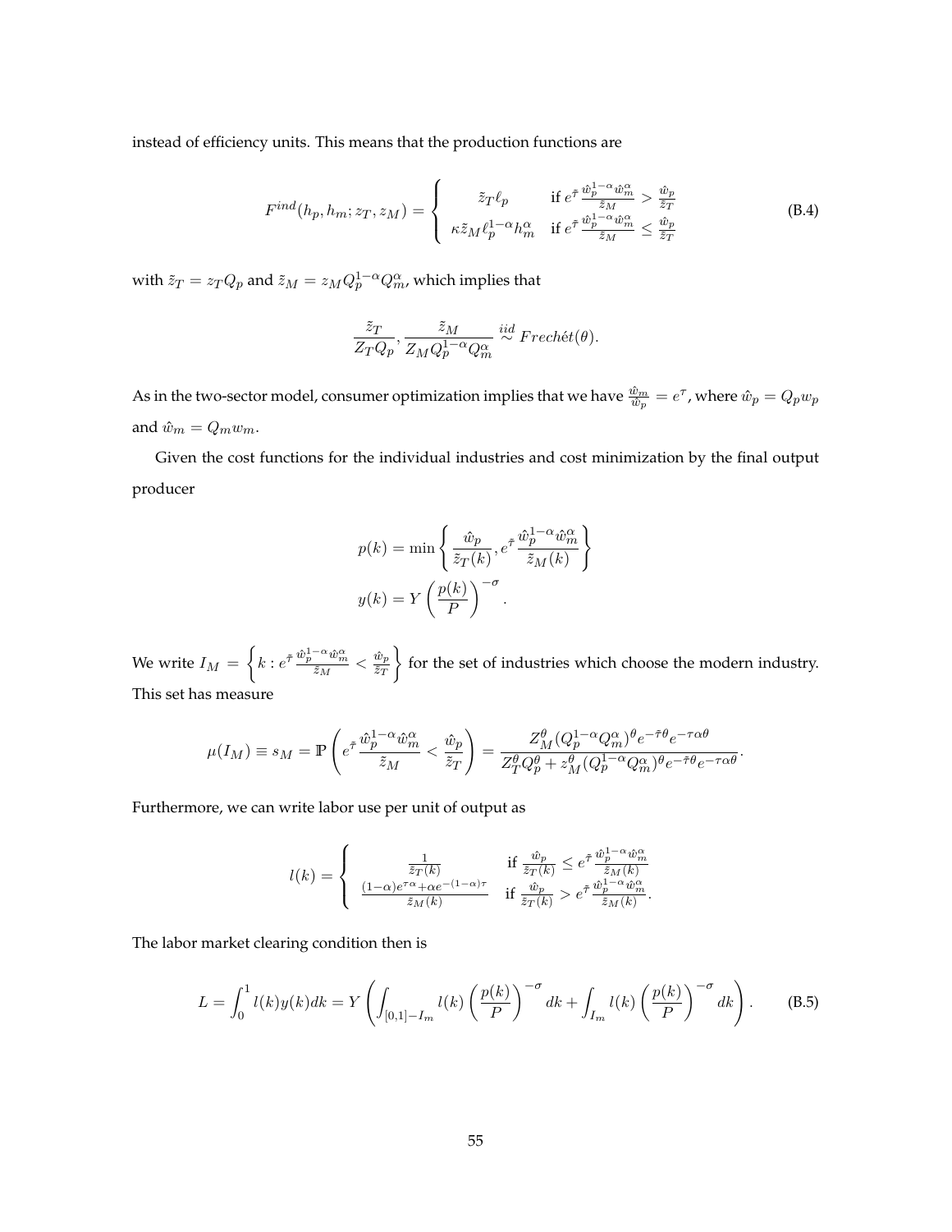instead of efficiency units. This means that the production functions are

$$
F^{ind}(h_p, h_m; z_T, z_M) = \begin{cases} \tilde{z}_T \ell_p & \text{if } e^{\bar{\tau}} \frac{\hat{w}_p^{1-\alpha} \hat{w}_m^{\alpha}}{\tilde{z}_M} > \frac{\hat{w}_p}{\tilde{z}_T} \\ \kappa \tilde{z}_M \ell_p^{1-\alpha} h_m^{\alpha} & \text{if } e^{\bar{\tau}} \frac{\hat{w}_p^{1-\alpha} \hat{w}_m^{\alpha}}{\tilde{z}_M} \leq \frac{\hat{w}_p}{\tilde{z}_T} \end{cases} \tag{B.4}
$$

with $\tilde{z}_T = z_T Q_p$ and $\tilde{z}_M = z_M Q_p^{1-\alpha} Q_m^{\alpha}$, which implies that

$$
\frac{\tilde{z}_T}{Z_T Q_p}, \frac{\tilde{z}_M}{Z_M Q_p^{1-\alpha} Q_m^{\alpha}} \overset{iid}{\sim} Frech\acute{e}t(\theta).
$$

As in the two-sector model, consumer optimization implies that we have $\frac{\hat{w}_m}{\hat{w}_p} = e^{\tau}$, where $\hat{w}_p = Q_p w_p$ and $\hat{w}_m = Q_m w_m$.

Given the cost functions for the individual industries and cost minimization by the final output producer

$$
\begin{aligned}
p(k) &= \min \left\{ \frac{\hat{w}_p}{\tilde{z}_T(k)}, e^{\bar{\tau}} \frac{\hat{w}_p^{1-\alpha} \hat{w}_m^{\alpha}}{\tilde{z}_M(k)} \right\} \\
y(k) &= Y \left( \frac{p(k)}{P} \right)^{-\sigma}.
\end{aligned}
$$

We write $I_M = \left\{ k : e^{\bar{\tau}} \frac{\hat{w}_p^{1-\alpha} \hat{w}_m^{\alpha}}{\tilde{z}_M} < \frac{\hat{w}_p}{\tilde{z}_T} \right\}$ for the set of industries which choose the modern industry. This set has measure

$$
\mu(I_M) \equiv s_M = \mathbb{P} \left( e^{\bar{\tau}} \frac{\hat{w}_p^{1-\alpha} \hat{w}_m^{\alpha}}{\tilde{z}_M} < \frac{\hat{w}_p}{\tilde{z}_T} \right) = \frac{Z_M^{\theta} (Q_p^{1-\alpha} Q_m^{\alpha})^{\theta} e^{-\bar{\tau}\theta} e^{-\tau\alpha\theta}}{Z_T^{\theta} Q_p^{\theta} + z_M^{\theta} (Q_p^{1-\alpha} Q_m^{\alpha})^{\theta} e^{-\bar{\tau}\theta} e^{-\tau\alpha\theta}}.
$$

Furthermore, we can write labor use per unit of output as

$$
l(k) = \begin{cases} \frac{1}{\tilde{z}_T(k)} & \text{if } \frac{\hat{w}_p}{\tilde{z}_T(k)} \leq e^{\bar{\tau}} \frac{\hat{w}_p^{1-\alpha} \hat{w}_m^{\alpha}}{\tilde{z}_M(k)} \\ \frac{(1-\alpha) e^{\tau\alpha} + \alpha e^{-(1-\alpha)\tau}}{\tilde{z}_M(k)} & \text{if } \frac{\hat{w}_p}{\tilde{z}_T(k)} > e^{\bar{\tau}} \frac{\hat{w}_p^{1-\alpha} \hat{w}_m^{\alpha}}{\tilde{z}_M(k)}. \end{cases}
$$

The labor market clearing condition then is

$$
L = \int_0^1 l(k) y(k) dk = Y \left( \int_{[0,1]-I_m} l(k) \left( \frac{p(k)}{P} \right)^{-\sigma} dk + \int_{I_m} l(k) \left( \frac{p(k)}{P} \right)^{-\sigma} dk \right). \tag{B.5}
$$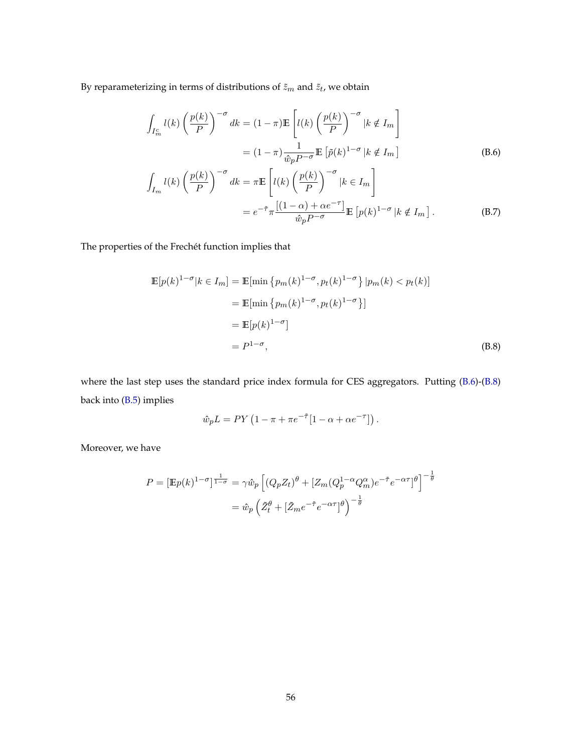By reparameterizing in terms of distributions of $\tilde{z}_m$ and $\tilde{z}_t$, we obtain

$$
\begin{aligned}
\int_{I_m^c} l(k) \left(\frac{p(k)}{P}\right)^{-\sigma} dk &= (1-\pi)\mathbb{E}\left[l(k)\left(\frac{p(k)}{P}\right)^{-\sigma} | k \notin I_m\right] \\
&= (1-\pi)\frac{1}{\hat{w}_p P^{-\sigma}}\mathbb{E}\left[\tilde{p}(k)^{1-\sigma} \, | k \notin I_m\right] && \text{(B.6)}
\end{aligned}
$$

$$
\begin{aligned}
\int_{I_m} l(k) \left(\frac{p(k)}{P}\right)^{-\sigma} dk &= \pi\mathbb{E}\left[l(k)\left(\frac{p(k)}{P}\right)^{-\sigma} | k \in I_m\right] \\
&= e^{-\tilde{\tau}}\pi\frac{[(1-\alpha)+\alpha e^{-\tau}]}{\hat{w}_p P^{-\sigma}}\mathbb{E}\left[p(k)^{1-\sigma} \, | k \notin I_m\right]. && \text{(B.7)}
\end{aligned}
$$

The properties of the Frechét function implies that

$$
\begin{aligned}
\mathbb{E}[p(k)^{1-\sigma} | k \in I_m] &= \mathbb{E}[\min\left\{p_m(k)^{1-\sigma}, p_t(k)^{1-\sigma}\right\} | p_m(k) < p_t(k)] \\
&= \mathbb{E}[\min\left\{p_m(k)^{1-\sigma}, p_t(k)^{1-\sigma}\right\}] \\
&= \mathbb{E}[p(k)^{1-\sigma}] \\
&= P^{1-\sigma}, && \text{(B.8)}
\end{aligned}
$$

where the last step uses the standard price index formula for CES aggregators. Putting (B.6)-(B.8) back into (B.5) implies

$$
\hat{w}_p L = PY\left(1 - \pi + \pi e^{-\tilde{\tau}}[1-\alpha+\alpha e^{-\tau}]\right).
$$

Moreover, we have

$$
\begin{aligned}
P = \left[\mathbb{E}p(k)^{1-\sigma}\right]^{\frac{1}{1-\sigma}} &= \gamma\hat{w}_p\left[(Q_p Z_t)^{\theta} + [Z_m(Q_p^{1-\alpha}Q_m^{\alpha})e^{-\tilde{\tau}}e^{-\alpha\tau}]^{\theta}\right]^{-\frac{1}{\theta}} \\
&= \hat{w}_p\left(\tilde{Z}_t^{\theta} + [\tilde{Z}_m e^{-\tilde{\tau}}e^{-\alpha\tau}]^{\theta}\right)^{-\frac{1}{\theta}}
\end{aligned}
$$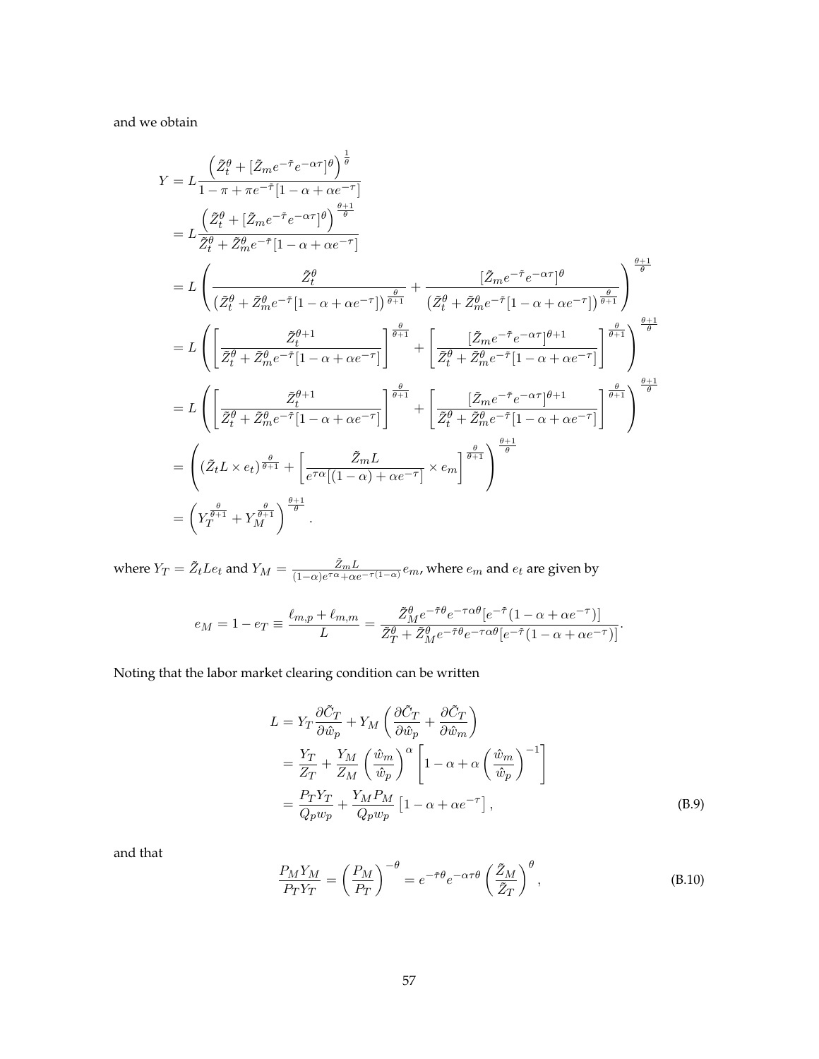and we obtain

$$
\begin{aligned}
Y &= L\frac{\left(\tilde{Z}_t^\theta + [\tilde{Z}_m e^{-\bar{\tau}} e^{-\alpha\tau}]^\theta\right)^{\frac{1}{\theta}}}{1-\pi+\pi e^{-\bar{\tau}}[1-\alpha+\alpha e^{-\tau}]} \\
&= L\frac{\left(\tilde{Z}_t^\theta + [\tilde{Z}_m e^{-\bar{\tau}} e^{-\alpha\tau}]^\theta\right)^{\frac{\theta+1}{\theta}}}{\tilde{Z}_t^\theta + \tilde{Z}_m^\theta e^{-\bar{\tau}}[1-\alpha+\alpha e^{-\tau}]} \\
&= L\left(\frac{\tilde{Z}_t^\theta}{\left(\tilde{Z}_t^\theta + \tilde{Z}_m^\theta e^{-\bar{\tau}}[1-\alpha+\alpha e^{-\tau}]\right)^{\frac{\theta}{\theta+1}}} + \frac{[\tilde{Z}_m e^{-\bar{\tau}} e^{-\alpha\tau}]^\theta}{\left(\tilde{Z}_t^\theta + \tilde{Z}_m^\theta e^{-\bar{\tau}}[1-\alpha+\alpha e^{-\tau}]\right)^{\frac{\theta}{\theta+1}}}\right)^{\frac{\theta+1}{\theta}} \\
&= L\left(\left[\frac{\tilde{Z}_t^{\theta+1}}{\tilde{Z}_t^\theta + \tilde{Z}_m^\theta e^{-\bar{\tau}}[1-\alpha+\alpha e^{-\tau}]}\right]^{\frac{\theta}{\theta+1}} + \left[\frac{[\tilde{Z}_m e^{-\bar{\tau}} e^{-\alpha\tau}]^{\theta+1}}{\tilde{Z}_t^\theta + \tilde{Z}_m^\theta e^{-\bar{\tau}}[1-\alpha+\alpha e^{-\tau}]}\right]^{\frac{\theta}{\theta+1}}\right)^{\frac{\theta+1}{\theta}} \\
&= L\left(\left[\frac{\tilde{Z}_t^{\theta+1}}{\tilde{Z}_t^\theta + \tilde{Z}_m^\theta e^{-\bar{\tau}}[1-\alpha+\alpha e^{-\tau}]}\right]^{\frac{\theta}{\theta+1}} + \left[\frac{[\tilde{Z}_m e^{-\bar{\tau}} e^{-\alpha\tau}]^{\theta+1}}{\tilde{Z}_t^\theta + \tilde{Z}_m^\theta e^{-\bar{\tau}}[1-\alpha+\alpha e^{-\tau}]}\right]^{\frac{\theta}{\theta+1}}\right)^{\frac{\theta+1}{\theta}} \\
&= \left(\left(\tilde{Z}_t L \times e_t\right)^{\frac{\theta}{\theta+1}} + \left[\frac{\tilde{Z}_m L}{e^{\tau\alpha}[(1-\alpha)+\alpha e^{-\tau}]} \times e_m\right]^{\frac{\theta}{\theta+1}}\right)^{\frac{\theta+1}{\theta}} \\
&= \left(Y_T^{\frac{\theta}{\theta+1}} + Y_M^{\frac{\theta}{\theta+1}}\right)^{\frac{\theta+1}{\theta}}.
\end{aligned}
$$

where $Y_T = \tilde{Z}_t L e_t$ and $Y_M = \frac{\tilde{Z}_m L}{(1-\alpha)e^{\tau\alpha}+\alpha e^{-\tau(1-\alpha)}} e_m$, where $e_m$ and $e_t$ are given by

$$
e_M = 1 - e_T \equiv \frac{\ell_{m,p} + \ell_{m,m}}{L} = \frac{\tilde{Z}_M^\theta e^{-\bar{\tau}\theta} e^{-\tau\alpha\theta}[e^{-\bar{\tau}}(1-\alpha+\alpha e^{-\tau})]}{\tilde{Z}_T^\theta + \tilde{Z}_M^\theta e^{-\bar{\tau}\theta} e^{-\tau\alpha\theta}[e^{-\bar{\tau}}(1-\alpha+\alpha e^{-\tau})]}.
$$

Noting that the labor market clearing condition can be written

$$
\begin{aligned}
L &= Y_T \frac{\partial \tilde{C}_T}{\partial \hat{w}_p} + Y_M \left(\frac{\partial \tilde{C}_T}{\partial \hat{w}_p} + \frac{\partial \tilde{C}_T}{\partial \hat{w}_m}\right) \\
&= \frac{Y_T}{Z_T} + \frac{Y_M}{Z_M}\left(\frac{\hat{w}_m}{\hat{w}_p}\right)^\alpha \left[1-\alpha+\alpha\left(\frac{\hat{w}_m}{\hat{w}_p}\right)^{-1}\right] \\
&= \frac{P_T Y_T}{Q_p w_p} + \frac{Y_M P_M}{Q_p w_p}\left[1-\alpha+\alpha e^{-\tau}\right], \qquad \text{(B.9)}
\end{aligned}
$$

and that

$$
\frac{P_M Y_M}{P_T Y_T} = \left(\frac{P_M}{P_T}\right)^{-\theta} = e^{-\bar{\tau}\theta} e^{-\alpha\tau\theta}\left(\frac{\tilde{Z}_M}{\tilde{Z}_T}\right)^\theta, \qquad \text{(B.10)}
$$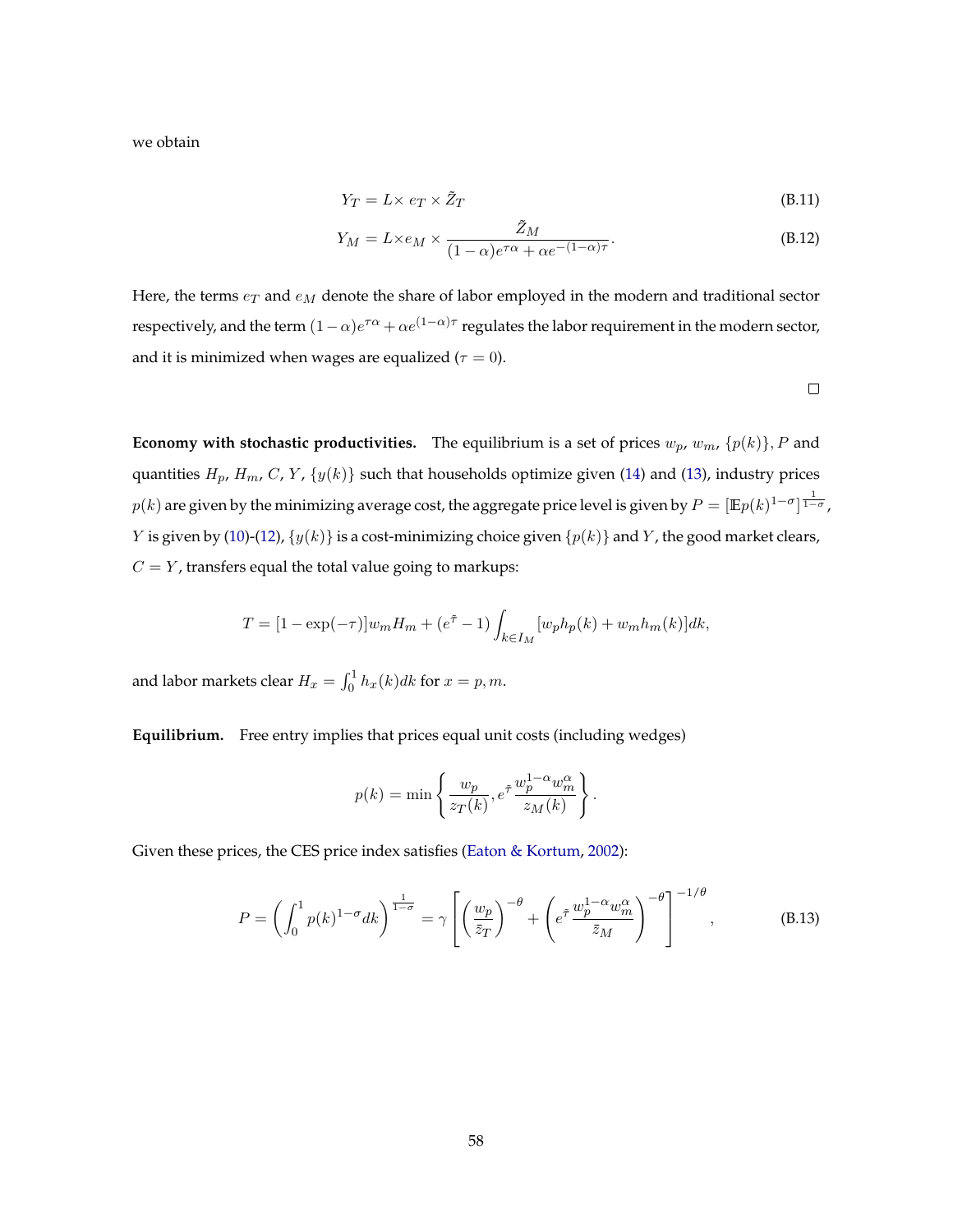we obtain

$$Y_T = L \times\, e_T \times \tilde{Z}_T \tag{B.11}$$

$$Y_M = L \times e_M \times \frac{\tilde{Z}_M}{(1-\alpha)e^{\tau\alpha} + \alpha e^{-(1-\alpha)\tau}}. \tag{B.12}$$

Here, the terms $e_T$ and $e_M$ denote the share of labor employed in the modern and traditional sector respectively, and the term $(1-\alpha)e^{\tau\alpha} + \alpha e^{(1-\alpha)\tau}$ regulates the labor requirement in the modern sector, and it is minimized when wages are equalized ($\tau = 0$).

□

**Economy with stochastic productivities.** The equilibrium is a set of prices $w_p$, $w_m$, $\{p(k)\}$, $P$ and quantities $H_p$, $H_m$, $C$, $Y$, $\{y(k)\}$ such that households optimize given (14) and (13), industry prices $p(k)$ are given by the minimizing average cost, the aggregate price level is given by $P = [\mathbb{E}p(k)^{1-\sigma}]^{\frac{1}{1-\sigma}}$, $Y$ is given by (10)-(12), $\{y(k)\}$ is a cost-minimizing choice given $\{p(k)\}$ and $Y$, the good market clears, $C = Y$, transfers equal the total value going to markups:

$$T = [1 - \exp(-\tau)]w_m H_m + (e^{\bar{\tau}} - 1)\int_{k \in I_M} [w_p h_p(k) + w_m h_m(k)]dk,$$

and labor markets clear $H_x = \int_0^1 h_x(k)dk$ for $x = p, m$.

**Equilibrium.** Free entry implies that prices equal unit costs (including wedges)

$$p(k) = \min\left\{\frac{w_p}{z_T(k)}, e^{\bar{\tau}}\frac{w_p^{1-\alpha}w_m^{\alpha}}{z_M(k)}\right\}.$$

Given these prices, the CES price index satisfies (Eaton & Kortum, 2002):

$$P = \left(\int_0^1 p(k)^{1-\sigma}dk\right)^{\frac{1}{1-\sigma}} = \gamma\left[\left(\frac{w_p}{\bar{z}_T}\right)^{-\theta} + \left(e^{\bar{\tau}}\frac{w_p^{1-\alpha}w_m^{\alpha}}{\bar{z}_M}\right)^{-\theta}\right]^{-1/\theta}, \tag{B.13}$$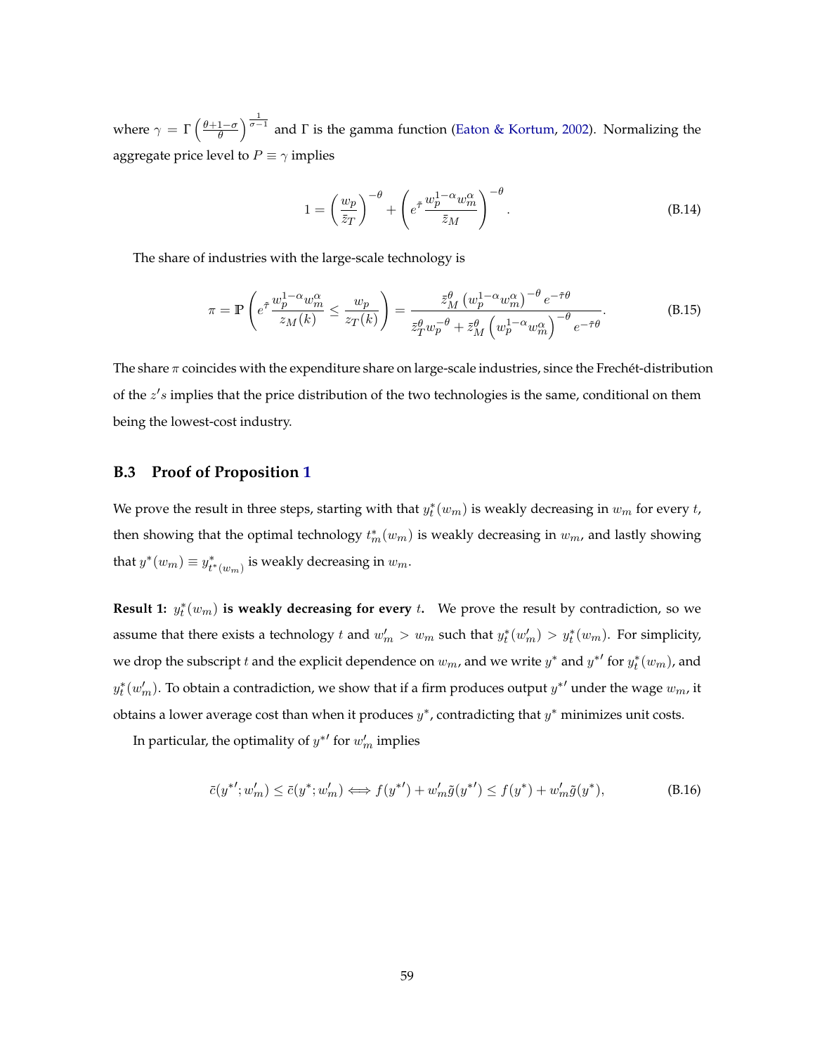where $\gamma = \Gamma\left(\frac{\theta+1-\sigma}{\theta}\right)^{\frac{1}{\sigma-1}}$ and $\Gamma$ is the gamma function (Eaton & Kortum, 2002). Normalizing the aggregate price level to $P \equiv \gamma$ implies

$$1 = \left(\frac{w_p}{\bar{z}_T}\right)^{-\theta} + \left(e^{\bar{\tau}}\frac{w_p^{1-\alpha}w_m^{\alpha}}{\bar{z}_M}\right)^{-\theta}. \tag{B.14}$$

The share of industries with the large-scale technology is

$$\pi = \mathbb{P}\left(e^{\bar{\tau}}\frac{w_p^{1-\alpha}w_m^{\alpha}}{z_M(k)} \leq \frac{w_p}{z_T(k)}\right) = \frac{\bar{z}_M^{\theta}\left(w_p^{1-\alpha}w_m^{\alpha}\right)^{-\theta}e^{-\bar{\tau}\theta}}{\bar{z}_T^{\theta}w_p^{-\theta} + \bar{z}_M^{\theta}\left(w_p^{1-\alpha}w_m^{\alpha}\right)^{-\theta}e^{-\bar{\tau}\theta}}. \tag{B.15}$$

The share $\pi$ coincides with the expenditure share on large-scale industries, since the Frechét-distribution of the $z's$ implies that the price distribution of the two technologies is the same, conditional on them being the lowest-cost industry.

### B.3 Proof of Proposition 1

We prove the result in three steps, starting with that $y_t^*(w_m)$ is weakly decreasing in $w_m$ for every $t$, then showing that the optimal technology $t_m^*(w_m)$ is weakly decreasing in $w_m$, and lastly showing that $y^*(w_m) \equiv y^*_{t^*(w_m)}$ is weakly decreasing in $w_m$.

**Result 1: $y_t^*(w_m)$ is weakly decreasing for every $t$.** We prove the result by contradiction, so we assume that there exists a technology $t$ and $w_m' > w_m$ such that $y_t^*(w_m') > y_t^*(w_m)$. For simplicity, we drop the subscript $t$ and the explicit dependence on $w_m$, and we write $y^*$ and $y^{*\prime}$ for $y_t^*(w_m)$, and $y_t^*(w_m')$. To obtain a contradiction, we show that if a firm produces output $y^{*\prime}$ under the wage $w_m$, it obtains a lower average cost than when it produces $y^*$, contradicting that $y^*$ minimizes unit costs.

In particular, the optimality of $y^{*\prime}$ for $w_m'$ implies

$$\bar{c}(y^{*\prime}; w_m') \leq \bar{c}(y^*; w_m') \iff f(y^{*\prime}) + w_m'\tilde{g}(y^{*\prime}) \leq f(y^*) + w_m'\tilde{g}(y^*), \tag{B.16}$$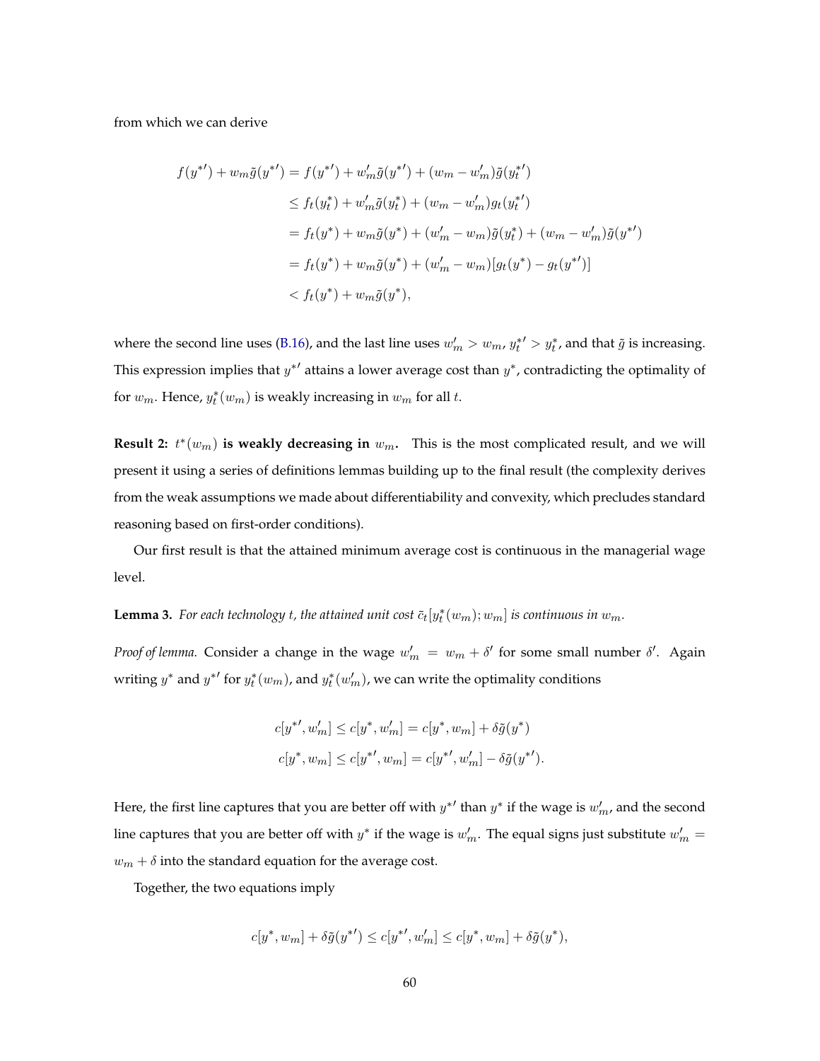from which we can derive

$$
\begin{aligned}
f(y^{*\prime}) + w_m \tilde{g}(y^{*\prime}) &= f(y^{*\prime}) + w'_m \tilde{g}(y^{*\prime}) + (w_m - w'_m)\tilde{g}(y_t^{*\prime}) \\
&\leq f_t(y_t^*) + w'_m \tilde{g}(y_t^*) + (w_m - w'_m) g_t(y_t^{*\prime}) \\
&= f_t(y^*) + w_m \tilde{g}(y^*) + (w'_m - w_m)\tilde{g}(y_t^*) + (w_m - w'_m)\tilde{g}(y^{*\prime}) \\
&= f_t(y^*) + w_m \tilde{g}(y^*) + (w'_m - w_m)[g_t(y^*) - g_t(y^{*\prime})] \\
&< f_t(y^*) + w_m \tilde{g}(y^*),
\end{aligned}
$$

where the second line uses (B.16), and the last line uses $w'_m > w_m$, $y_t^{*\prime} > y_t^*$, and that $\tilde{g}$ is increasing. This expression implies that $y^{*\prime}$ attains a lower average cost than $y^*$, contradicting the optimality of for $w_m$. Hence, $y_t^*(w_m)$ is weakly increasing in $w_m$ for all $t$.

**Result 2: $t^*(w_m)$ is weakly decreasing in $w_m$.** This is the most complicated result, and we will present it using a series of definitions lemmas building up to the final result (the complexity derives from the weak assumptions we made about differentiability and convexity, which precludes standard reasoning based on first-order conditions).

Our first result is that the attained minimum average cost is continuous in the managerial wage level.

**Lemma 3.** *For each technology $t$, the attained unit cost $\bar{c}_t[y_t^*(w_m); w_m]$ is continuous in $w_m$.*

*Proof of lemma.* Consider a change in the wage $w'_m = w_m + \delta'$ for some small number $\delta'$. Again writing $y^*$ and $y^{*\prime}$ for $y_t^*(w_m)$, and $y_t^*(w'_m)$, we can write the optimality conditions

$$
\begin{aligned}
c[y^{*\prime}, w'_m] &\leq c[y^*, w'_m] = c[y^*, w_m] + \delta \tilde{g}(y^*) \\
c[y^*, w_m] &\leq c[y^{*\prime}, w_m] = c[y^{*\prime}, w'_m] - \delta \tilde{g}(y^{*\prime}).
\end{aligned}
$$

Here, the first line captures that you are better off with $y^{*\prime}$ than $y^*$ if the wage is $w'_m$, and the second line captures that you are better off with $y^*$ if the wage is $w'_m$. The equal signs just substitute $w'_m = w_m + \delta$ into the standard equation for the average cost.

Together, the two equations imply

$$
c[y^*, w_m] + \delta \tilde{g}(y^{*\prime}) \leq c[y^{*\prime}, w'_m] \leq c[y^*, w_m] + \delta \tilde{g}(y^*),
$$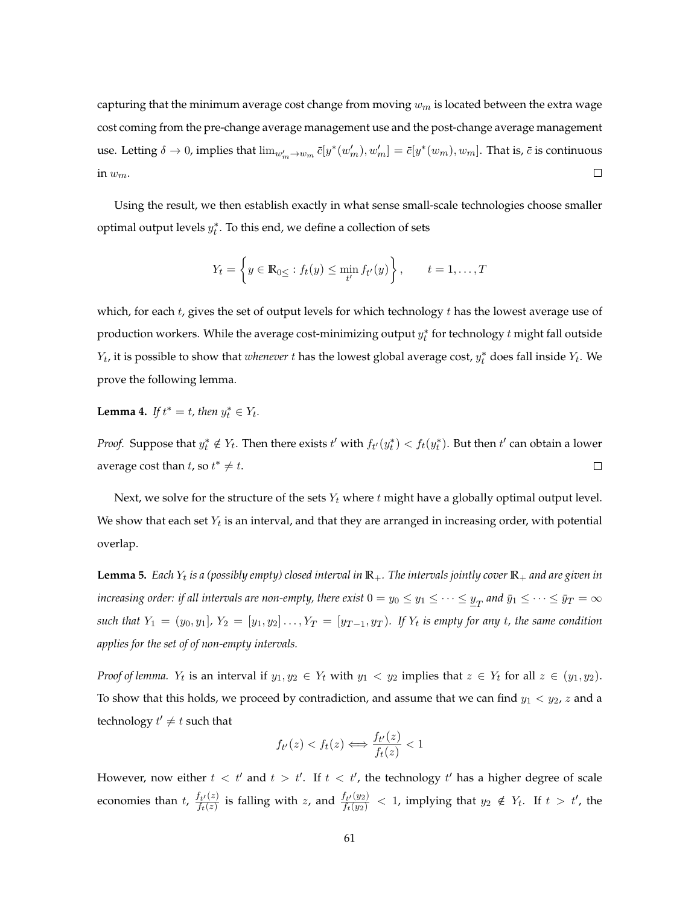capturing that the minimum average cost change from moving $w_m$ is located between the extra wage cost coming from the pre-change average management use and the post-change average management use. Letting $\delta \to 0$, implies that $\lim_{w_m' \to w_m} \bar{c}[y^*(w_m'), w_m'] = \bar{c}[y^*(w_m), w_m]$. That is, $\bar{c}$ is continuous in $w_m$. $\square$

Using the result, we then establish exactly in what sense small-scale technologies choose smaller optimal output levels $y_t^*$. To this end, we define a collection of sets

$$Y_t = \left\{ y \in \mathbb{R}_{0\leq} : f_t(y) \leq \min_{t'} f_{t'}(y) \right\}, \qquad t = 1, \ldots, T$$

which, for each $t$, gives the set of output levels for which technology $t$ has the lowest average use of production workers. While the average cost-minimizing output $y_t^*$ for technology $t$ might fall outside $Y_t$, it is possible to show that *whenever* $t$ has the lowest global average cost, $y_t^*$ does fall inside $Y_t$. We prove the following lemma.

**Lemma 4.** *If $t^* = t$, then $y_t^* \in Y_t$.*

*Proof.* Suppose that $y_t^* \notin Y_t$. Then there exists $t'$ with $f_{t'}(y_t^*) < f_t(y_t^*)$. But then $t'$ can obtain a lower average cost than $t$, so $t^* \neq t$. $\square$

Next, we solve for the structure of the sets $Y_t$ where $t$ might have a globally optimal output level. We show that each set $Y_t$ is an interval, and that they are arranged in increasing order, with potential overlap.

**Lemma 5.** *Each $Y_t$ is a (possibly empty) closed interval in $\mathbb{R}_+$. The intervals jointly cover $\mathbb{R}_+$ and are given in increasing order: if all intervals are non-empty, there exist $0 = y_0 \leq y_1 \leq \cdots \leq \underline{y}_T$ and $\bar{y}_1 \leq \cdots \leq \bar{y}_T = \infty$ such that $Y_1 = (y_0, y_1]$, $Y_2 = [y_1, y_2] \ldots, Y_T = [y_{T-1}, y_T)$. If $Y_t$ is empty for any $t$, the same condition applies for the set of of non-empty intervals.*

*Proof of lemma.* $Y_t$ is an interval if $y_1, y_2 \in Y_t$ with $y_1 < y_2$ implies that $z \in Y_t$ for all $z \in (y_1, y_2)$. To show that this holds, we proceed by contradiction, and assume that we can find $y_1 < y_2$, $z$ and a technology $t' \neq t$ such that

$$f_{t'}(z) < f_t(z) \Longleftrightarrow \frac{f_{t'}(z)}{f_t(z)} < 1$$

However, now either $t < t'$ and $t > t'$. If $t < t'$, the technology $t'$ has a higher degree of scale economies than $t$, $\frac{f_{t'}(z)}{f_t(z)}$ is falling with $z$, and $\frac{f_{t'}(y_2)}{f_t(y_2)} < 1$, implying that $y_2 \notin Y_t$. If $t > t'$, the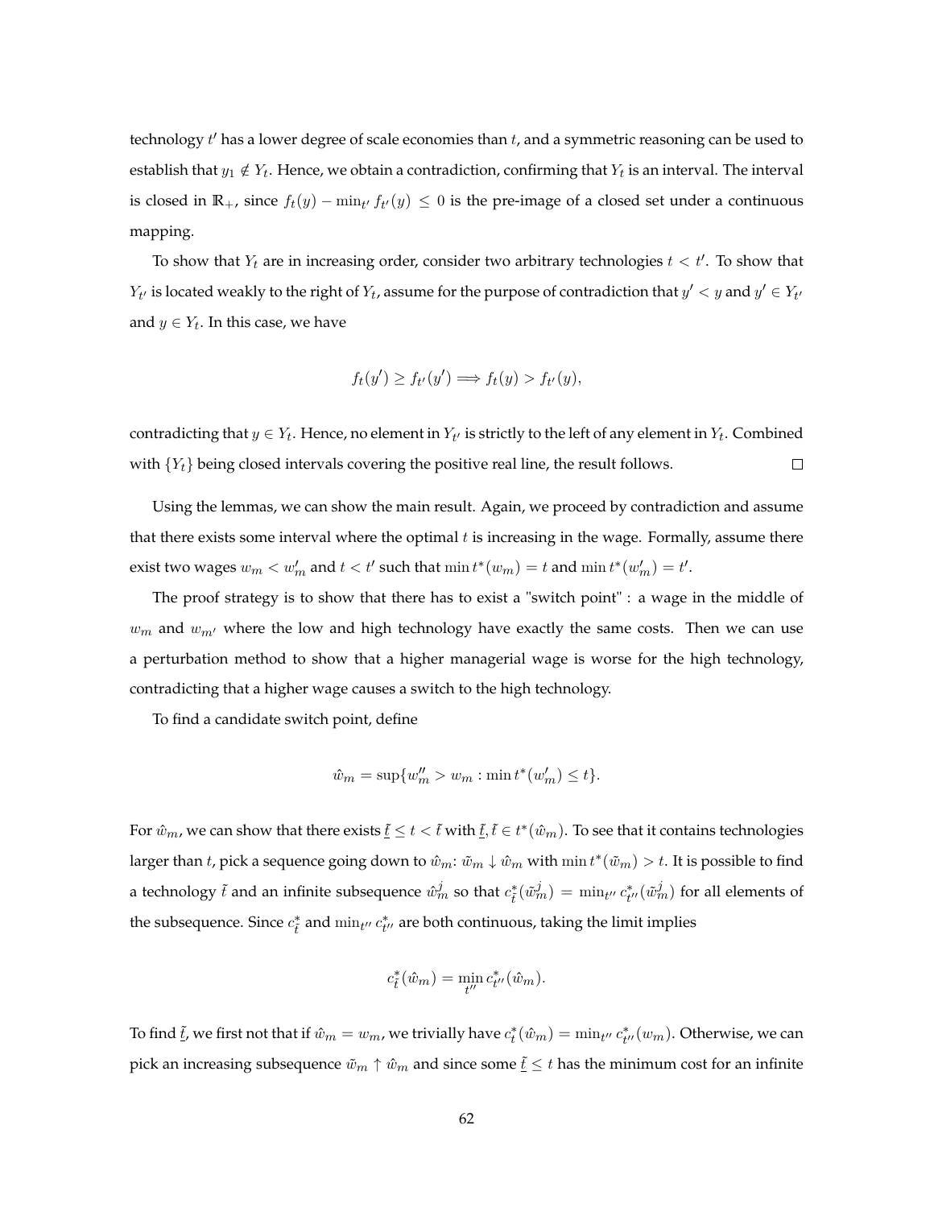technology $t'$ has a lower degree of scale economies than $t$, and a symmetric reasoning can be used to establish that $y_1 \notin Y_t$. Hence, we obtain a contradiction, confirming that $Y_t$ is an interval. The interval is closed in $\mathbb{R}_+$, since $f_t(y) - \min_{t'} f_{t'}(y) \leq 0$ is the pre-image of a closed set under a continuous mapping.

To show that $Y_t$ are in increasing order, consider two arbitrary technologies $t < t'$. To show that $Y_{t'}$ is located weakly to the right of $Y_t$, assume for the purpose of contradiction that $y' < y$ and $y' \in Y_{t'}$ and $y \in Y_t$. In this case, we have

$$f_t(y') \geq f_{t'}(y') \implies f_t(y) > f_{t'}(y),$$

contradicting that $y \in Y_t$. Hence, no element in $Y_{t'}$ is strictly to the left of any element in $Y_t$. Combined with $\{Y_t\}$ being closed intervals covering the positive real line, the result follows. $\square$

Using the lemmas, we can show the main result. Again, we proceed by contradiction and assume that there exists some interval where the optimal $t$ is increasing in the wage. Formally, assume there exist two wages $w_m < w'_m$ and $t < t'$ such that $\min t^*(w_m) = t$ and $\min t^*(w'_m) = t'$.

The proof strategy is to show that there has to exist a "switch point" : a wage in the middle of $w_m$ and $w_{m'}$ where the low and high technology have exactly the same costs. Then we can use a perturbation method to show that a higher managerial wage is worse for the high technology, contradicting that a higher wage causes a switch to the high technology.

To find a candidate switch point, define

$$\hat{w}_m = \sup\{w''_m > w_m : \min t^*(w'_m) \leq t\}.$$

For $\hat{w}_m$, we can show that there exists $\underline{\tilde{t}} \leq t < \tilde{t}$ with $\underline{\tilde{t}}, \tilde{t} \in t^*(\hat{w}_m)$. To see that it contains technologies larger than $t$, pick a sequence going down to $\hat{w}_m$: $\tilde{w}_m \downarrow \hat{w}_m$ with $\min t^*(\tilde{w}_m) > t$. It is possible to find a technology $\tilde{t}$ and an infinite subsequence $\hat{w}^j_m$ so that $c^*_{\tilde{t}}(\tilde{w}^j_m) = \min_{t''} c^*_{t''}(\tilde{w}^j_m)$ for all elements of the subsequence. Since $c^*_{\tilde{t}}$ and $\min_{t''} c^*_{t''}$ are both continuous, taking the limit implies

$$c^*_{\tilde{t}}(\hat{w}_m) = \min_{t''} c^*_{t''}(\hat{w}_m).$$

To find $\underline{\tilde{t}}$, we first not that if $\hat{w}_m = w_m$, we trivially have $c^*_t(\hat{w}_m) = \min_{t''} c^*_{t''}(w_m)$. Otherwise, we can pick an increasing subsequence $\tilde{w}_m \uparrow \hat{w}_m$ and since some $\underline{\tilde{t}} \leq t$ has the minimum cost for an infinite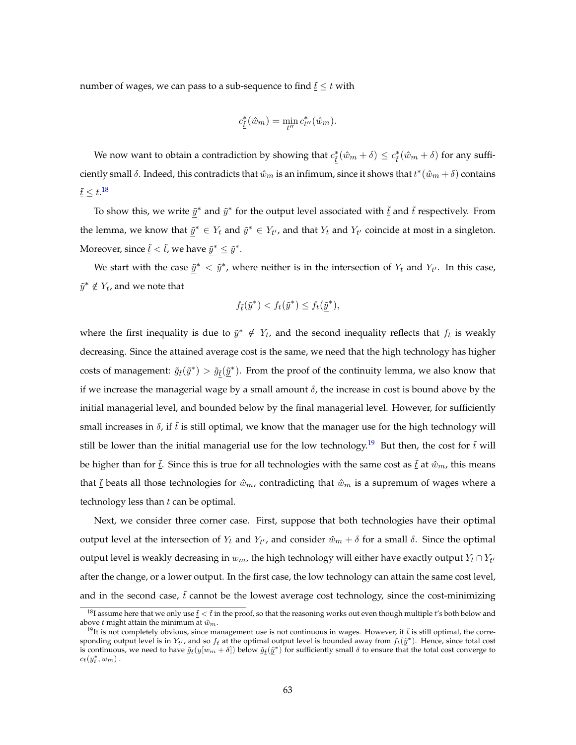number of wages, we can pass to a sub-sequence to find $\underline{t} \leq t$ with

$$c^*_{\underline{t}}(\hat{w}_m) = \min_{t''} c^*_{t''}(\hat{w}_m).$$

We now want to obtain a contradiction by showing that $c^*_{\underline{t}}(\hat{w}_m + \delta) \leq c^*_{\tilde{t}}(\hat{w}_m + \delta)$ for any sufficiently small $\delta$. Indeed, this contradicts that $\hat{w}_m$ is an infimum, since it shows that $t^*(\hat{w}_m + \delta)$ contains $\underline{t} \leq t$.[18]

To show this, we write $\underline{\tilde{y}}^*$ and $\tilde{y}^*$ for the output level associated with $\underline{t}$ and $\tilde{t}$ respectively. From the lemma, we know that $\underline{\tilde{y}}^* \in Y_t$ and $\tilde{y}^* \in Y_{t'}$, and that $Y_t$ and $Y_{t'}$ coincide at most in a singleton. Moreover, since $\underline{t} < \tilde{t}$, we have $\underline{\tilde{y}}^* \leq \tilde{y}^*$.

We start with the case $\underline{\tilde{y}}^* < \tilde{y}^*$, where neither is in the intersection of $Y_t$ and $Y_{t'}$. In this case, $\tilde{y}^* \notin Y_t$, and we note that

$$f_{\tilde{t}}(\tilde{y}^*) < f_t(\tilde{y}^*) \leq f_t(\underline{\tilde{y}}^*),$$

where the first inequality is due to $\tilde{y}^* \notin Y_t$, and the second inequality reflects that $f_t$ is weakly decreasing. Since the attained average cost is the same, we need that the high technology has higher costs of management: $\tilde{g}_{\tilde{t}}(\tilde{y}^*) > \tilde{g}_{\underline{t}}(\underline{\tilde{y}}^*)$. From the proof of the continuity lemma, we also know that if we increase the managerial wage by a small amount $\delta$, the increase in cost is bound above by the initial managerial level, and bounded below by the final managerial level. However, for sufficiently small increases in $\delta$, if $\tilde{t}$ is still optimal, we know that the manager use for the high technology will still be lower than the initial managerial use for the low technology.[19] But then, the cost for $\tilde{t}$ will be higher than for $\underline{t}$. Since this is true for all technologies with the same cost as $\underline{t}$ at $\hat{w}_m$, this means that $\underline{t}$ beats all those technologies for $\hat{w}_m$, contradicting that $\hat{w}_m$ is a supremum of wages where a technology less than $t$ can be optimal.

Next, we consider three corner case. First, suppose that both technologies have their optimal output level at the intersection of $Y_t$ and $Y_{t'}$, and consider $\hat{w}_m + \delta$ for a small $\delta$. Since the optimal output level is weakly decreasing in $w_m$, the high technology will either have exactly output $Y_t \cap Y_{t'}$ after the change, or a lower output. In the first case, the low technology can attain the same cost level, and in the second case, $\tilde{t}$ cannot be the lowest average cost technology, since the cost-minimizing

[18] I assume here that we only use $\underline{t} < \tilde{t}$ in the proof, so that the reasoning works out even though multiple $t$'s both below and above $t$ might attain the minimum at $\hat{w}_m$.

[19] It is not completely obvious, since management use is not continuous in wages. However, if $\tilde{t}$ is still optimal, the corresponding output level is in $Y_{t'}$, and so $f_{\tilde{t}}$ at the optimal output level is bounded away from $f_t(\underline{\tilde{y}}^*)$. Hence, since total cost is continuous, we need to have $\tilde{g}_{\tilde{t}}(y[w_m + \delta])$ below $\tilde{g}_{\underline{t}}(\underline{\tilde{y}}^*)$ for sufficiently small $\delta$ to ensure that the total cost converge to $c_t(y^*_t, w_m)$ .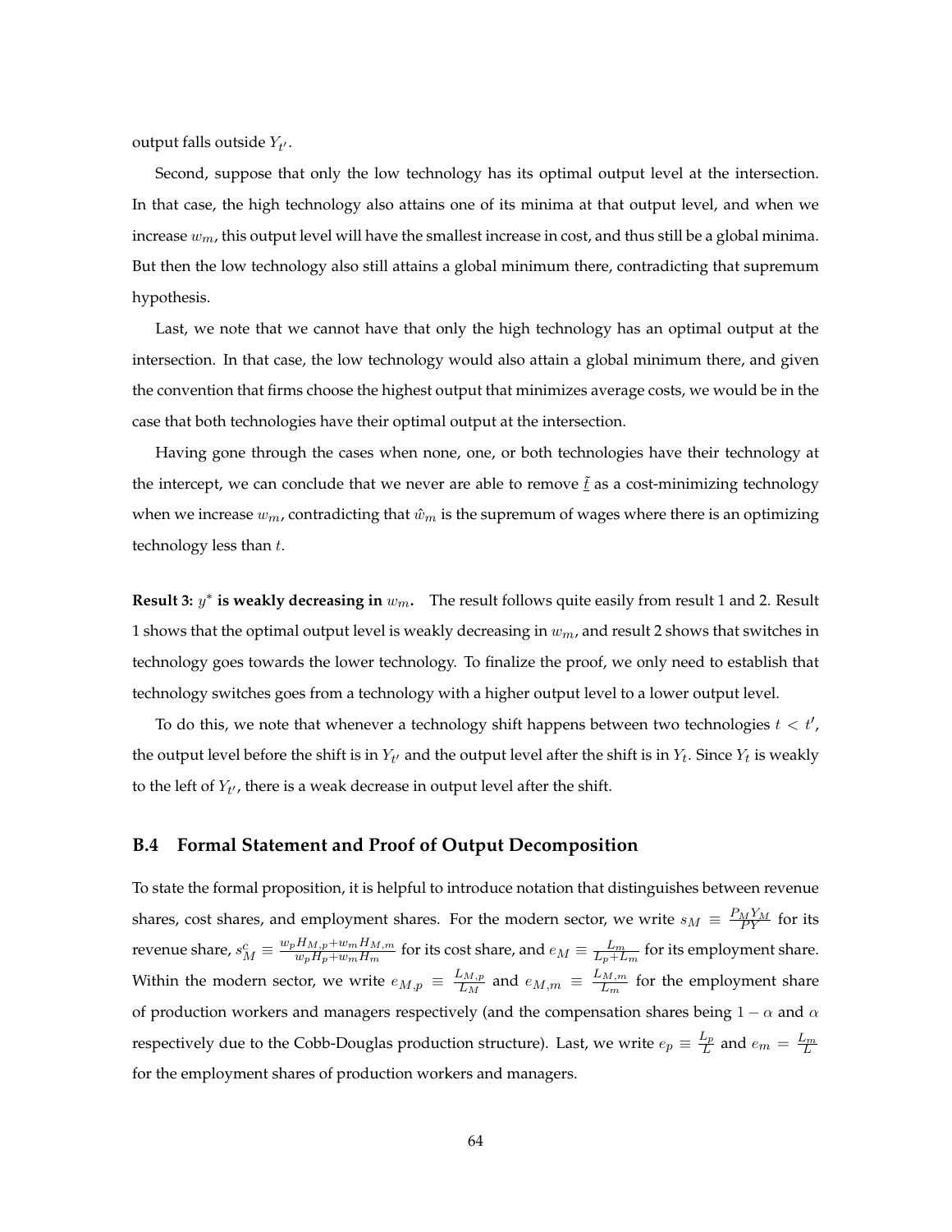output falls outside $Y_{t'}$.

Second, suppose that only the low technology has its optimal output level at the intersection. In that case, the high technology also attains one of its minima at that output level, and when we increase $w_m$, this output level will have the smallest increase in cost, and thus still be a global minima. But then the low technology also still attains a global minimum there, contradicting that supremum hypothesis.

Last, we note that we cannot have that only the high technology has an optimal output at the intersection. In that case, the low technology would also attain a global minimum there, and given the convention that firms choose the highest output that minimizes average costs, we would be in the case that both technologies have their optimal output at the intersection.

Having gone through the cases when none, one, or both technologies have their technology at the intercept, we can conclude that we never are able to remove $\underline{\tilde{t}}$ as a cost-minimizing technology when we increase $w_m$, contradicting that $\hat{w}_m$ is the supremum of wages where there is an optimizing technology less than $t$.

**Result 3: $y^*$ is weakly decreasing in $w_m$.** The result follows quite easily from result 1 and 2. Result 1 shows that the optimal output level is weakly decreasing in $w_m$, and result 2 shows that switches in technology goes towards the lower technology. To finalize the proof, we only need to establish that technology switches goes from a technology with a higher output level to a lower output level.

To do this, we note that whenever a technology shift happens between two technologies $t < t'$, the output level before the shift is in $Y_{t'}$ and the output level after the shift is in $Y_t$. Since $Y_t$ is weakly to the left of $Y_{t'}$, there is a weak decrease in output level after the shift.

### B.4 Formal Statement and Proof of Output Decomposition

To state the formal proposition, it is helpful to introduce notation that distinguishes between revenue shares, cost shares, and employment shares. For the modern sector, we write $s_M \equiv \frac{P_M Y_M}{PY}$ for its revenue share, $s_M^c \equiv \frac{w_p H_{M,p} + w_m H_{M,m}}{w_p H_p + w_m H_m}$ for its cost share, and $e_M \equiv \frac{L_m}{L_p + L_m}$ for its employment share. Within the modern sector, we write $e_{M,p} \equiv \frac{L_{M,p}}{L_M}$ and $e_{M,m} \equiv \frac{L_{M,m}}{L_m}$ for the employment share of production workers and managers respectively (and the compensation shares being $1 - \alpha$ and $\alpha$ respectively due to the Cobb-Douglas production structure). Last, we write $e_p \equiv \frac{L_p}{L}$ and $e_m = \frac{L_m}{L}$ for the employment shares of production workers and managers.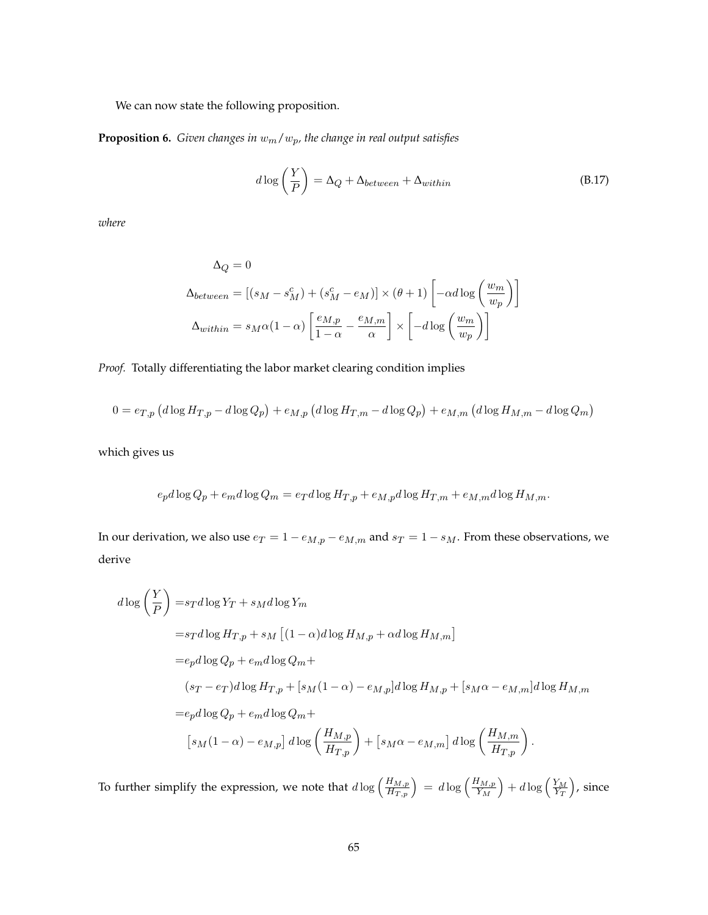We can now state the following proposition.

**Proposition 6.** *Given changes in $w_m/w_p$, the change in real output satisfies*

$$
d\log\left(\frac{Y}{P}\right) = \Delta_Q + \Delta_{between} + \Delta_{within} \tag{B.17}
$$

*where*

$$
\begin{aligned}
\Delta_Q &= 0 \\
\Delta_{between} &= \left[(s_M - s_M^c) + (s_M^c - e_M)\right] \times (\theta + 1)\left[-\alpha d\log\left(\frac{w_m}{w_p}\right)\right] \\
\Delta_{within} &= s_M \alpha(1-\alpha)\left[\frac{e_{M,p}}{1-\alpha} - \frac{e_{M,m}}{\alpha}\right] \times \left[-d\log\left(\frac{w_m}{w_p}\right)\right]
\end{aligned}
$$

*Proof.* Totally differentiating the labor market clearing condition implies

$$
0 = e_{T,p}\left(d\log H_{T,p} - d\log Q_p\right) + e_{M,p}\left(d\log H_{T,m} - d\log Q_p\right) + e_{M,m}\left(d\log H_{M,m} - d\log Q_m\right)
$$

which gives us

$$
e_p d\log Q_p + e_m d\log Q_m = e_T d\log H_{T,p} + e_{M,p} d\log H_{T,m} + e_{M,m} d\log H_{M,m}.
$$

In our derivation, we also use $e_T = 1 - e_{M,p} - e_{M,m}$ and $s_T = 1 - s_M$. From these observations, we derive

$$
\begin{aligned}
d\log\left(\frac{Y}{P}\right) =& s_T d\log Y_T + s_M d\log Y_m \\
=& s_T d\log H_{T,p} + s_M\left[(1-\alpha)d\log H_{M,p} + \alpha d\log H_{M,m}\right] \\
=& e_p d\log Q_p + e_m d\log Q_m + \\
& (s_T - e_T) d\log H_{T,p} + [s_M(1-\alpha) - e_{M,p}] d\log H_{M,p} + [s_M\alpha - e_{M,m}] d\log H_{M,m} \\
=& e_p d\log Q_p + e_m d\log Q_m + \\
& \left[s_M(1-\alpha) - e_{M,p}\right] d\log\left(\frac{H_{M,p}}{H_{T,p}}\right) + \left[s_M\alpha - e_{M,m}\right] d\log\left(\frac{H_{M,m}}{H_{T,p}}\right).
\end{aligned}
$$

To further simplify the expression, we note that $d\log\left(\frac{H_{M,p}}{H_{T,p}}\right) = d\log\left(\frac{H_{M,p}}{Y_M}\right) + d\log\left(\frac{Y_M}{Y_T}\right)$, since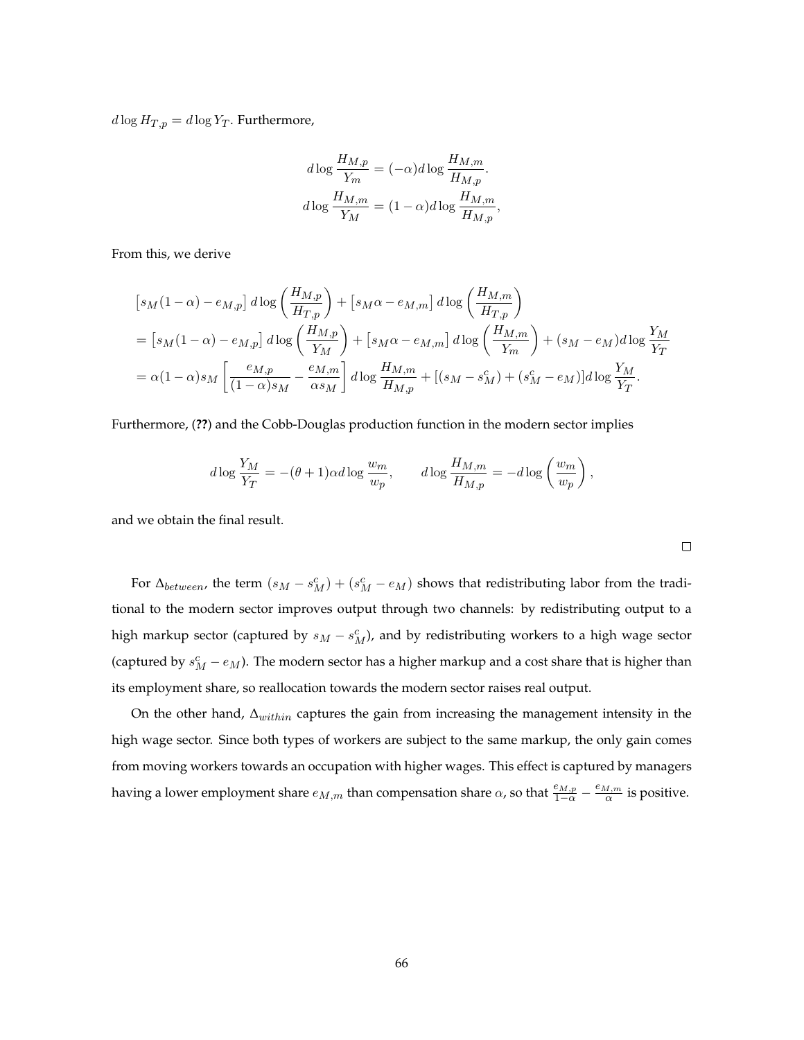$d \log H_{T,p} = d \log Y_T$. Furthermore,

$$
d \log \frac{H_{M,p}}{Y_m} = (-\alpha) d \log \frac{H_{M,m}}{H_{M,p}}.
$$
$$
d \log \frac{H_{M,m}}{Y_M} = (1-\alpha) d \log \frac{H_{M,m}}{H_{M,p}},
$$

From this, we derive

$$
\begin{aligned}
& \left[s_M(1-\alpha) - e_{M,p}\right] d \log \left(\frac{H_{M,p}}{H_{T,p}}\right) + \left[s_M \alpha - e_{M,m}\right] d \log \left(\frac{H_{M,m}}{H_{T,p}}\right) \\
&= \left[s_M(1-\alpha) - e_{M,p}\right] d \log \left(\frac{H_{M,p}}{Y_M}\right) + \left[s_M \alpha - e_{M,m}\right] d \log \left(\frac{H_{M,m}}{Y_m}\right) + (s_M - e_M) d \log \frac{Y_M}{Y_T} \\
&= \alpha(1-\alpha) s_M \left[\frac{e_{M,p}}{(1-\alpha)s_M} - \frac{e_{M,m}}{\alpha s_M}\right] d \log \frac{H_{M,m}}{H_{M,p}} + \left[(s_M - s_M^c) + (s_M^c - e_M)\right] d \log \frac{Y_M}{Y_T}.
\end{aligned}
$$

Furthermore, (??) and the Cobb-Douglas production function in the modern sector implies

$$
d \log \frac{Y_M}{Y_T} = -(\theta+1)\alpha d \log \frac{w_m}{w_p}, \qquad d \log \frac{H_{M,m}}{H_{M,p}} = -d \log \left(\frac{w_m}{w_p}\right),
$$

and we obtain the final result.

□

For $\Delta_{between}$, the term $(s_M - s_M^c) + (s_M^c - e_M)$ shows that redistributing labor from the traditional to the modern sector improves output through two channels: by redistributing output to a high markup sector (captured by $s_M - s_M^c$), and by redistributing workers to a high wage sector (captured by $s_M^c - e_M$). The modern sector has a higher markup and a cost share that is higher than its employment share, so reallocation towards the modern sector raises real output.

On the other hand, $\Delta_{within}$ captures the gain from increasing the management intensity in the high wage sector. Since both types of workers are subject to the same markup, the only gain comes from moving workers towards an occupation with higher wages. This effect is captured by managers having a lower employment share $e_{M,m}$ than compensation share $\alpha$, so that $\frac{e_{M,p}}{1-\alpha} - \frac{e_{M,m}}{\alpha}$ is positive.